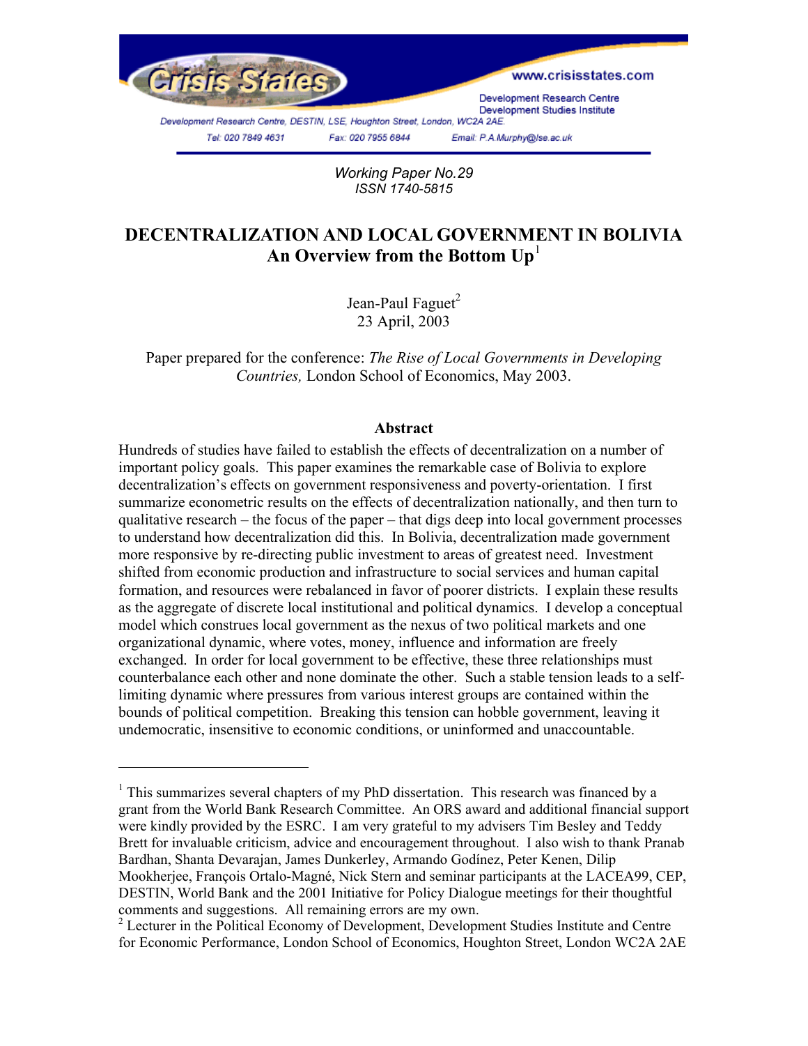Crisis States

www.crisisstates.com

Development Research Centre
Development Studies Institute

Development Research Centre, DESTIN, LSE, Houghton Street, London, WC2A 2AE.

Tel: 020 7849 4631 Fax: 020 7955 6844 Email: P.A.Murphy@lse.ac.uk

*Working Paper No.29*
*ISSN 1740-5815*

# DECENTRALIZATION AND LOCAL GOVERNMENT IN BOLIVIA
## An Overview from the Bottom Up[1]

Jean-Paul Faguet[2]
23 April, 2003

Paper prepared for the conference: *The Rise of Local Governments in Developing Countries,* London School of Economics, May 2003.

### Abstract

Hundreds of studies have failed to establish the effects of decentralization on a number of important policy goals. This paper examines the remarkable case of Bolivia to explore decentralization's effects on government responsiveness and poverty-orientation. I first summarize econometric results on the effects of decentralization nationally, and then turn to qualitative research – the focus of the paper – that digs deep into local government processes to understand how decentralization did this. In Bolivia, decentralization made government more responsive by re-directing public investment to areas of greatest need. Investment shifted from economic production and infrastructure to social services and human capital formation, and resources were rebalanced in favor of poorer districts. I explain these results as the aggregate of discrete local institutional and political dynamics. I develop a conceptual model which construes local government as the nexus of two political markets and one organizational dynamic, where votes, money, influence and information are freely exchanged. In order for local government to be effective, these three relationships must counterbalance each other and none dominate the other. Such a stable tension leads to a self-limiting dynamic where pressures from various interest groups are contained within the bounds of political competition. Breaking this tension can hobble government, leaving it undemocratic, insensitive to economic conditions, or uninformed and unaccountable.

---

[1] This summarizes several chapters of my PhD dissertation. This research was financed by a grant from the World Bank Research Committee. An ORS award and additional financial support were kindly provided by the ESRC. I am very grateful to my advisers Tim Besley and Teddy Brett for invaluable criticism, advice and encouragement throughout. I also wish to thank Pranab Bardhan, Shanta Devarajan, James Dunkerley, Armando Godínez, Peter Kenen, Dilip Mookherjee, François Ortalo-Magné, Nick Stern and seminar participants at the LACEA99, CEP, DESTIN, World Bank and the 2001 Initiative for Policy Dialogue meetings for their thoughtful comments and suggestions. All remaining errors are my own.

[2] Lecturer in the Political Economy of Development, Development Studies Institute and Centre for Economic Performance, London School of Economics, Houghton Street, London WC2A 2AE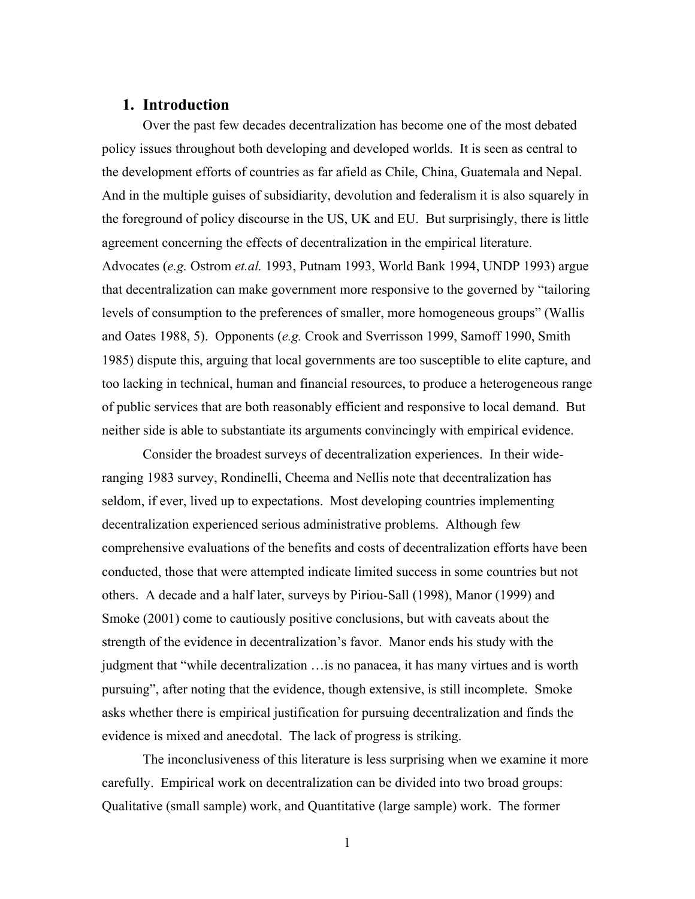## 1. Introduction

Over the past few decades decentralization has become one of the most debated policy issues throughout both developing and developed worlds. It is seen as central to the development efforts of countries as far afield as Chile, China, Guatemala and Nepal. And in the multiple guises of subsidiarity, devolution and federalism it is also squarely in the foreground of policy discourse in the US, UK and EU. But surprisingly, there is little agreement concerning the effects of decentralization in the empirical literature. Advocates (*e.g.* Ostrom *et.al.* 1993, Putnam 1993, World Bank 1994, UNDP 1993) argue that decentralization can make government more responsive to the governed by "tailoring levels of consumption to the preferences of smaller, more homogeneous groups" (Wallis and Oates 1988, 5). Opponents (*e.g.* Crook and Sverrisson 1999, Samoff 1990, Smith 1985) dispute this, arguing that local governments are too susceptible to elite capture, and too lacking in technical, human and financial resources, to produce a heterogeneous range of public services that are both reasonably efficient and responsive to local demand. But neither side is able to substantiate its arguments convincingly with empirical evidence.

Consider the broadest surveys of decentralization experiences. In their wide-ranging 1983 survey, Rondinelli, Cheema and Nellis note that decentralization has seldom, if ever, lived up to expectations. Most developing countries implementing decentralization experienced serious administrative problems. Although few comprehensive evaluations of the benefits and costs of decentralization efforts have been conducted, those that were attempted indicate limited success in some countries but not others. A decade and a half later, surveys by Piriou-Sall (1998), Manor (1999) and Smoke (2001) come to cautiously positive conclusions, but with caveats about the strength of the evidence in decentralization's favor. Manor ends his study with the judgment that "while decentralization …is no panacea, it has many virtues and is worth pursuing", after noting that the evidence, though extensive, is still incomplete. Smoke asks whether there is empirical justification for pursuing decentralization and finds the evidence is mixed and anecdotal. The lack of progress is striking.

The inconclusiveness of this literature is less surprising when we examine it more carefully. Empirical work on decentralization can be divided into two broad groups: Qualitative (small sample) work, and Quantitative (large sample) work. The former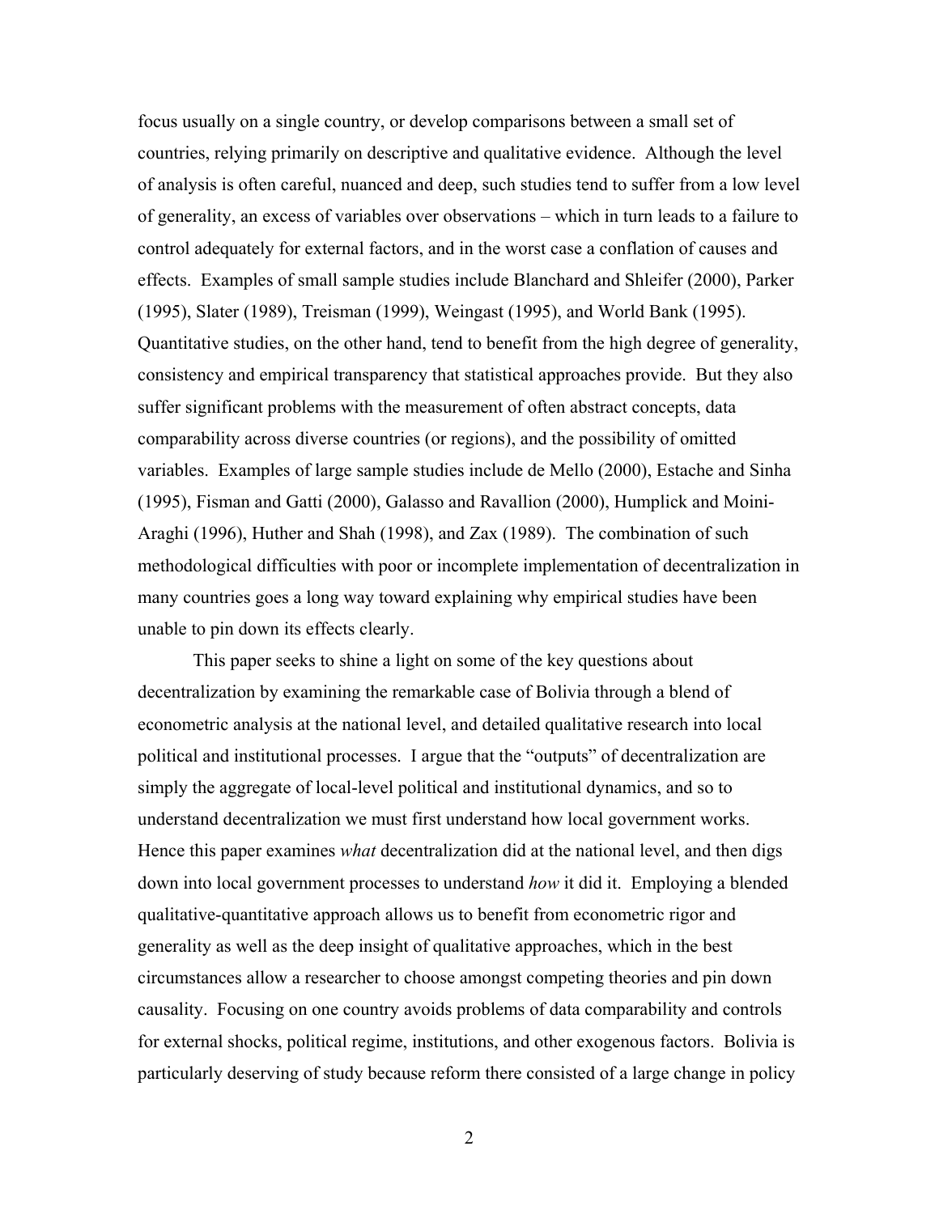focus usually on a single country, or develop comparisons between a small set of countries, relying primarily on descriptive and qualitative evidence. Although the level of analysis is often careful, nuanced and deep, such studies tend to suffer from a low level of generality, an excess of variables over observations – which in turn leads to a failure to control adequately for external factors, and in the worst case a conflation of causes and effects. Examples of small sample studies include Blanchard and Shleifer (2000), Parker (1995), Slater (1989), Treisman (1999), Weingast (1995), and World Bank (1995). Quantitative studies, on the other hand, tend to benefit from the high degree of generality, consistency and empirical transparency that statistical approaches provide. But they also suffer significant problems with the measurement of often abstract concepts, data comparability across diverse countries (or regions), and the possibility of omitted variables. Examples of large sample studies include de Mello (2000), Estache and Sinha (1995), Fisman and Gatti (2000), Galasso and Ravallion (2000), Humplick and Moini-Araghi (1996), Huther and Shah (1998), and Zax (1989). The combination of such methodological difficulties with poor or incomplete implementation of decentralization in many countries goes a long way toward explaining why empirical studies have been unable to pin down its effects clearly.

This paper seeks to shine a light on some of the key questions about decentralization by examining the remarkable case of Bolivia through a blend of econometric analysis at the national level, and detailed qualitative research into local political and institutional processes. I argue that the "outputs" of decentralization are simply the aggregate of local-level political and institutional dynamics, and so to understand decentralization we must first understand how local government works. Hence this paper examines *what* decentralization did at the national level, and then digs down into local government processes to understand *how* it did it. Employing a blended qualitative-quantitative approach allows us to benefit from econometric rigor and generality as well as the deep insight of qualitative approaches, which in the best circumstances allow a researcher to choose amongst competing theories and pin down causality. Focusing on one country avoids problems of data comparability and controls for external shocks, political regime, institutions, and other exogenous factors. Bolivia is particularly deserving of study because reform there consisted of a large change in policy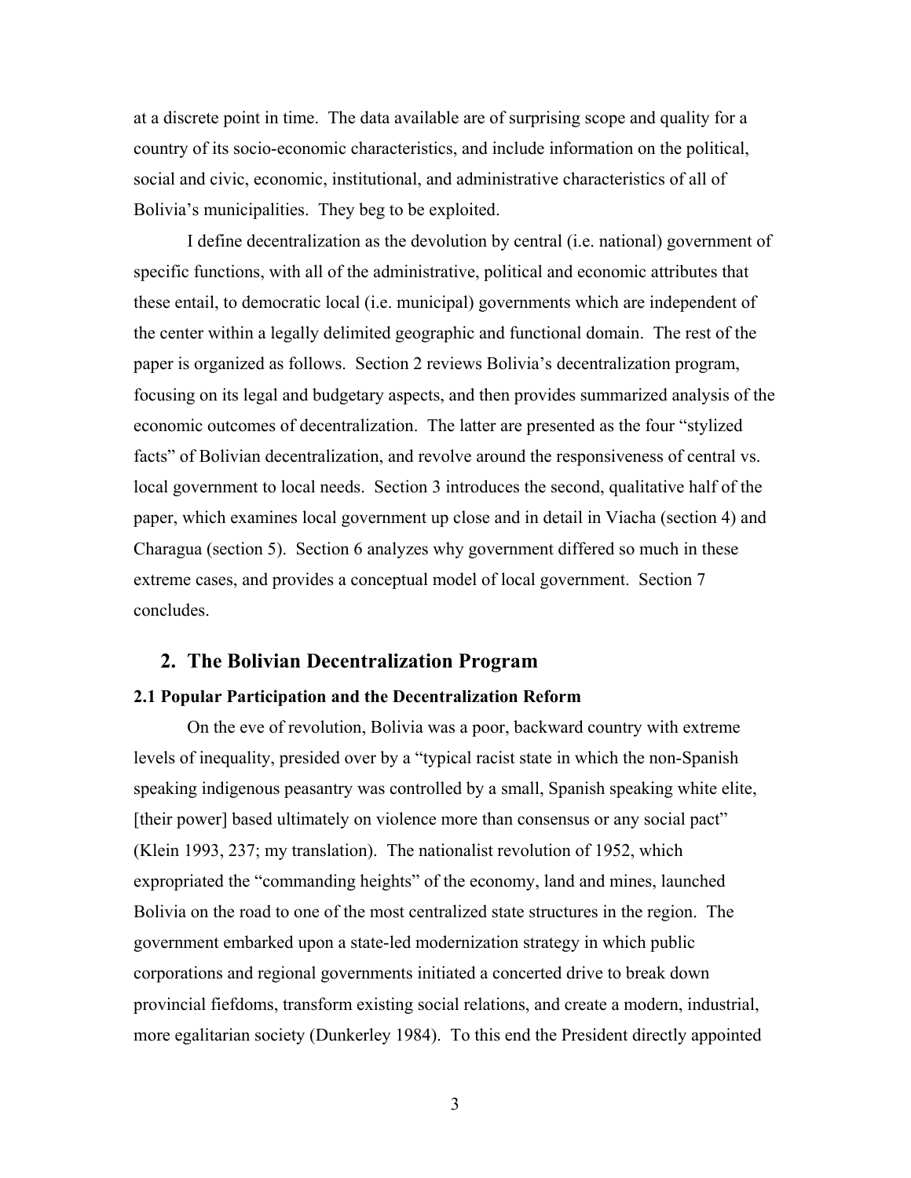at a discrete point in time. The data available are of surprising scope and quality for a country of its socio-economic characteristics, and include information on the political, social and civic, economic, institutional, and administrative characteristics of all of Bolivia's municipalities. They beg to be exploited.

I define decentralization as the devolution by central (i.e. national) government of specific functions, with all of the administrative, political and economic attributes that these entail, to democratic local (i.e. municipal) governments which are independent of the center within a legally delimited geographic and functional domain. The rest of the paper is organized as follows. Section 2 reviews Bolivia's decentralization program, focusing on its legal and budgetary aspects, and then provides summarized analysis of the economic outcomes of decentralization. The latter are presented as the four "stylized facts" of Bolivian decentralization, and revolve around the responsiveness of central vs. local government to local needs. Section 3 introduces the second, qualitative half of the paper, which examines local government up close and in detail in Viacha (section 4) and Charagua (section 5). Section 6 analyzes why government differed so much in these extreme cases, and provides a conceptual model of local government. Section 7 concludes.

## 2. The Bolivian Decentralization Program

### 2.1 Popular Participation and the Decentralization Reform

On the eve of revolution, Bolivia was a poor, backward country with extreme levels of inequality, presided over by a "typical racist state in which the non-Spanish speaking indigenous peasantry was controlled by a small, Spanish speaking white elite, [their power] based ultimately on violence more than consensus or any social pact" (Klein 1993, 237; my translation). The nationalist revolution of 1952, which expropriated the "commanding heights" of the economy, land and mines, launched Bolivia on the road to one of the most centralized state structures in the region. The government embarked upon a state-led modernization strategy in which public corporations and regional governments initiated a concerted drive to break down provincial fiefdoms, transform existing social relations, and create a modern, industrial, more egalitarian society (Dunkerley 1984). To this end the President directly appointed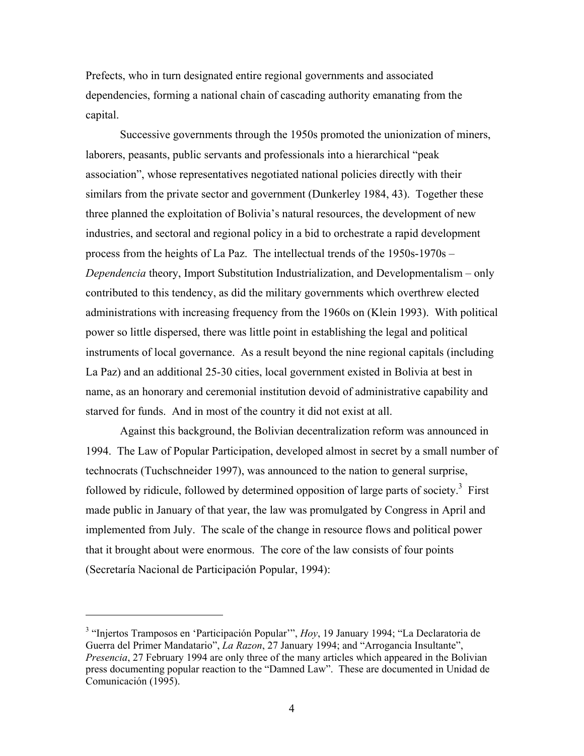Prefects, who in turn designated entire regional governments and associated dependencies, forming a national chain of cascading authority emanating from the capital.

Successive governments through the 1950s promoted the unionization of miners, laborers, peasants, public servants and professionals into a hierarchical "peak association", whose representatives negotiated national policies directly with their similars from the private sector and government (Dunkerley 1984, 43). Together these three planned the exploitation of Bolivia's natural resources, the development of new industries, and sectoral and regional policy in a bid to orchestrate a rapid development process from the heights of La Paz. The intellectual trends of the 1950s-1970s – *Dependencia* theory, Import Substitution Industrialization, and Developmentalism – only contributed to this tendency, as did the military governments which overthrew elected administrations with increasing frequency from the 1960s on (Klein 1993). With political power so little dispersed, there was little point in establishing the legal and political instruments of local governance. As a result beyond the nine regional capitals (including La Paz) and an additional 25-30 cities, local government existed in Bolivia at best in name, as an honorary and ceremonial institution devoid of administrative capability and starved for funds. And in most of the country it did not exist at all.

Against this background, the Bolivian decentralization reform was announced in 1994. The Law of Popular Participation, developed almost in secret by a small number of technocrats (Tuchschneider 1997), was announced to the nation to general surprise, followed by ridicule, followed by determined opposition of large parts of society.[3] First made public in January of that year, the law was promulgated by Congress in April and implemented from July. The scale of the change in resource flows and political power that it brought about were enormous. The core of the law consists of four points (Secretaría Nacional de Participación Popular, 1994):

---

[3] "Injertos Tramposos en 'Participación Popular'", *Hoy*, 19 January 1994; "La Declaratoria de Guerra del Primer Mandatario", *La Razon*, 27 January 1994; and "Arrogancia Insultante", *Presencia*, 27 February 1994 are only three of the many articles which appeared in the Bolivian press documenting popular reaction to the "Damned Law". These are documented in Unidad de Comunicación (1995).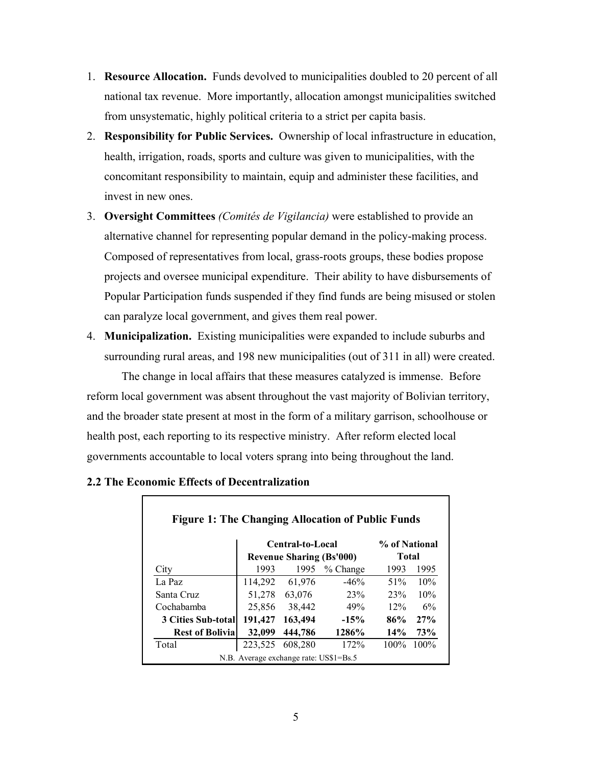1. **Resource Allocation.** Funds devolved to municipalities doubled to 20 percent of all national tax revenue. More importantly, allocation amongst municipalities switched from unsystematic, highly political criteria to a strict per capita basis.
2. **Responsibility for Public Services.** Ownership of local infrastructure in education, health, irrigation, roads, sports and culture was given to municipalities, with the concomitant responsibility to maintain, equip and administer these facilities, and invest in new ones.
3. **Oversight Committees** *(Comités de Vigilancia)* were established to provide an alternative channel for representing popular demand in the policy-making process. Composed of representatives from local, grass-roots groups, these bodies propose projects and oversee municipal expenditure. Their ability to have disbursements of Popular Participation funds suspended if they find funds are being misused or stolen can paralyze local government, and gives them real power.
4. **Municipalization.** Existing municipalities were expanded to include suburbs and surrounding rural areas, and 198 new municipalities (out of 311 in all) were created.

The change in local affairs that these measures catalyzed is immense. Before reform local government was absent throughout the vast majority of Bolivian territory, and the broader state present at most in the form of a military garrison, schoolhouse or health post, each reporting to its respective ministry. After reform elected local governments accountable to local voters sprang into being throughout the land.

## 2.2 The Economic Effects of Decentralization

**Figure 1: The Changing Allocation of Public Funds**

| | Central-to-Local Revenue Sharing (Bs'000) | | | % of National Total | |
|---|---|---|---|---|---|
| City | 1993 | 1995 | % Change | 1993 | 1995 |
| La Paz | 114,292 | 61,976 | -46% | 51% | 10% |
| Santa Cruz | 51,278 | 63,076 | 23% | 23% | 10% |
| Cochabamba | 25,856 | 38,442 | 49% | 12% | 6% |
| **3 Cities Sub-total** | **191,427** | **163,494** | **-15%** | **86%** | **27%** |
| **Rest of Bolivia** | **32,099** | **444,786** | **1286%** | **14%** | **73%** |
| Total | 223,525 | 608,280 | 172% | 100% | 100% |

N.B. Average exchange rate: US$1=Bs.5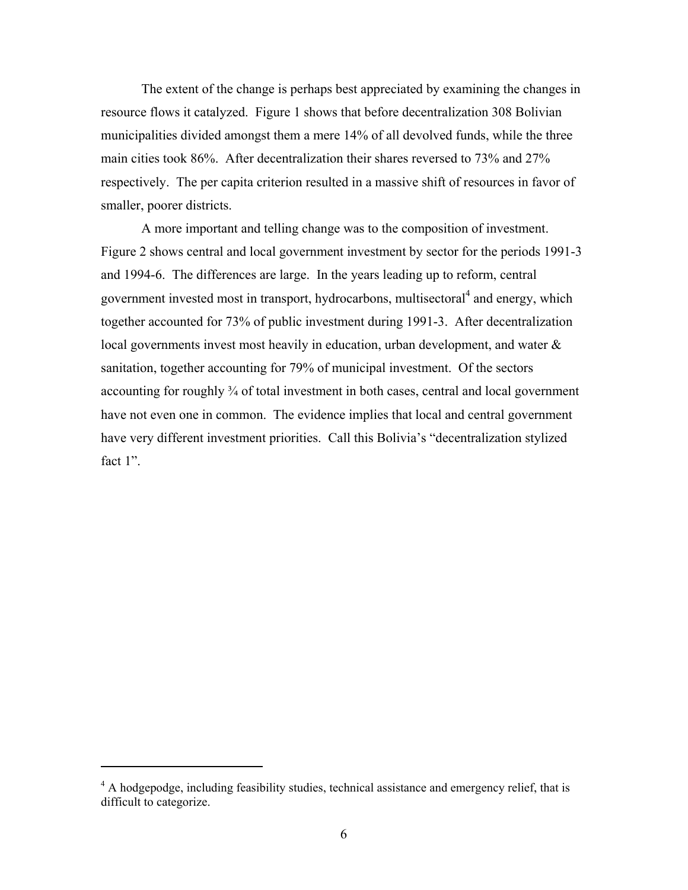The extent of the change is perhaps best appreciated by examining the changes in resource flows it catalyzed. Figure 1 shows that before decentralization 308 Bolivian municipalities divided amongst them a mere 14% of all devolved funds, while the three main cities took 86%. After decentralization their shares reversed to 73% and 27% respectively. The per capita criterion resulted in a massive shift of resources in favor of smaller, poorer districts.

A more important and telling change was to the composition of investment. Figure 2 shows central and local government investment by sector for the periods 1991-3 and 1994-6. The differences are large. In the years leading up to reform, central government invested most in transport, hydrocarbons, multisectoral[4] and energy, which together accounted for 73% of public investment during 1991-3. After decentralization local governments invest most heavily in education, urban development, and water & sanitation, together accounting for 79% of municipal investment. Of the sectors accounting for roughly ¾ of total investment in both cases, central and local government have not even one in common. The evidence implies that local and central government have very different investment priorities. Call this Bolivia's "decentralization stylized fact 1".

---

[4] A hodgepodge, including feasibility studies, technical assistance and emergency relief, that is difficult to categorize.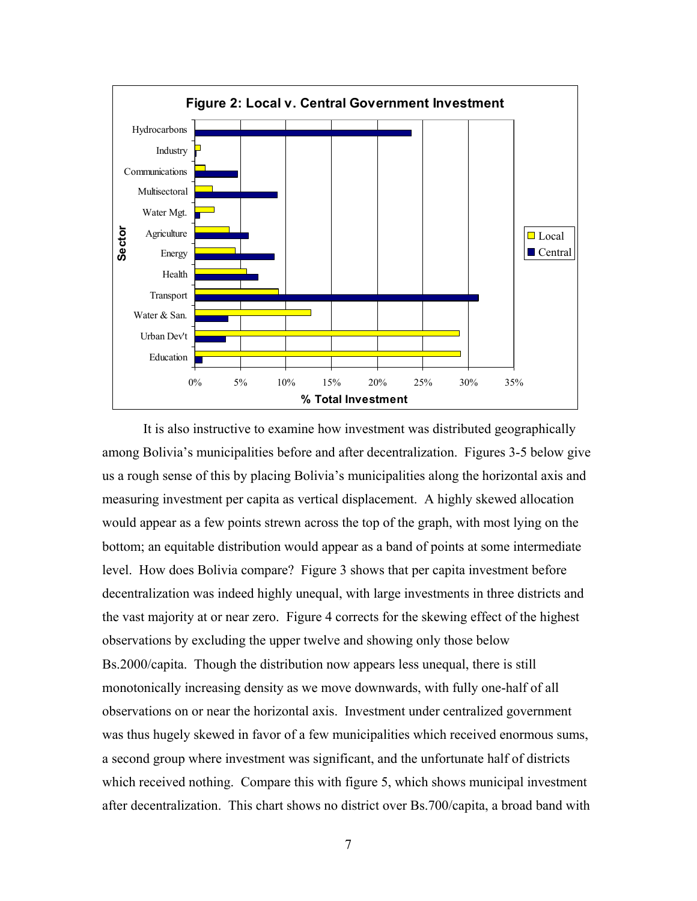**Figure 2: Local v. Central Government Investment**

It is also instructive to examine how investment was distributed geographically among Bolivia's municipalities before and after decentralization. Figures 3-5 below give us a rough sense of this by placing Bolivia's municipalities along the horizontal axis and measuring investment per capita as vertical displacement. A highly skewed allocation would appear as a few points strewn across the top of the graph, with most lying on the bottom; an equitable distribution would appear as a band of points at some intermediate level. How does Bolivia compare? Figure 3 shows that per capita investment before decentralization was indeed highly unequal, with large investments in three districts and the vast majority at or near zero. Figure 4 corrects for the skewing effect of the highest observations by excluding the upper twelve and showing only those below Bs.2000/capita. Though the distribution now appears less unequal, there is still monotonically increasing density as we move downwards, with fully one-half of all observations on or near the horizontal axis. Investment under centralized government was thus hugely skewed in favor of a few municipalities which received enormous sums, a second group where investment was significant, and the unfortunate half of districts which received nothing. Compare this with figure 5, which shows municipal investment after decentralization. This chart shows no district over Bs.700/capita, a broad band with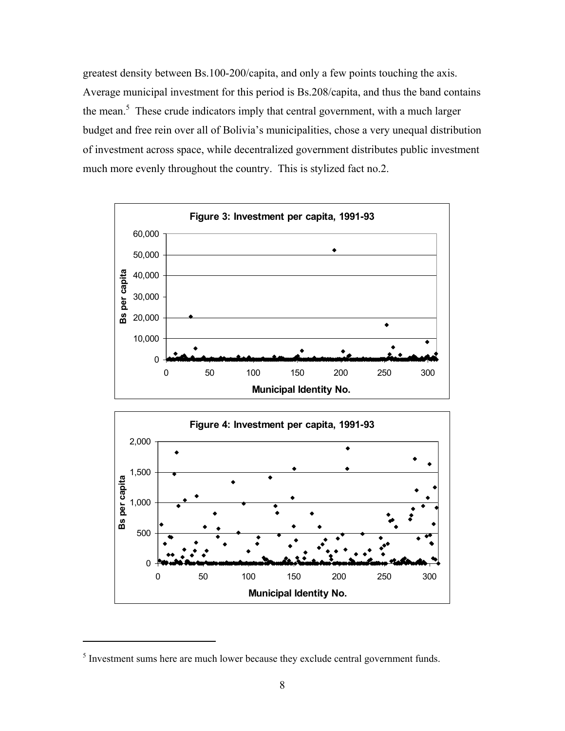greatest density between Bs.100-200/capita, and only a few points touching the axis. Average municipal investment for this period is Bs.208/capita, and thus the band contains the mean.[5] These crude indicators imply that central government, with a much larger budget and free rein over all of Bolivia's municipalities, chose a very unequal distribution of investment across space, while decentralized government distributes public investment much more evenly throughout the country. This is stylized fact no.2.

**Figure 3: Investment per capita, 1991-93**

**Figure 4: Investment per capita, 1991-93**

[5] Investment sums here are much lower because they exclude central government funds.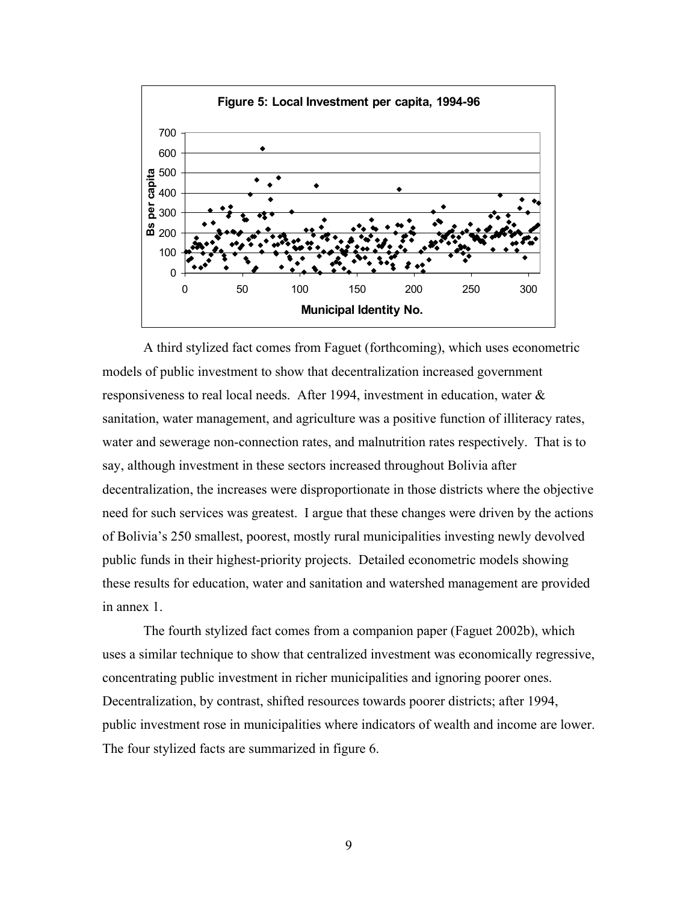**Figure 5: Local Investment per capita, 1994-96**

A third stylized fact comes from Faguet (forthcoming), which uses econometric models of public investment to show that decentralization increased government responsiveness to real local needs. After 1994, investment in education, water & sanitation, water management, and agriculture was a positive function of illiteracy rates, water and sewerage non-connection rates, and malnutrition rates respectively. That is to say, although investment in these sectors increased throughout Bolivia after decentralization, the increases were disproportionate in those districts where the objective need for such services was greatest. I argue that these changes were driven by the actions of Bolivia's 250 smallest, poorest, mostly rural municipalities investing newly devolved public funds in their highest-priority projects. Detailed econometric models showing these results for education, water and sanitation and watershed management are provided in annex 1.

The fourth stylized fact comes from a companion paper (Faguet 2002b), which uses a similar technique to show that centralized investment was economically regressive, concentrating public investment in richer municipalities and ignoring poorer ones. Decentralization, by contrast, shifted resources towards poorer districts; after 1994, public investment rose in municipalities where indicators of wealth and income are lower. The four stylized facts are summarized in figure 6.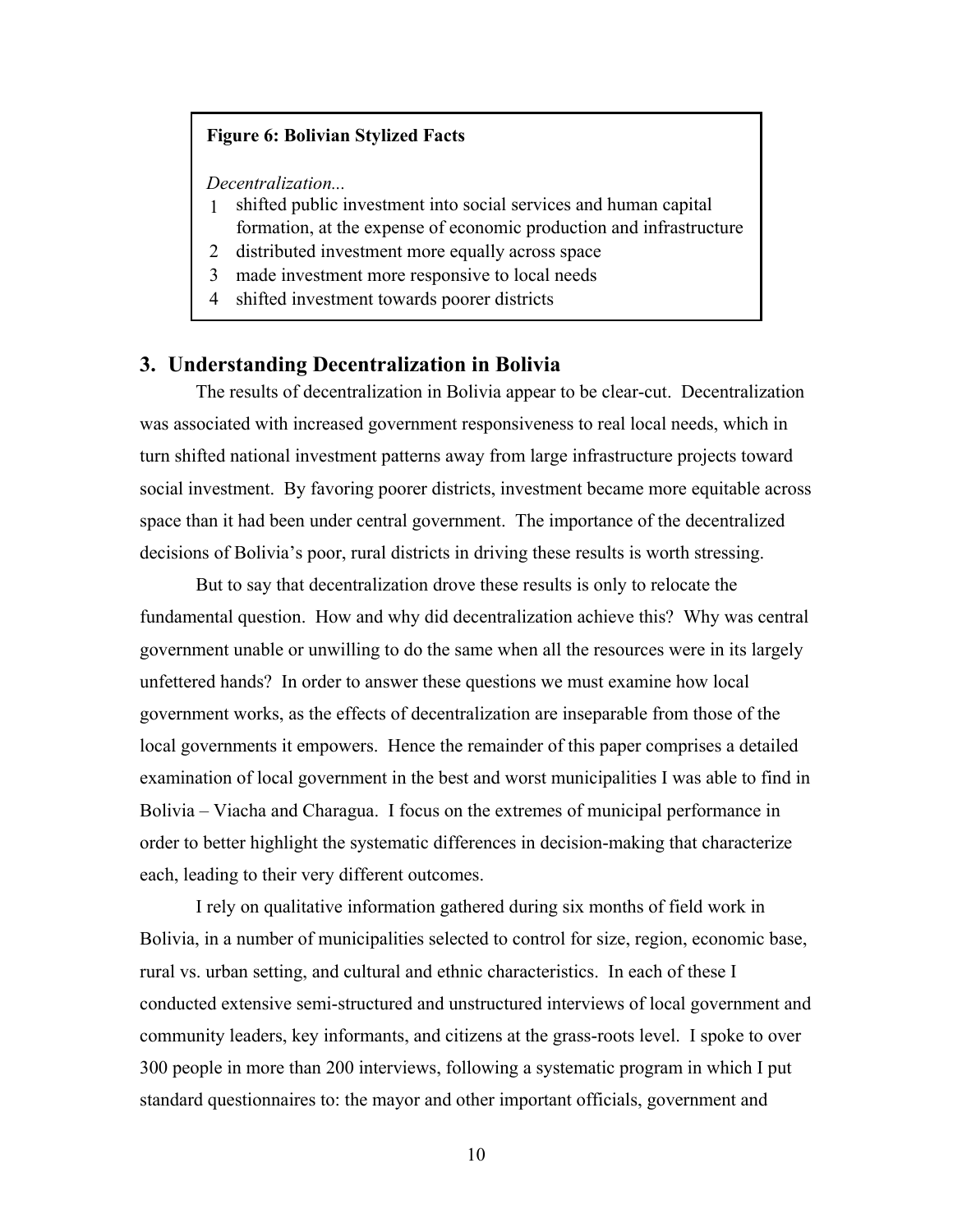**Figure 6: Bolivian Stylized Facts**

*Decentralization...*

1. shifted public investment into social services and human capital formation, at the expense of economic production and infrastructure
2. distributed investment more equally across space
3. made investment more responsive to local needs
4. shifted investment towards poorer districts

## 3. Understanding Decentralization in Bolivia

The results of decentralization in Bolivia appear to be clear-cut. Decentralization was associated with increased government responsiveness to real local needs, which in turn shifted national investment patterns away from large infrastructure projects toward social investment. By favoring poorer districts, investment became more equitable across space than it had been under central government. The importance of the decentralized decisions of Bolivia's poor, rural districts in driving these results is worth stressing.

But to say that decentralization drove these results is only to relocate the fundamental question. How and why did decentralization achieve this? Why was central government unable or unwilling to do the same when all the resources were in its largely unfettered hands? In order to answer these questions we must examine how local government works, as the effects of decentralization are inseparable from those of the local governments it empowers. Hence the remainder of this paper comprises a detailed examination of local government in the best and worst municipalities I was able to find in Bolivia – Viacha and Charagua. I focus on the extremes of municipal performance in order to better highlight the systematic differences in decision-making that characterize each, leading to their very different outcomes.

I rely on qualitative information gathered during six months of field work in Bolivia, in a number of municipalities selected to control for size, region, economic base, rural vs. urban setting, and cultural and ethnic characteristics. In each of these I conducted extensive semi-structured and unstructured interviews of local government and community leaders, key informants, and citizens at the grass-roots level. I spoke to over 300 people in more than 200 interviews, following a systematic program in which I put standard questionnaires to: the mayor and other important officials, government and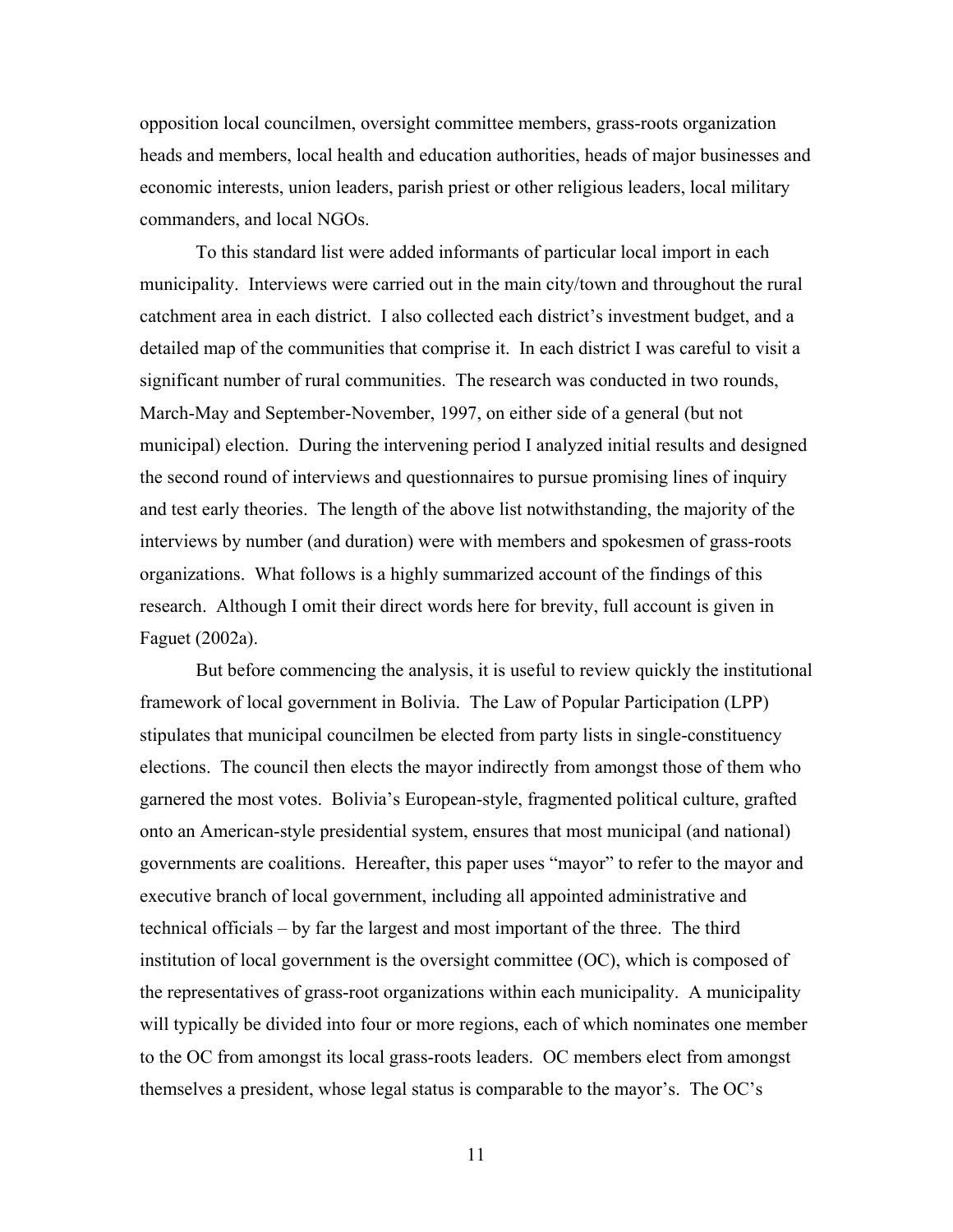opposition local councilmen, oversight committee members, grass-roots organization heads and members, local health and education authorities, heads of major businesses and economic interests, union leaders, parish priest or other religious leaders, local military commanders, and local NGOs.

To this standard list were added informants of particular local import in each municipality. Interviews were carried out in the main city/town and throughout the rural catchment area in each district. I also collected each district's investment budget, and a detailed map of the communities that comprise it. In each district I was careful to visit a significant number of rural communities. The research was conducted in two rounds, March-May and September-November, 1997, on either side of a general (but not municipal) election. During the intervening period I analyzed initial results and designed the second round of interviews and questionnaires to pursue promising lines of inquiry and test early theories. The length of the above list notwithstanding, the majority of the interviews by number (and duration) were with members and spokesmen of grass-roots organizations. What follows is a highly summarized account of the findings of this research. Although I omit their direct words here for brevity, full account is given in Faguet (2002a).

But before commencing the analysis, it is useful to review quickly the institutional framework of local government in Bolivia. The Law of Popular Participation (LPP) stipulates that municipal councilmen be elected from party lists in single-constituency elections. The council then elects the mayor indirectly from amongst those of them who garnered the most votes. Bolivia's European-style, fragmented political culture, grafted onto an American-style presidential system, ensures that most municipal (and national) governments are coalitions. Hereafter, this paper uses "mayor" to refer to the mayor and executive branch of local government, including all appointed administrative and technical officials – by far the largest and most important of the three. The third institution of local government is the oversight committee (OC), which is composed of the representatives of grass-root organizations within each municipality. A municipality will typically be divided into four or more regions, each of which nominates one member to the OC from amongst its local grass-roots leaders. OC members elect from amongst themselves a president, whose legal status is comparable to the mayor's. The OC's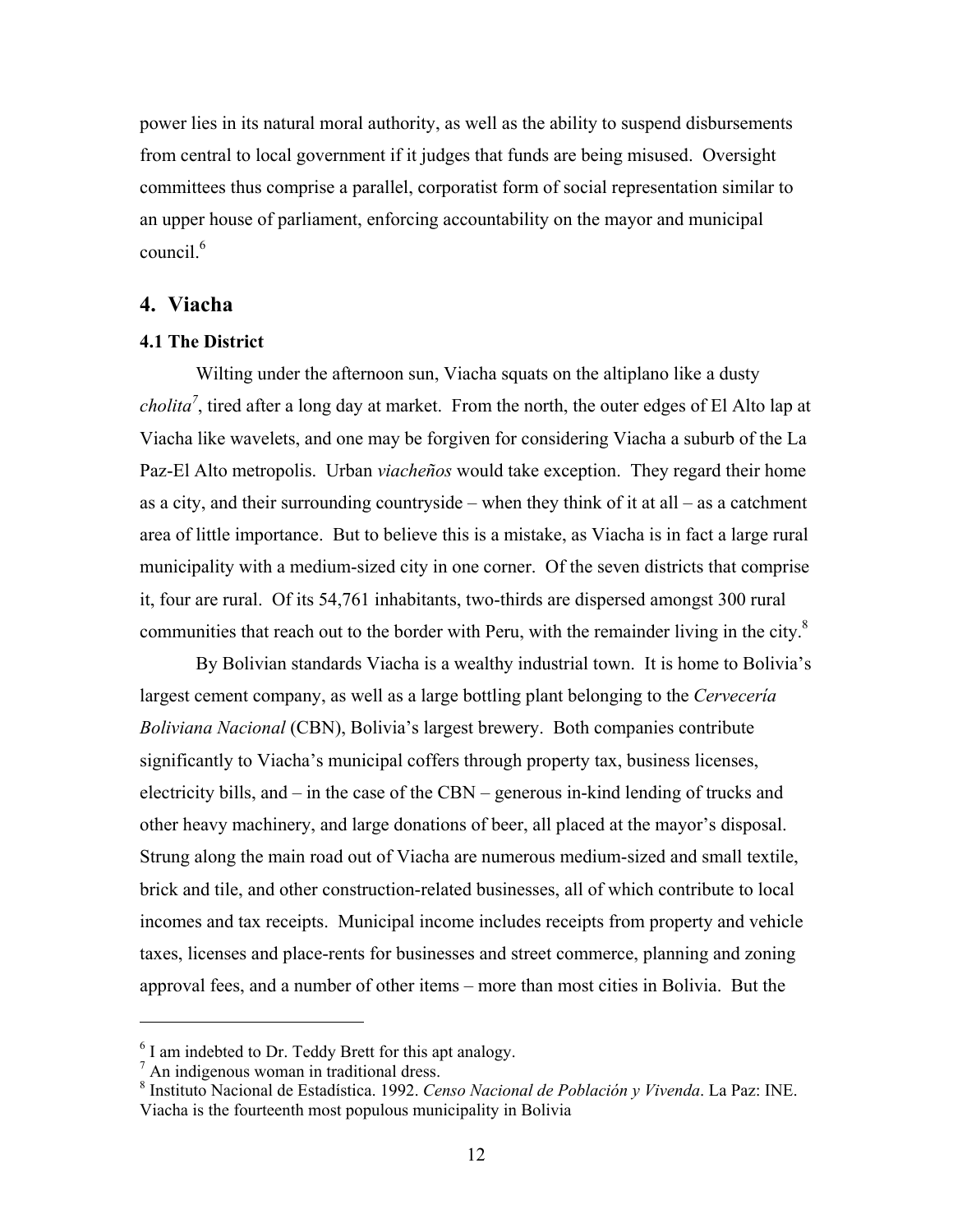power lies in its natural moral authority, as well as the ability to suspend disbursements from central to local government if it judges that funds are being misused. Oversight committees thus comprise a parallel, corporatist form of social representation similar to an upper house of parliament, enforcing accountability on the mayor and municipal council.[6]

## 4. Viacha

### 4.1 The District

Wilting under the afternoon sun, Viacha squats on the altiplano like a dusty *cholita*[7], tired after a long day at market. From the north, the outer edges of El Alto lap at Viacha like wavelets, and one may be forgiven for considering Viacha a suburb of the La Paz-El Alto metropolis. Urban *viacheños* would take exception. They regard their home as a city, and their surrounding countryside – when they think of it at all – as a catchment area of little importance. But to believe this is a mistake, as Viacha is in fact a large rural municipality with a medium-sized city in one corner. Of the seven districts that comprise it, four are rural. Of its 54,761 inhabitants, two-thirds are dispersed amongst 300 rural communities that reach out to the border with Peru, with the remainder living in the city.[8]

By Bolivian standards Viacha is a wealthy industrial town. It is home to Bolivia's largest cement company, as well as a large bottling plant belonging to the *Cervecería Boliviana Nacional* (CBN), Bolivia's largest brewery. Both companies contribute significantly to Viacha's municipal coffers through property tax, business licenses, electricity bills, and – in the case of the CBN – generous in-kind lending of trucks and other heavy machinery, and large donations of beer, all placed at the mayor's disposal. Strung along the main road out of Viacha are numerous medium-sized and small textile, brick and tile, and other construction-related businesses, all of which contribute to local incomes and tax receipts. Municipal income includes receipts from property and vehicle taxes, licenses and place-rents for businesses and street commerce, planning and zoning approval fees, and a number of other items – more than most cities in Bolivia. But the

---

[6] I am indebted to Dr. Teddy Brett for this apt analogy.

[7] An indigenous woman in traditional dress.

[8] Instituto Nacional de Estadística. 1992. *Censo Nacional de Población y Vivenda*. La Paz: INE. Viacha is the fourteenth most populous municipality in Bolivia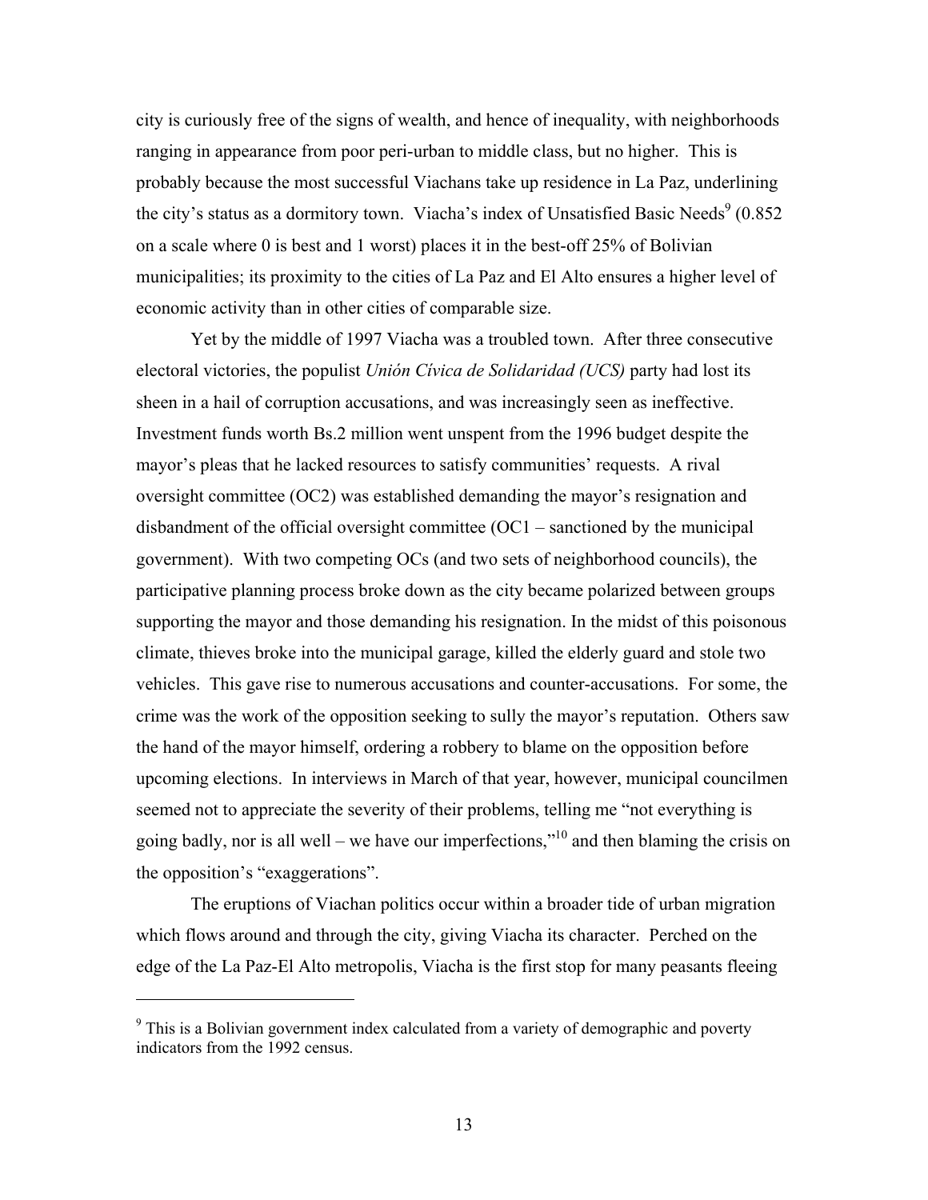city is curiously free of the signs of wealth, and hence of inequality, with neighborhoods ranging in appearance from poor peri-urban to middle class, but no higher. This is probably because the most successful Viachans take up residence in La Paz, underlining the city's status as a dormitory town. Viacha's index of Unsatisfied Basic Needs[9] (0.852 on a scale where 0 is best and 1 worst) places it in the best-off 25% of Bolivian municipalities; its proximity to the cities of La Paz and El Alto ensures a higher level of economic activity than in other cities of comparable size.

Yet by the middle of 1997 Viacha was a troubled town. After three consecutive electoral victories, the populist *Unión Cívica de Solidaridad (UCS)* party had lost its sheen in a hail of corruption accusations, and was increasingly seen as ineffective. Investment funds worth Bs.2 million went unspent from the 1996 budget despite the mayor's pleas that he lacked resources to satisfy communities' requests. A rival oversight committee (OC2) was established demanding the mayor's resignation and disbandment of the official oversight committee (OC1 – sanctioned by the municipal government). With two competing OCs (and two sets of neighborhood councils), the participative planning process broke down as the city became polarized between groups supporting the mayor and those demanding his resignation. In the midst of this poisonous climate, thieves broke into the municipal garage, killed the elderly guard and stole two vehicles. This gave rise to numerous accusations and counter-accusations. For some, the crime was the work of the opposition seeking to sully the mayor's reputation. Others saw the hand of the mayor himself, ordering a robbery to blame on the opposition before upcoming elections. In interviews in March of that year, however, municipal councilmen seemed not to appreciate the severity of their problems, telling me "not everything is going badly, nor is all well – we have our imperfections,"[10] and then blaming the crisis on the opposition's "exaggerations".

The eruptions of Viachan politics occur within a broader tide of urban migration which flows around and through the city, giving Viacha its character. Perched on the edge of the La Paz-El Alto metropolis, Viacha is the first stop for many peasants fleeing

[9] This is a Bolivian government index calculated from a variety of demographic and poverty indicators from the 1992 census.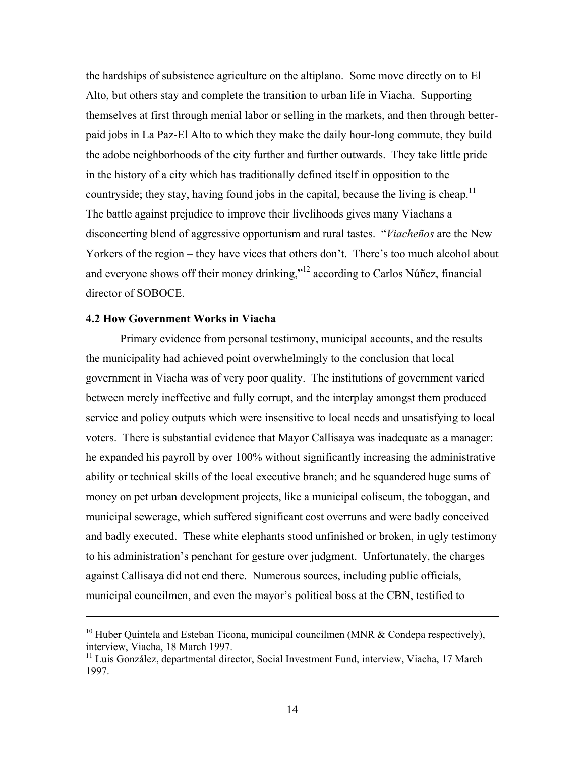the hardships of subsistence agriculture on the altiplano. Some move directly on to El Alto, but others stay and complete the transition to urban life in Viacha. Supporting themselves at first through menial labor or selling in the markets, and then through better-paid jobs in La Paz-El Alto to which they make the daily hour-long commute, they build the adobe neighborhoods of the city further and further outwards. They take little pride in the history of a city which has traditionally defined itself in opposition to the countryside; they stay, having found jobs in the capital, because the living is cheap.[11] The battle against prejudice to improve their livelihoods gives many Viachans a disconcerting blend of aggressive opportunism and rural tastes. "*Viacheños* are the New Yorkers of the region – they have vices that others don't. There's too much alcohol about and everyone shows off their money drinking,"[12] according to Carlos Núñez, financial director of SOBOCE.

### 4.2 How Government Works in Viacha

Primary evidence from personal testimony, municipal accounts, and the results the municipality had achieved point overwhelmingly to the conclusion that local government in Viacha was of very poor quality. The institutions of government varied between merely ineffective and fully corrupt, and the interplay amongst them produced service and policy outputs which were insensitive to local needs and unsatisfying to local voters. There is substantial evidence that Mayor Callisaya was inadequate as a manager: he expanded his payroll by over 100% without significantly increasing the administrative ability or technical skills of the local executive branch; and he squandered huge sums of money on pet urban development projects, like a municipal coliseum, the toboggan, and municipal sewerage, which suffered significant cost overruns and were badly conceived and badly executed. These white elephants stood unfinished or broken, in ugly testimony to his administration's penchant for gesture over judgment. Unfortunately, the charges against Callisaya did not end there. Numerous sources, including public officials, municipal councilmen, and even the mayor's political boss at the CBN, testified to

---

[10] Huber Quintela and Esteban Ticona, municipal councilmen (MNR & Condepa respectively), interview, Viacha, 18 March 1997.

[11] Luis González, departmental director, Social Investment Fund, interview, Viacha, 17 March 1997.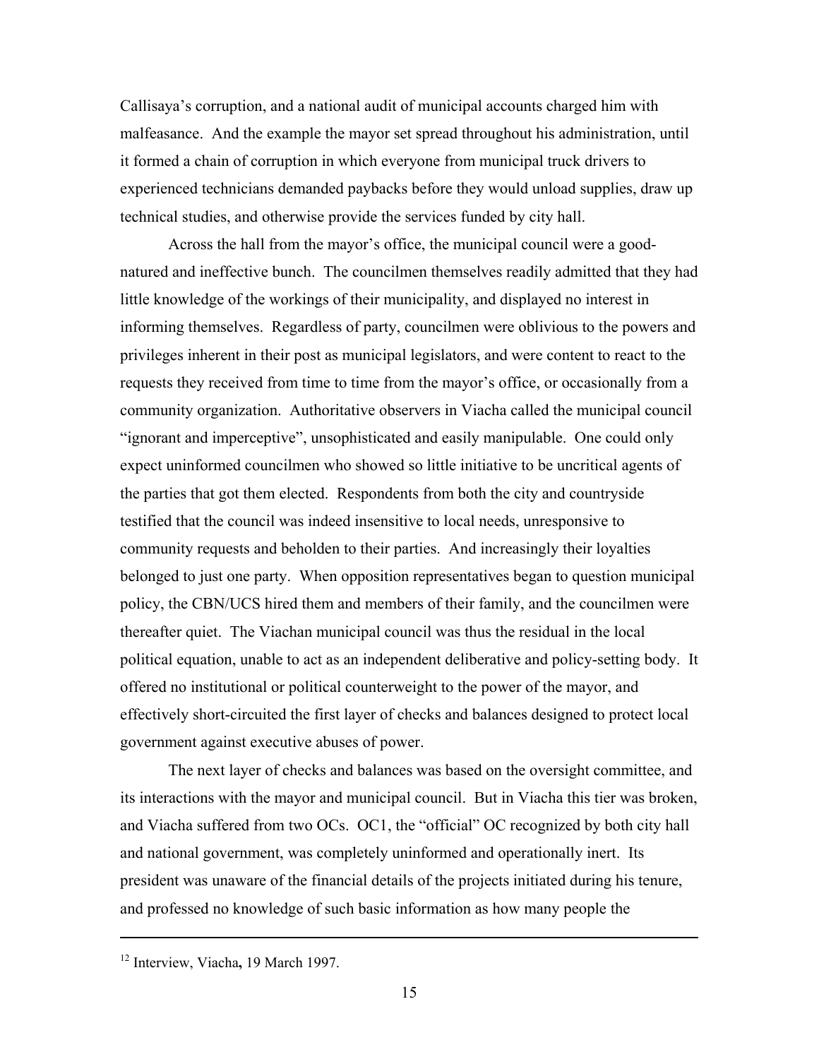Callisaya's corruption, and a national audit of municipal accounts charged him with malfeasance. And the example the mayor set spread throughout his administration, until it formed a chain of corruption in which everyone from municipal truck drivers to experienced technicians demanded paybacks before they would unload supplies, draw up technical studies, and otherwise provide the services funded by city hall.

Across the hall from the mayor's office, the municipal council were a good-natured and ineffective bunch. The councilmen themselves readily admitted that they had little knowledge of the workings of their municipality, and displayed no interest in informing themselves. Regardless of party, councilmen were oblivious to the powers and privileges inherent in their post as municipal legislators, and were content to react to the requests they received from time to time from the mayor's office, or occasionally from a community organization. Authoritative observers in Viacha called the municipal council "ignorant and imperceptive", unsophisticated and easily manipulable. One could only expect uninformed councilmen who showed so little initiative to be uncritical agents of the parties that got them elected. Respondents from both the city and countryside testified that the council was indeed insensitive to local needs, unresponsive to community requests and beholden to their parties. And increasingly their loyalties belonged to just one party. When opposition representatives began to question municipal policy, the CBN/UCS hired them and members of their family, and the councilmen were thereafter quiet. The Viachan municipal council was thus the residual in the local political equation, unable to act as an independent deliberative and policy-setting body. It offered no institutional or political counterweight to the power of the mayor, and effectively short-circuited the first layer of checks and balances designed to protect local government against executive abuses of power.

The next layer of checks and balances was based on the oversight committee, and its interactions with the mayor and municipal council. But in Viacha this tier was broken, and Viacha suffered from two OCs. OC1, the "official" OC recognized by both city hall and national government, was completely uninformed and operationally inert. Its president was unaware of the financial details of the projects initiated during his tenure, and professed no knowledge of such basic information as how many people the

---

[12] Interview, Viacha, 19 March 1997.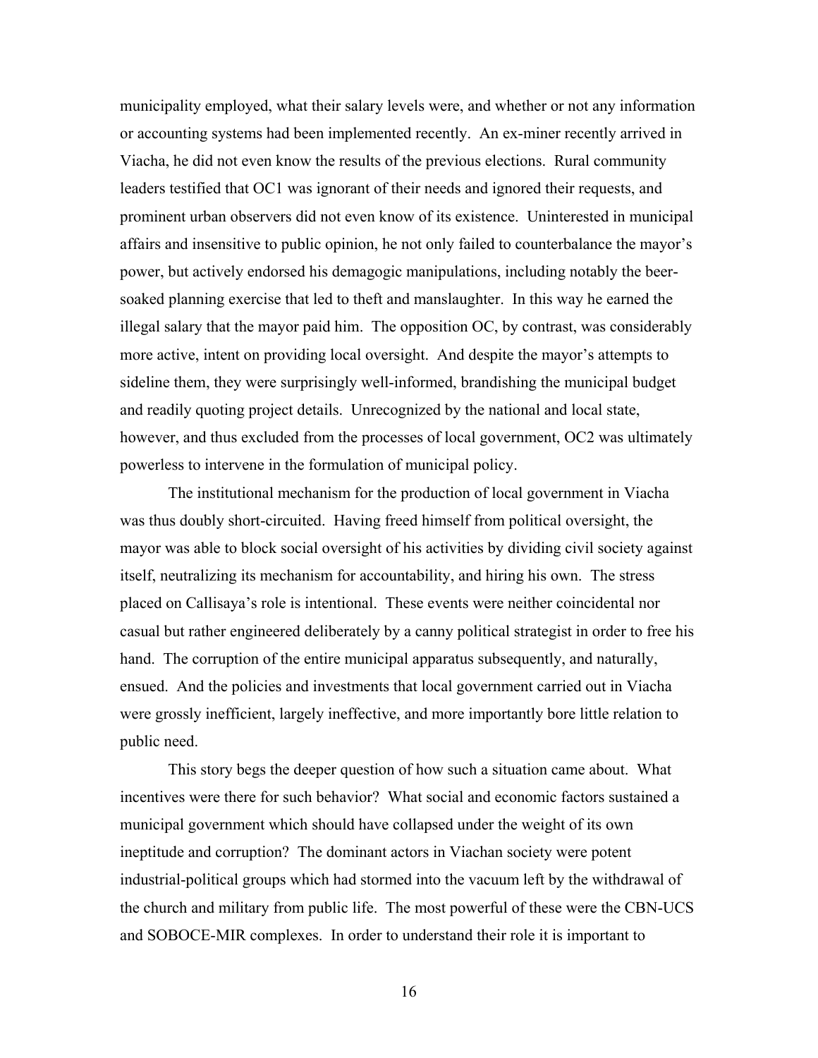municipality employed, what their salary levels were, and whether or not any information or accounting systems had been implemented recently. An ex-miner recently arrived in Viacha, he did not even know the results of the previous elections. Rural community leaders testified that OC1 was ignorant of their needs and ignored their requests, and prominent urban observers did not even know of its existence. Uninterested in municipal affairs and insensitive to public opinion, he not only failed to counterbalance the mayor's power, but actively endorsed his demagogic manipulations, including notably the beer-soaked planning exercise that led to theft and manslaughter. In this way he earned the illegal salary that the mayor paid him. The opposition OC, by contrast, was considerably more active, intent on providing local oversight. And despite the mayor's attempts to sideline them, they were surprisingly well-informed, brandishing the municipal budget and readily quoting project details. Unrecognized by the national and local state, however, and thus excluded from the processes of local government, OC2 was ultimately powerless to intervene in the formulation of municipal policy.

The institutional mechanism for the production of local government in Viacha was thus doubly short-circuited. Having freed himself from political oversight, the mayor was able to block social oversight of his activities by dividing civil society against itself, neutralizing its mechanism for accountability, and hiring his own. The stress placed on Callisaya's role is intentional. These events were neither coincidental nor casual but rather engineered deliberately by a canny political strategist in order to free his hand. The corruption of the entire municipal apparatus subsequently, and naturally, ensued. And the policies and investments that local government carried out in Viacha were grossly inefficient, largely ineffective, and more importantly bore little relation to public need.

This story begs the deeper question of how such a situation came about. What incentives were there for such behavior? What social and economic factors sustained a municipal government which should have collapsed under the weight of its own ineptitude and corruption? The dominant actors in Viachan society were potent industrial-political groups which had stormed into the vacuum left by the withdrawal of the church and military from public life. The most powerful of these were the CBN-UCS and SOBOCE-MIR complexes. In order to understand their role it is important to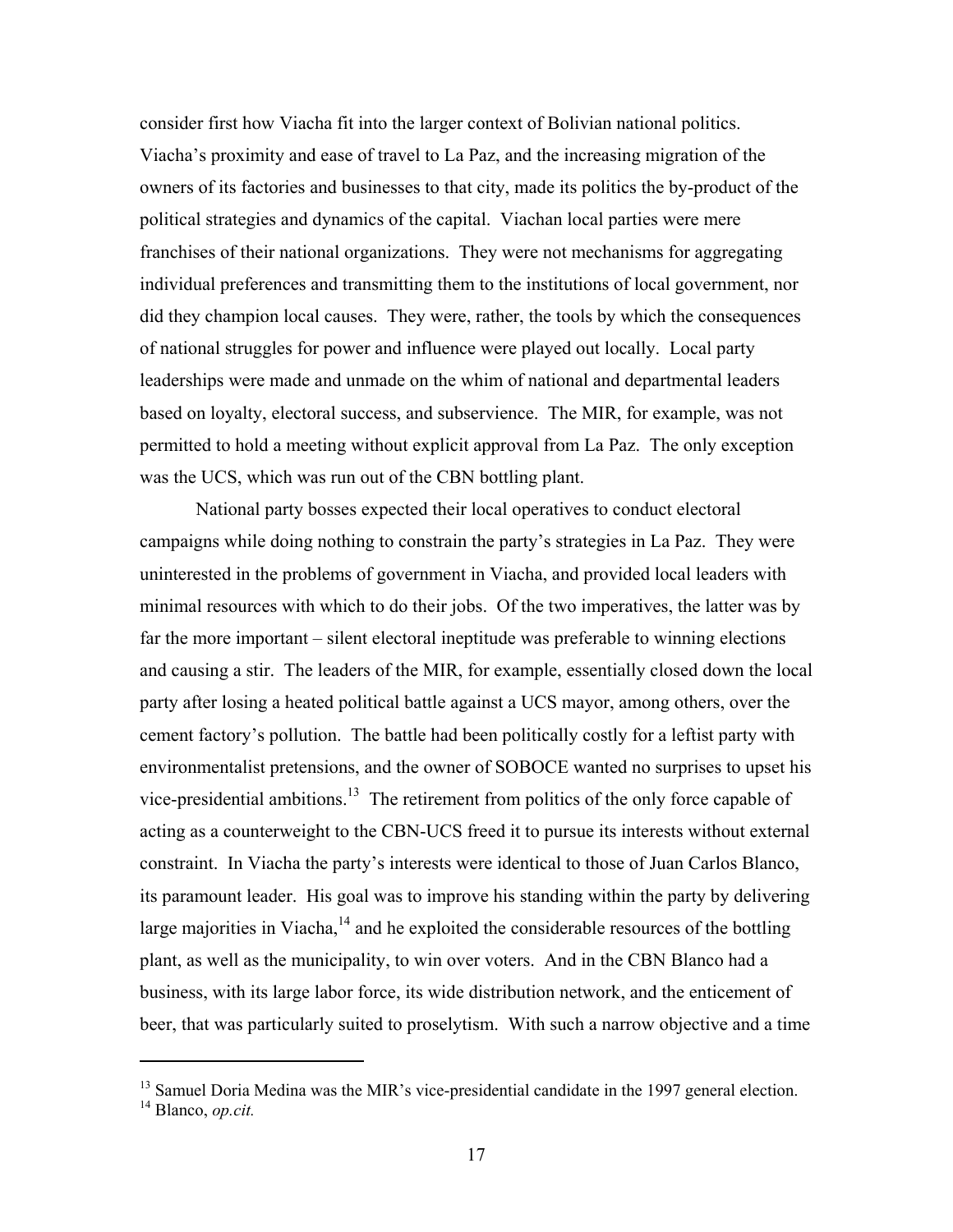consider first how Viacha fit into the larger context of Bolivian national politics. Viacha's proximity and ease of travel to La Paz, and the increasing migration of the owners of its factories and businesses to that city, made its politics the by-product of the political strategies and dynamics of the capital. Viachan local parties were mere franchises of their national organizations. They were not mechanisms for aggregating individual preferences and transmitting them to the institutions of local government, nor did they champion local causes. They were, rather, the tools by which the consequences of national struggles for power and influence were played out locally. Local party leaderships were made and unmade on the whim of national and departmental leaders based on loyalty, electoral success, and subservience. The MIR, for example, was not permitted to hold a meeting without explicit approval from La Paz. The only exception was the UCS, which was run out of the CBN bottling plant.

National party bosses expected their local operatives to conduct electoral campaigns while doing nothing to constrain the party's strategies in La Paz. They were uninterested in the problems of government in Viacha, and provided local leaders with minimal resources with which to do their jobs. Of the two imperatives, the latter was by far the more important – silent electoral ineptitude was preferable to winning elections and causing a stir. The leaders of the MIR, for example, essentially closed down the local party after losing a heated political battle against a UCS mayor, among others, over the cement factory's pollution. The battle had been politically costly for a leftist party with environmentalist pretensions, and the owner of SOBOCE wanted no surprises to upset his vice-presidential ambitions.[13] The retirement from politics of the only force capable of acting as a counterweight to the CBN-UCS freed it to pursue its interests without external constraint. In Viacha the party's interests were identical to those of Juan Carlos Blanco, its paramount leader. His goal was to improve his standing within the party by delivering large majorities in Viacha,[14] and he exploited the considerable resources of the bottling plant, as well as the municipality, to win over voters. And in the CBN Blanco had a business, with its large labor force, its wide distribution network, and the enticement of beer, that was particularly suited to proselytism. With such a narrow objective and a time

---

[13] Samuel Doria Medina was the MIR's vice-presidential candidate in the 1997 general election.

[14] Blanco, *op.cit.*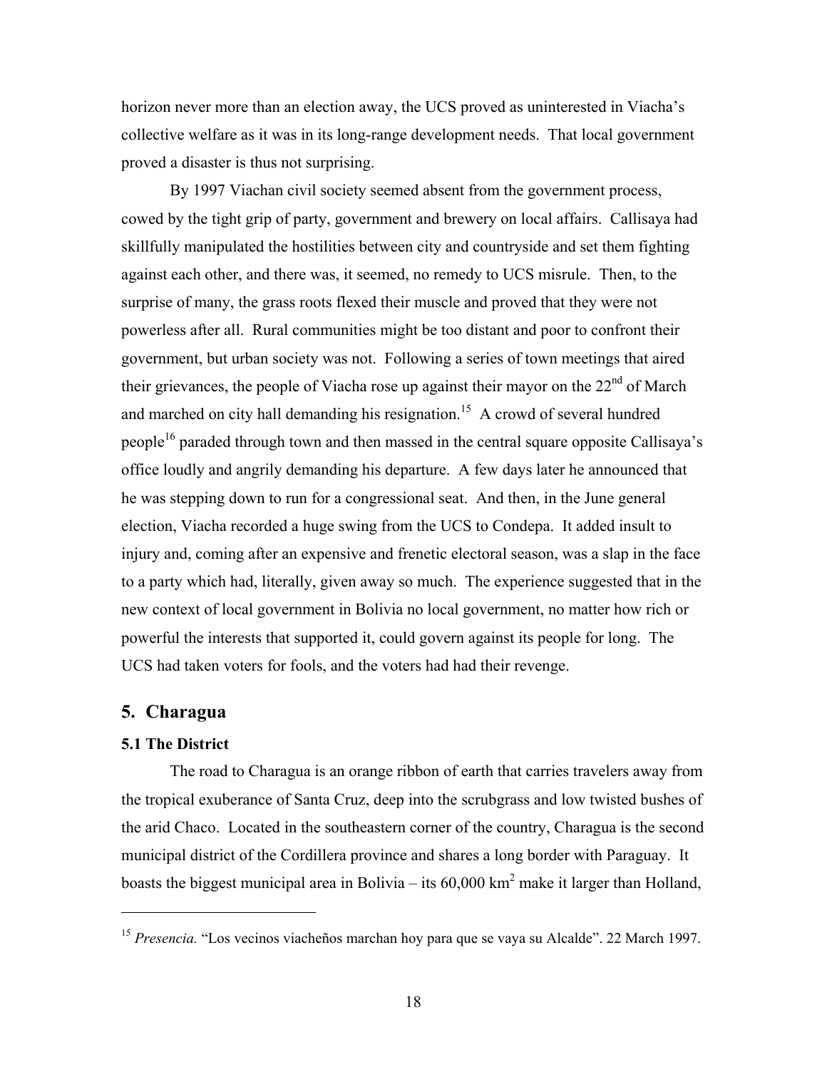horizon never more than an election away, the UCS proved as uninterested in Viacha's collective welfare as it was in its long-range development needs. That local government proved a disaster is thus not surprising.

By 1997 Viachan civil society seemed absent from the government process, cowed by the tight grip of party, government and brewery on local affairs. Callisaya had skillfully manipulated the hostilities between city and countryside and set them fighting against each other, and there was, it seemed, no remedy to UCS misrule. Then, to the surprise of many, the grass roots flexed their muscle and proved that they were not powerless after all. Rural communities might be too distant and poor to confront their government, but urban society was not. Following a series of town meetings that aired their grievances, the people of Viacha rose up against their mayor on the 22nd of March and marched on city hall demanding his resignation.[15] A crowd of several hundred people[16] paraded through town and then massed in the central square opposite Callisaya's office loudly and angrily demanding his departure. A few days later he announced that he was stepping down to run for a congressional seat. And then, in the June general election, Viacha recorded a huge swing from the UCS to Condepa. It added insult to injury and, coming after an expensive and frenetic electoral season, was a slap in the face to a party which had, literally, given away so much. The experience suggested that in the new context of local government in Bolivia no local government, no matter how rich or powerful the interests that supported it, could govern against its people for long. The UCS had taken voters for fools, and the voters had had their revenge.

## 5. Charagua

### 5.1 The District

The road to Charagua is an orange ribbon of earth that carries travelers away from the tropical exuberance of Santa Cruz, deep into the scrubgrass and low twisted bushes of the arid Chaco. Located in the southeastern corner of the country, Charagua is the second municipal district of the Cordillera province and shares a long border with Paraguay. It boasts the biggest municipal area in Bolivia – its 60,000 km$^2$ make it larger than Holland,

---

[15] *Presencia.* "Los vecinos viacheños marchan hoy para que se vaya su Alcalde". 22 March 1997.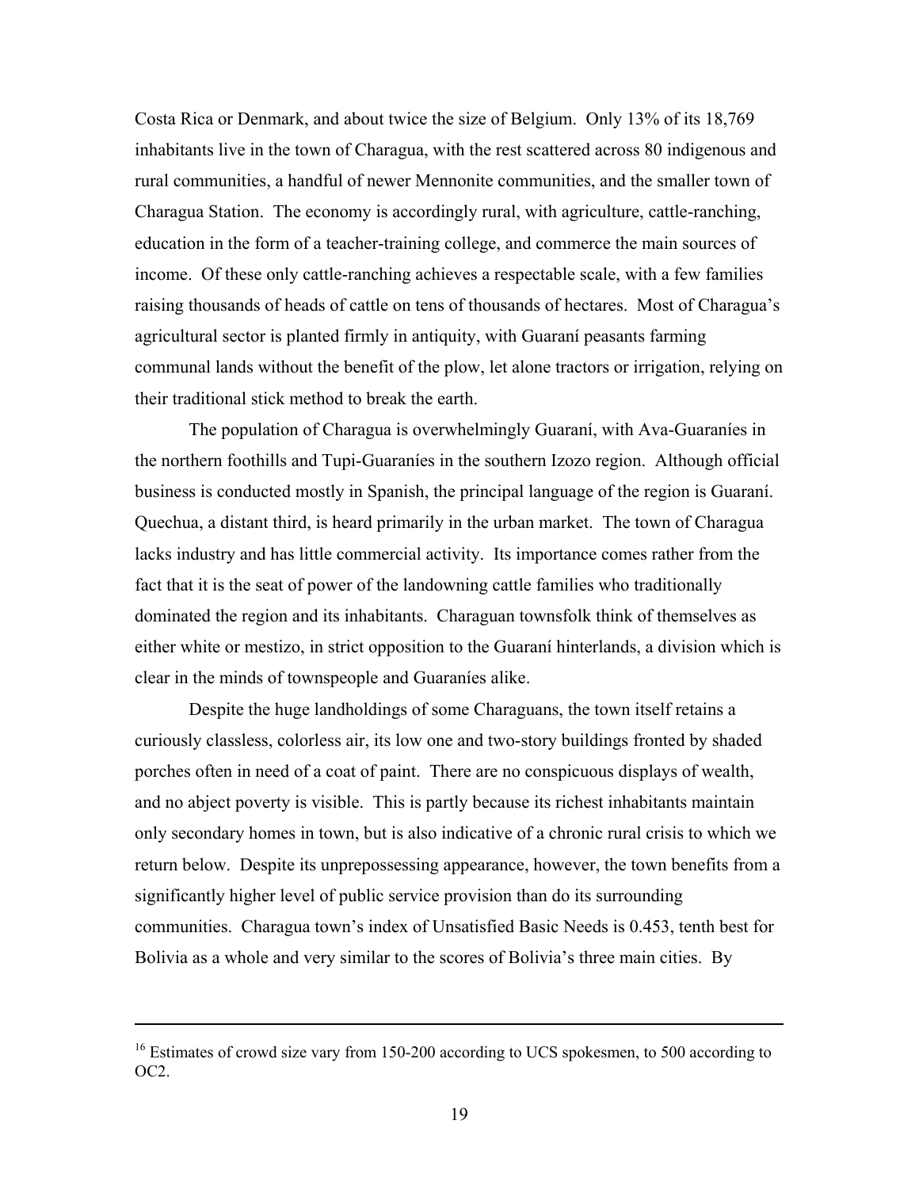Costa Rica or Denmark, and about twice the size of Belgium. Only 13% of its 18,769 inhabitants live in the town of Charagua, with the rest scattered across 80 indigenous and rural communities, a handful of newer Mennonite communities, and the smaller town of Charagua Station. The economy is accordingly rural, with agriculture, cattle-ranching, education in the form of a teacher-training college, and commerce the main sources of income. Of these only cattle-ranching achieves a respectable scale, with a few families raising thousands of heads of cattle on tens of thousands of hectares. Most of Charagua's agricultural sector is planted firmly in antiquity, with Guaraní peasants farming communal lands without the benefit of the plow, let alone tractors or irrigation, relying on their traditional stick method to break the earth.

The population of Charagua is overwhelmingly Guaraní, with Ava-Guaraníes in the northern foothills and Tupi-Guaraníes in the southern Izozo region. Although official business is conducted mostly in Spanish, the principal language of the region is Guaraní. Quechua, a distant third, is heard primarily in the urban market. The town of Charagua lacks industry and has little commercial activity. Its importance comes rather from the fact that it is the seat of power of the landowning cattle families who traditionally dominated the region and its inhabitants. Charaguan townsfolk think of themselves as either white or mestizo, in strict opposition to the Guaraní hinterlands, a division which is clear in the minds of townspeople and Guaraníes alike.

Despite the huge landholdings of some Charaguans, the town itself retains a curiously classless, colorless air, its low one and two-story buildings fronted by shaded porches often in need of a coat of paint. There are no conspicuous displays of wealth, and no abject poverty is visible. This is partly because its richest inhabitants maintain only secondary homes in town, but is also indicative of a chronic rural crisis to which we return below. Despite its unprepossessing appearance, however, the town benefits from a significantly higher level of public service provision than do its surrounding communities. Charagua town's index of Unsatisfied Basic Needs is 0.453, tenth best for Bolivia as a whole and very similar to the scores of Bolivia's three main cities. By

---

[16] Estimates of crowd size vary from 150-200 according to UCS spokesmen, to 500 according to OC2.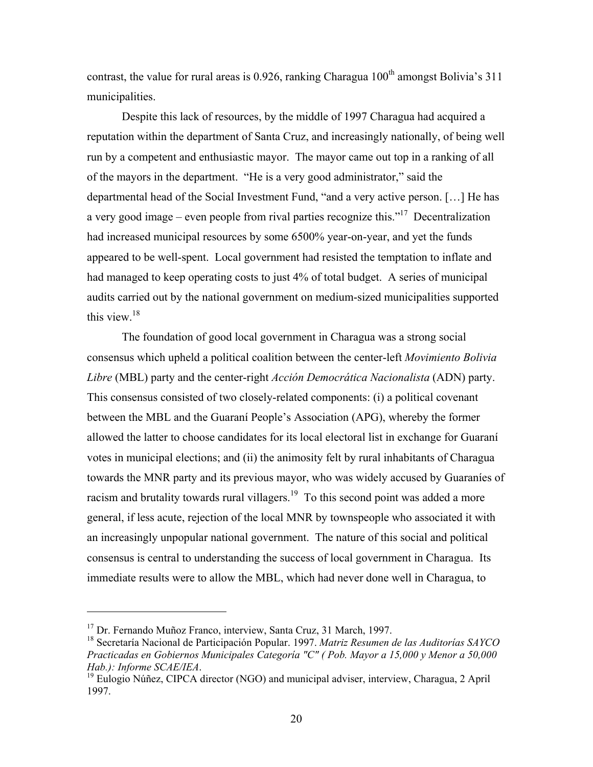contrast, the value for rural areas is 0.926, ranking Charagua 100th amongst Bolivia's 311 municipalities.

Despite this lack of resources, by the middle of 1997 Charagua had acquired a reputation within the department of Santa Cruz, and increasingly nationally, of being well run by a competent and enthusiastic mayor. The mayor came out top in a ranking of all of the mayors in the department. "He is a very good administrator," said the departmental head of the Social Investment Fund, "and a very active person. […] He has a very good image – even people from rival parties recognize this."[17] Decentralization had increased municipal resources by some 6500% year-on-year, and yet the funds appeared to be well-spent. Local government had resisted the temptation to inflate and had managed to keep operating costs to just 4% of total budget. A series of municipal audits carried out by the national government on medium-sized municipalities supported this view.[18]

The foundation of good local government in Charagua was a strong social consensus which upheld a political coalition between the center-left *Movimiento Bolivia Libre* (MBL) party and the center-right *Acción Democrática Nacionalista* (ADN) party. This consensus consisted of two closely-related components: (i) a political covenant between the MBL and the Guaraní People's Association (APG), whereby the former allowed the latter to choose candidates for its local electoral list in exchange for Guaraní votes in municipal elections; and (ii) the animosity felt by rural inhabitants of Charagua towards the MNR party and its previous mayor, who was widely accused by Guaraníes of racism and brutality towards rural villagers.[19] To this second point was added a more general, if less acute, rejection of the local MNR by townspeople who associated it with an increasingly unpopular national government. The nature of this social and political consensus is central to understanding the success of local government in Charagua. Its immediate results were to allow the MBL, which had never done well in Charagua, to

---

[17] Dr. Fernando Muñoz Franco, interview, Santa Cruz, 31 March, 1997.

[18] Secretaría Nacional de Participación Popular. 1997. *Matriz Resumen de las Auditorías SAYCO Practicadas en Gobiernos Municipales Categoría "C" ( Pob. Mayor a 15,000 y Menor a 50,000 Hab.): Informe SCAE/IEA*.

[19] Eulogio Núñez, CIPCA director (NGO) and municipal adviser, interview, Charagua, 2 April 1997.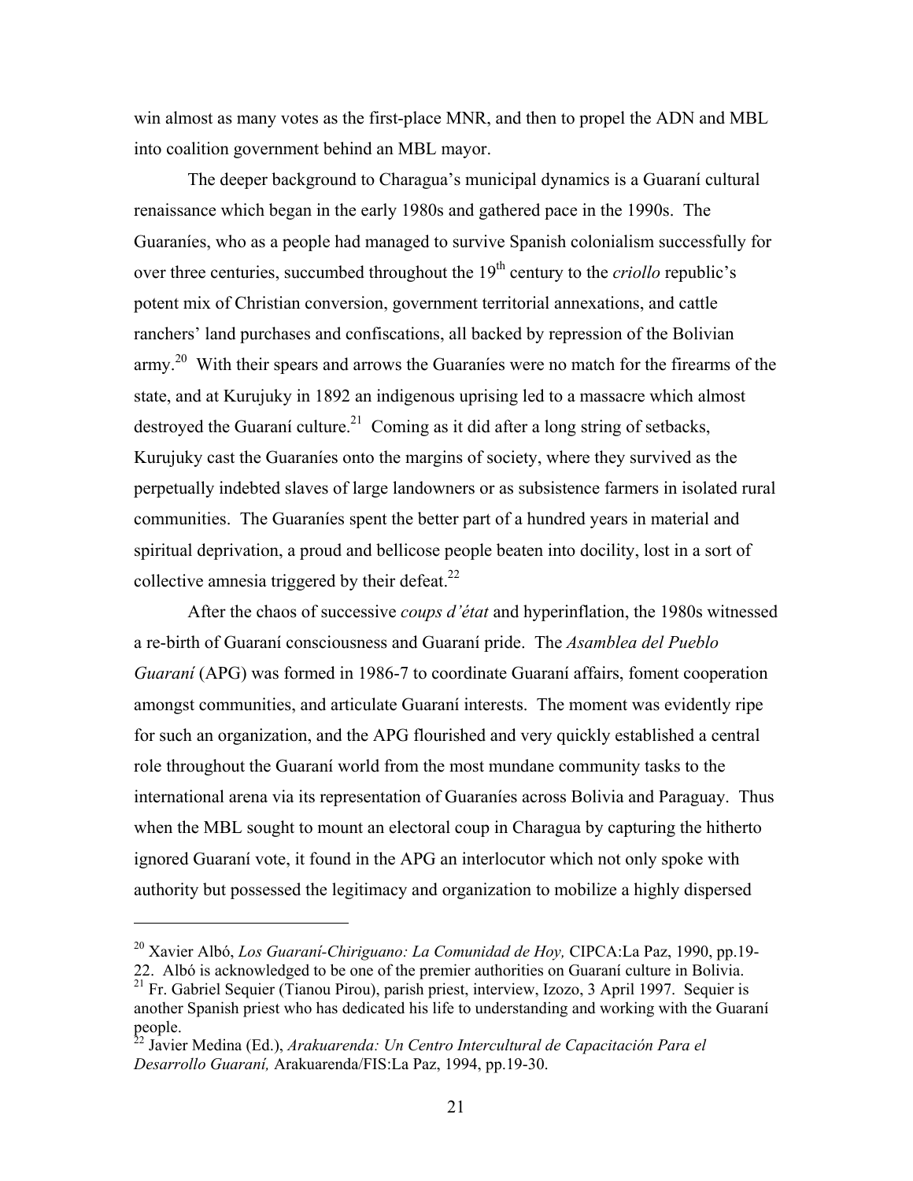win almost as many votes as the first-place MNR, and then to propel the ADN and MBL into coalition government behind an MBL mayor.

The deeper background to Charagua's municipal dynamics is a Guaraní cultural renaissance which began in the early 1980s and gathered pace in the 1990s. The Guaraníes, who as a people had managed to survive Spanish colonialism successfully for over three centuries, succumbed throughout the 19th century to the *criollo* republic's potent mix of Christian conversion, government territorial annexations, and cattle ranchers' land purchases and confiscations, all backed by repression of the Bolivian army.[20] With their spears and arrows the Guaraníes were no match for the firearms of the state, and at Kurujuky in 1892 an indigenous uprising led to a massacre which almost destroyed the Guaraní culture.[21] Coming as it did after a long string of setbacks, Kurujuky cast the Guaraníes onto the margins of society, where they survived as the perpetually indebted slaves of large landowners or as subsistence farmers in isolated rural communities. The Guaraníes spent the better part of a hundred years in material and spiritual deprivation, a proud and bellicose people beaten into docility, lost in a sort of collective amnesia triggered by their defeat.[22]

After the chaos of successive *coups d'état* and hyperinflation, the 1980s witnessed a re-birth of Guaraní consciousness and Guaraní pride. The *Asamblea del Pueblo Guaraní* (APG) was formed in 1986-7 to coordinate Guaraní affairs, foment cooperation amongst communities, and articulate Guaraní interests. The moment was evidently ripe for such an organization, and the APG flourished and very quickly established a central role throughout the Guaraní world from the most mundane community tasks to the international arena via its representation of Guaraníes across Bolivia and Paraguay. Thus when the MBL sought to mount an electoral coup in Charagua by capturing the hitherto ignored Guaraní vote, it found in the APG an interlocutor which not only spoke with authority but possessed the legitimacy and organization to mobilize a highly dispersed

---

[20] Xavier Albó, *Los Guaraní-Chiriguano: La Comunidad de Hoy,* CIPCA:La Paz, 1990, pp.19-22. Albó is acknowledged to be one of the premier authorities on Guaraní culture in Bolivia.

[21] Fr. Gabriel Sequier (Tianou Pirou), parish priest, interview, Izozo, 3 April 1997. Sequier is another Spanish priest who has dedicated his life to understanding and working with the Guaraní people.

[22] Javier Medina (Ed.), *Arakuarenda: Un Centro Intercultural de Capacitación Para el Desarrollo Guaraní,* Arakuarenda/FIS:La Paz, 1994, pp.19-30.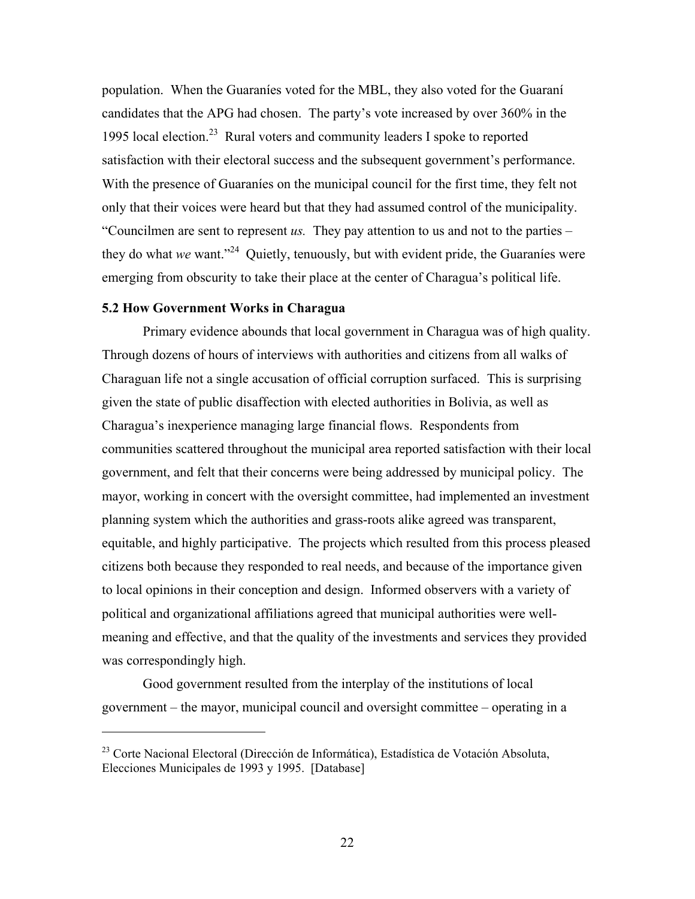population. When the Guaraníes voted for the MBL, they also voted for the Guaraní candidates that the APG had chosen. The party's vote increased by over 360% in the 1995 local election.[23] Rural voters and community leaders I spoke to reported satisfaction with their electoral success and the subsequent government's performance. With the presence of Guaraníes on the municipal council for the first time, they felt not only that their voices were heard but that they had assumed control of the municipality. "Councilmen are sent to represent *us.* They pay attention to us and not to the parties – they do what *we* want."[24] Quietly, tenuously, but with evident pride, the Guaraníes were emerging from obscurity to take their place at the center of Charagua's political life.

**5.2 How Government Works in Charagua**

Primary evidence abounds that local government in Charagua was of high quality. Through dozens of hours of interviews with authorities and citizens from all walks of Charaguan life not a single accusation of official corruption surfaced. This is surprising given the state of public disaffection with elected authorities in Bolivia, as well as Charagua's inexperience managing large financial flows. Respondents from communities scattered throughout the municipal area reported satisfaction with their local government, and felt that their concerns were being addressed by municipal policy. The mayor, working in concert with the oversight committee, had implemented an investment planning system which the authorities and grass-roots alike agreed was transparent, equitable, and highly participative. The projects which resulted from this process pleased citizens both because they responded to real needs, and because of the importance given to local opinions in their conception and design. Informed observers with a variety of political and organizational affiliations agreed that municipal authorities were well-meaning and effective, and that the quality of the investments and services they provided was correspondingly high.

Good government resulted from the interplay of the institutions of local government – the mayor, municipal council and oversight committee – operating in a

[23] Corte Nacional Electoral (Dirección de Informática), Estadística de Votación Absoluta, Elecciones Municipales de 1993 y 1995. [Database]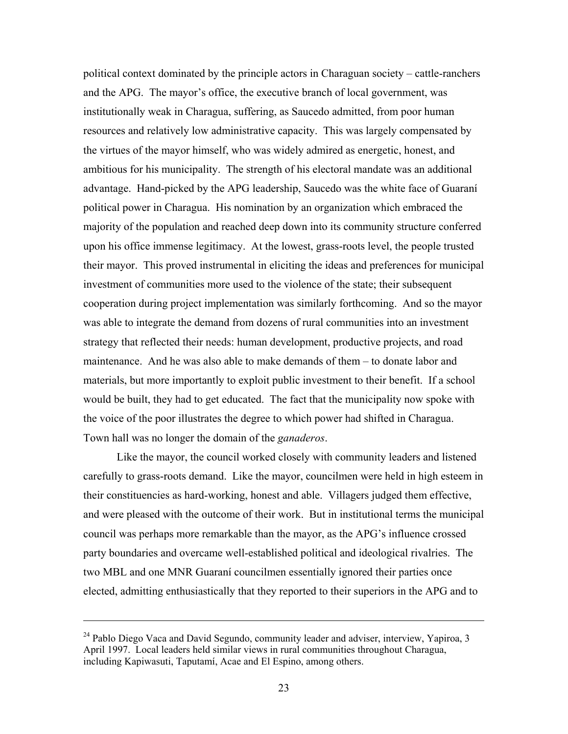political context dominated by the principle actors in Charaguan society – cattle-ranchers and the APG. The mayor's office, the executive branch of local government, was institutionally weak in Charagua, suffering, as Saucedo admitted, from poor human resources and relatively low administrative capacity. This was largely compensated by the virtues of the mayor himself, who was widely admired as energetic, honest, and ambitious for his municipality. The strength of his electoral mandate was an additional advantage. Hand-picked by the APG leadership, Saucedo was the white face of Guaraní political power in Charagua. His nomination by an organization which embraced the majority of the population and reached deep down into its community structure conferred upon his office immense legitimacy. At the lowest, grass-roots level, the people trusted their mayor. This proved instrumental in eliciting the ideas and preferences for municipal investment of communities more used to the violence of the state; their subsequent cooperation during project implementation was similarly forthcoming. And so the mayor was able to integrate the demand from dozens of rural communities into an investment strategy that reflected their needs: human development, productive projects, and road maintenance. And he was also able to make demands of them – to donate labor and materials, but more importantly to exploit public investment to their benefit. If a school would be built, they had to get educated. The fact that the municipality now spoke with the voice of the poor illustrates the degree to which power had shifted in Charagua. Town hall was no longer the domain of the *ganaderos*.

Like the mayor, the council worked closely with community leaders and listened carefully to grass-roots demand. Like the mayor, councilmen were held in high esteem in their constituencies as hard-working, honest and able. Villagers judged them effective, and were pleased with the outcome of their work. But in institutional terms the municipal council was perhaps more remarkable than the mayor, as the APG's influence crossed party boundaries and overcame well-established political and ideological rivalries. The two MBL and one MNR Guaraní councilmen essentially ignored their parties once elected, admitting enthusiastically that they reported to their superiors in the APG and to

---

[24] Pablo Diego Vaca and David Segundo, community leader and adviser, interview, Yapiroa, 3 April 1997. Local leaders held similar views in rural communities throughout Charagua, including Kapiwasuti, Taputamí, Acae and El Espino, among others.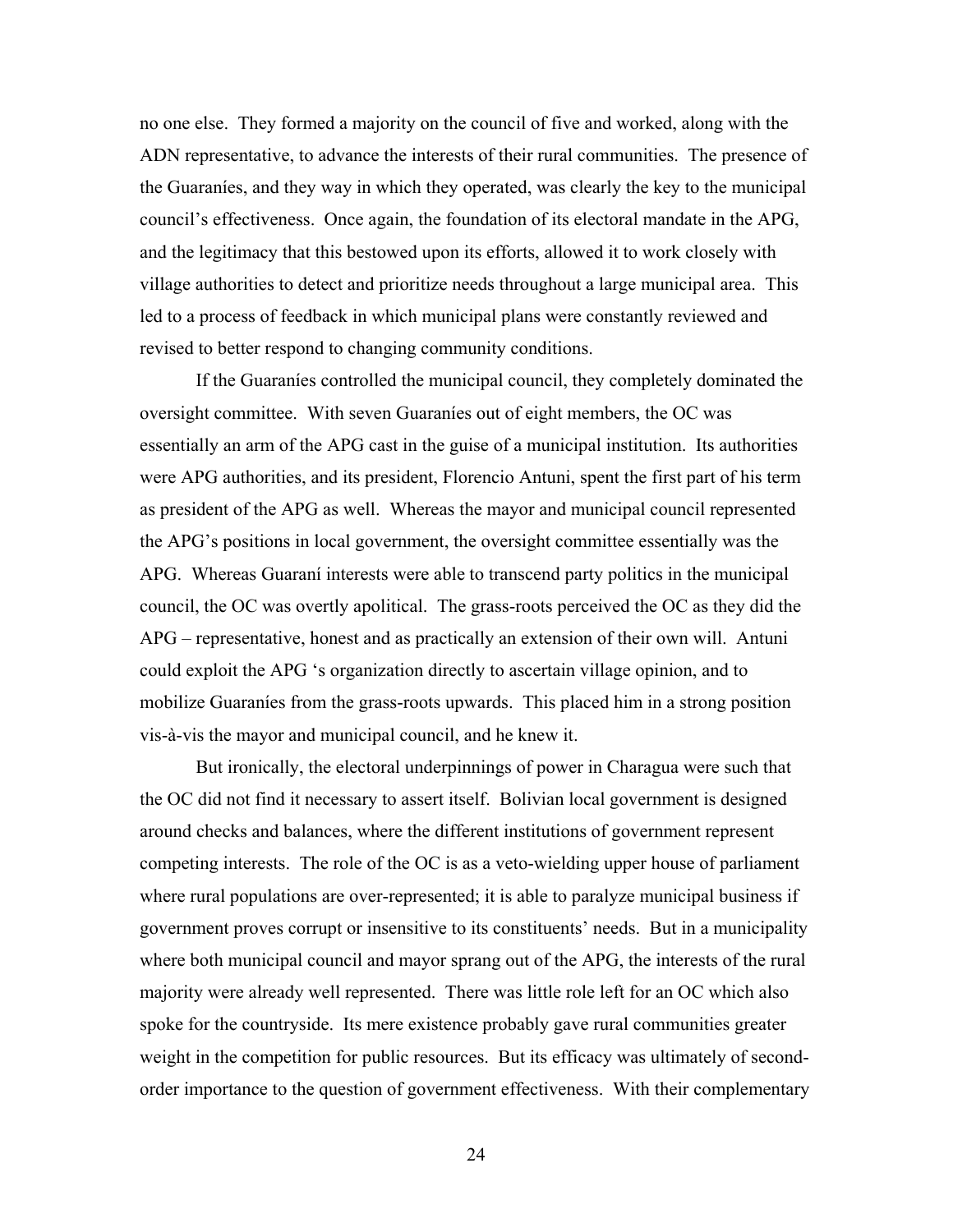no one else. They formed a majority on the council of five and worked, along with the ADN representative, to advance the interests of their rural communities. The presence of the Guaraníes, and they way in which they operated, was clearly the key to the municipal council's effectiveness. Once again, the foundation of its electoral mandate in the APG, and the legitimacy that this bestowed upon its efforts, allowed it to work closely with village authorities to detect and prioritize needs throughout a large municipal area. This led to a process of feedback in which municipal plans were constantly reviewed and revised to better respond to changing community conditions.

If the Guaraníes controlled the municipal council, they completely dominated the oversight committee. With seven Guaraníes out of eight members, the OC was essentially an arm of the APG cast in the guise of a municipal institution. Its authorities were APG authorities, and its president, Florencio Antuni, spent the first part of his term as president of the APG as well. Whereas the mayor and municipal council represented the APG's positions in local government, the oversight committee essentially was the APG. Whereas Guaraní interests were able to transcend party politics in the municipal council, the OC was overtly apolitical. The grass-roots perceived the OC as they did the APG – representative, honest and as practically an extension of their own will. Antuni could exploit the APG 's organization directly to ascertain village opinion, and to mobilize Guaraníes from the grass-roots upwards. This placed him in a strong position vis-à-vis the mayor and municipal council, and he knew it.

But ironically, the electoral underpinnings of power in Charagua were such that the OC did not find it necessary to assert itself. Bolivian local government is designed around checks and balances, where the different institutions of government represent competing interests. The role of the OC is as a veto-wielding upper house of parliament where rural populations are over-represented; it is able to paralyze municipal business if government proves corrupt or insensitive to its constituents' needs. But in a municipality where both municipal council and mayor sprang out of the APG, the interests of the rural majority were already well represented. There was little role left for an OC which also spoke for the countryside. Its mere existence probably gave rural communities greater weight in the competition for public resources. But its efficacy was ultimately of second-order importance to the question of government effectiveness. With their complementary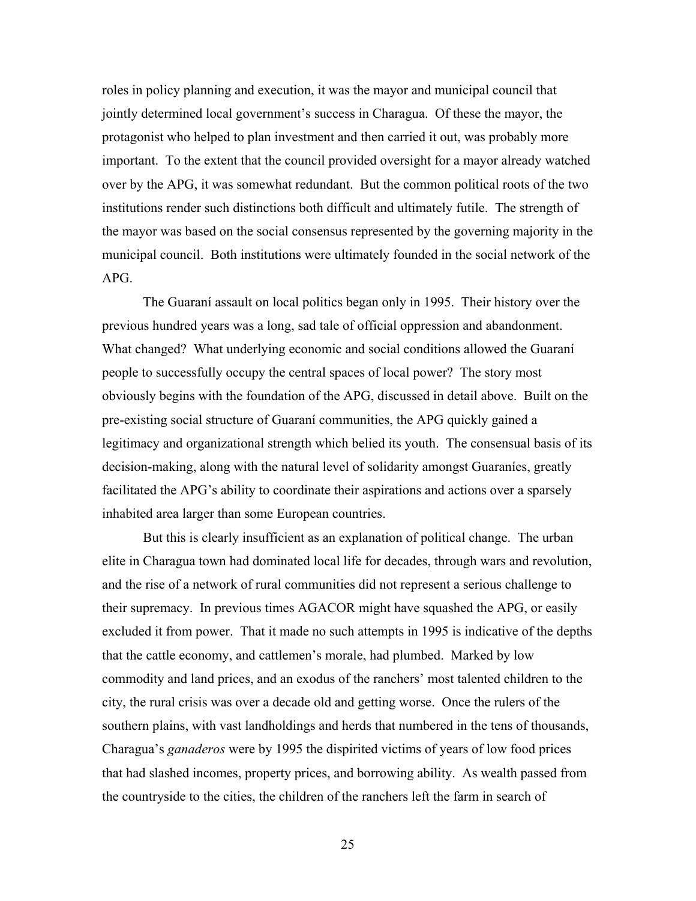roles in policy planning and execution, it was the mayor and municipal council that jointly determined local government's success in Charagua. Of these the mayor, the protagonist who helped to plan investment and then carried it out, was probably more important. To the extent that the council provided oversight for a mayor already watched over by the APG, it was somewhat redundant. But the common political roots of the two institutions render such distinctions both difficult and ultimately futile. The strength of the mayor was based on the social consensus represented by the governing majority in the municipal council. Both institutions were ultimately founded in the social network of the APG.

The Guaraní assault on local politics began only in 1995. Their history over the previous hundred years was a long, sad tale of official oppression and abandonment. What changed? What underlying economic and social conditions allowed the Guaraní people to successfully occupy the central spaces of local power? The story most obviously begins with the foundation of the APG, discussed in detail above. Built on the pre-existing social structure of Guaraní communities, the APG quickly gained a legitimacy and organizational strength which belied its youth. The consensual basis of its decision-making, along with the natural level of solidarity amongst Guaraníes, greatly facilitated the APG's ability to coordinate their aspirations and actions over a sparsely inhabited area larger than some European countries.

But this is clearly insufficient as an explanation of political change. The urban elite in Charagua town had dominated local life for decades, through wars and revolution, and the rise of a network of rural communities did not represent a serious challenge to their supremacy. In previous times AGACOR might have squashed the APG, or easily excluded it from power. That it made no such attempts in 1995 is indicative of the depths that the cattle economy, and cattlemen's morale, had plumbed. Marked by low commodity and land prices, and an exodus of the ranchers' most talented children to the city, the rural crisis was over a decade old and getting worse. Once the rulers of the southern plains, with vast landholdings and herds that numbered in the tens of thousands, Charagua's *ganaderos* were by 1995 the dispirited victims of years of low food prices that had slashed incomes, property prices, and borrowing ability. As wealth passed from the countryside to the cities, the children of the ranchers left the farm in search of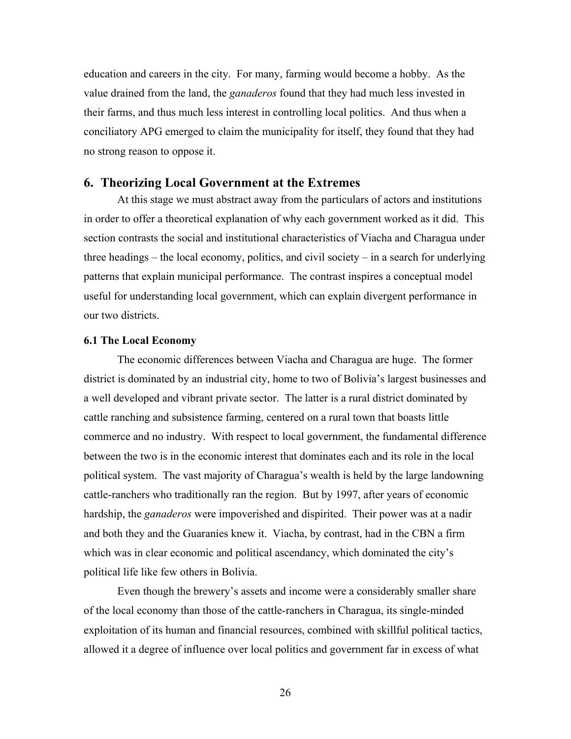education and careers in the city. For many, farming would become a hobby. As the value drained from the land, the *ganaderos* found that they had much less invested in their farms, and thus much less interest in controlling local politics. And thus when a conciliatory APG emerged to claim the municipality for itself, they found that they had no strong reason to oppose it.

## 6. Theorizing Local Government at the Extremes

At this stage we must abstract away from the particulars of actors and institutions in order to offer a theoretical explanation of why each government worked as it did. This section contrasts the social and institutional characteristics of Viacha and Charagua under three headings – the local economy, politics, and civil society – in a search for underlying patterns that explain municipal performance. The contrast inspires a conceptual model useful for understanding local government, which can explain divergent performance in our two districts.

### 6.1 The Local Economy

The economic differences between Viacha and Charagua are huge. The former district is dominated by an industrial city, home to two of Bolivia's largest businesses and a well developed and vibrant private sector. The latter is a rural district dominated by cattle ranching and subsistence farming, centered on a rural town that boasts little commerce and no industry. With respect to local government, the fundamental difference between the two is in the economic interest that dominates each and its role in the local political system. The vast majority of Charagua's wealth is held by the large landowning cattle-ranchers who traditionally ran the region. But by 1997, after years of economic hardship, the *ganaderos* were impoverished and dispirited. Their power was at a nadir and both they and the Guaraníes knew it. Viacha, by contrast, had in the CBN a firm which was in clear economic and political ascendancy, which dominated the city's political life like few others in Bolivia.

Even though the brewery's assets and income were a considerably smaller share of the local economy than those of the cattle-ranchers in Charagua, its single-minded exploitation of its human and financial resources, combined with skillful political tactics, allowed it a degree of influence over local politics and government far in excess of what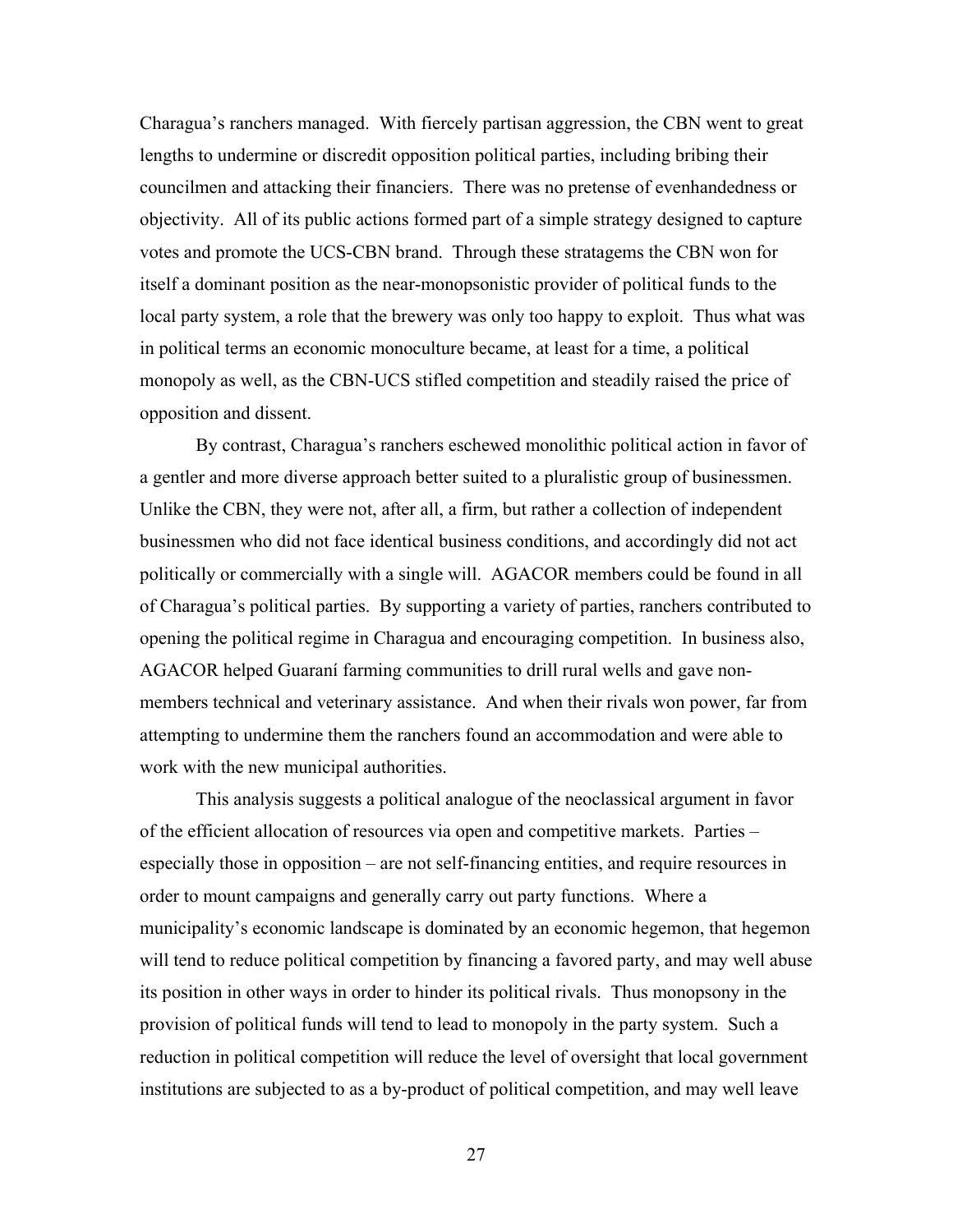Charagua's ranchers managed. With fiercely partisan aggression, the CBN went to great lengths to undermine or discredit opposition political parties, including bribing their councilmen and attacking their financiers. There was no pretense of evenhandedness or objectivity. All of its public actions formed part of a simple strategy designed to capture votes and promote the UCS-CBN brand. Through these stratagems the CBN won for itself a dominant position as the near-monopsonistic provider of political funds to the local party system, a role that the brewery was only too happy to exploit. Thus what was in political terms an economic monoculture became, at least for a time, a political monopoly as well, as the CBN-UCS stifled competition and steadily raised the price of opposition and dissent.

By contrast, Charagua's ranchers eschewed monolithic political action in favor of a gentler and more diverse approach better suited to a pluralistic group of businessmen. Unlike the CBN, they were not, after all, a firm, but rather a collection of independent businessmen who did not face identical business conditions, and accordingly did not act politically or commercially with a single will. AGACOR members could be found in all of Charagua's political parties. By supporting a variety of parties, ranchers contributed to opening the political regime in Charagua and encouraging competition. In business also, AGACOR helped Guaraní farming communities to drill rural wells and gave non-members technical and veterinary assistance. And when their rivals won power, far from attempting to undermine them the ranchers found an accommodation and were able to work with the new municipal authorities.

This analysis suggests a political analogue of the neoclassical argument in favor of the efficient allocation of resources via open and competitive markets. Parties – especially those in opposition – are not self-financing entities, and require resources in order to mount campaigns and generally carry out party functions. Where a municipality's economic landscape is dominated by an economic hegemon, that hegemon will tend to reduce political competition by financing a favored party, and may well abuse its position in other ways in order to hinder its political rivals. Thus monopsony in the provision of political funds will tend to lead to monopoly in the party system. Such a reduction in political competition will reduce the level of oversight that local government institutions are subjected to as a by-product of political competition, and may well leave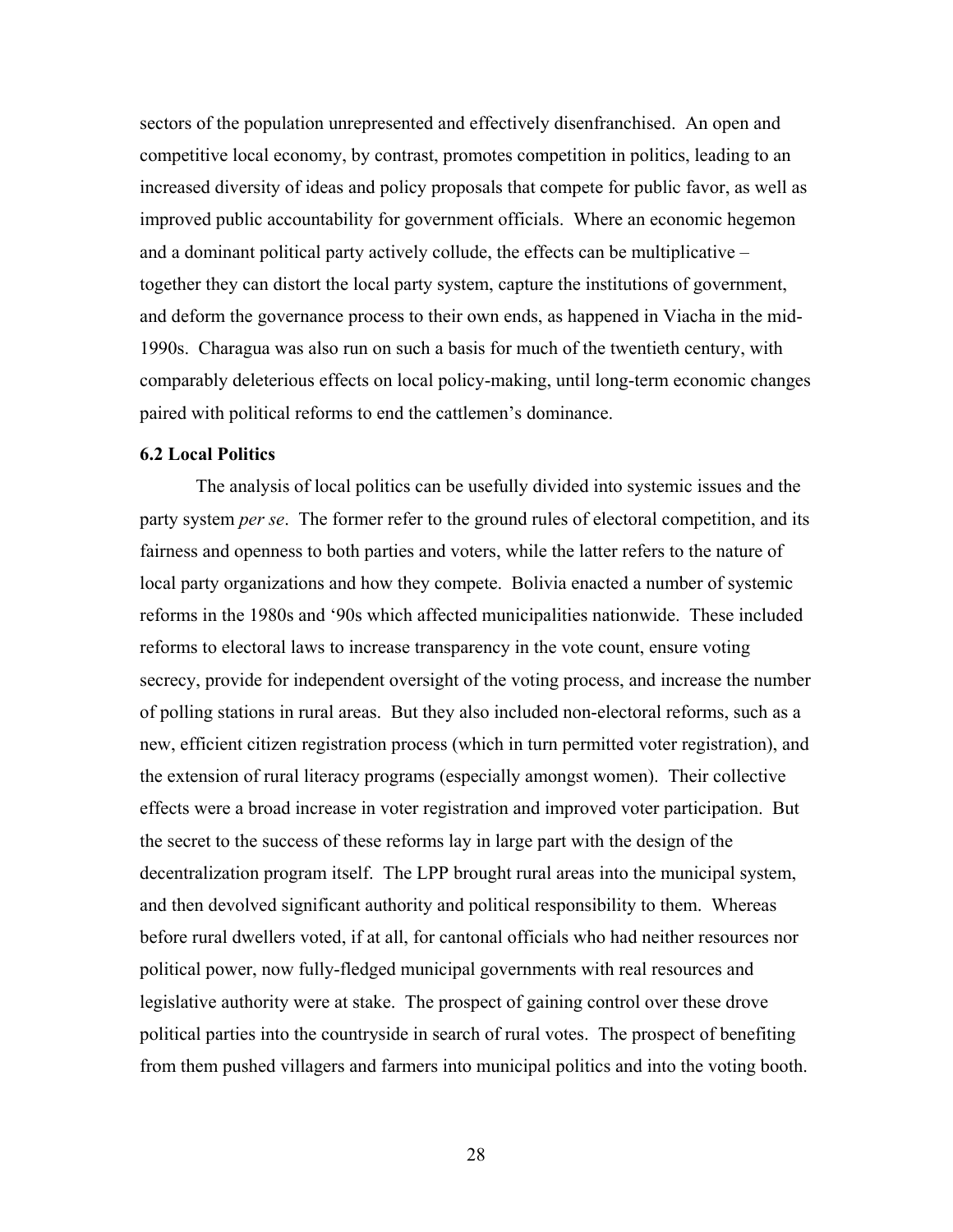sectors of the population unrepresented and effectively disenfranchised. An open and competitive local economy, by contrast, promotes competition in politics, leading to an increased diversity of ideas and policy proposals that compete for public favor, as well as improved public accountability for government officials. Where an economic hegemon and a dominant political party actively collude, the effects can be multiplicative – together they can distort the local party system, capture the institutions of government, and deform the governance process to their own ends, as happened in Viacha in the mid-1990s. Charagua was also run on such a basis for much of the twentieth century, with comparably deleterious effects on local policy-making, until long-term economic changes paired with political reforms to end the cattlemen's dominance.

### 6.2 Local Politics

The analysis of local politics can be usefully divided into systemic issues and the party system *per se*. The former refer to the ground rules of electoral competition, and its fairness and openness to both parties and voters, while the latter refers to the nature of local party organizations and how they compete. Bolivia enacted a number of systemic reforms in the 1980s and '90s which affected municipalities nationwide. These included reforms to electoral laws to increase transparency in the vote count, ensure voting secrecy, provide for independent oversight of the voting process, and increase the number of polling stations in rural areas. But they also included non-electoral reforms, such as a new, efficient citizen registration process (which in turn permitted voter registration), and the extension of rural literacy programs (especially amongst women). Their collective effects were a broad increase in voter registration and improved voter participation. But the secret to the success of these reforms lay in large part with the design of the decentralization program itself. The LPP brought rural areas into the municipal system, and then devolved significant authority and political responsibility to them. Whereas before rural dwellers voted, if at all, for cantonal officials who had neither resources nor political power, now fully-fledged municipal governments with real resources and legislative authority were at stake. The prospect of gaining control over these drove political parties into the countryside in search of rural votes. The prospect of benefiting from them pushed villagers and farmers into municipal politics and into the voting booth.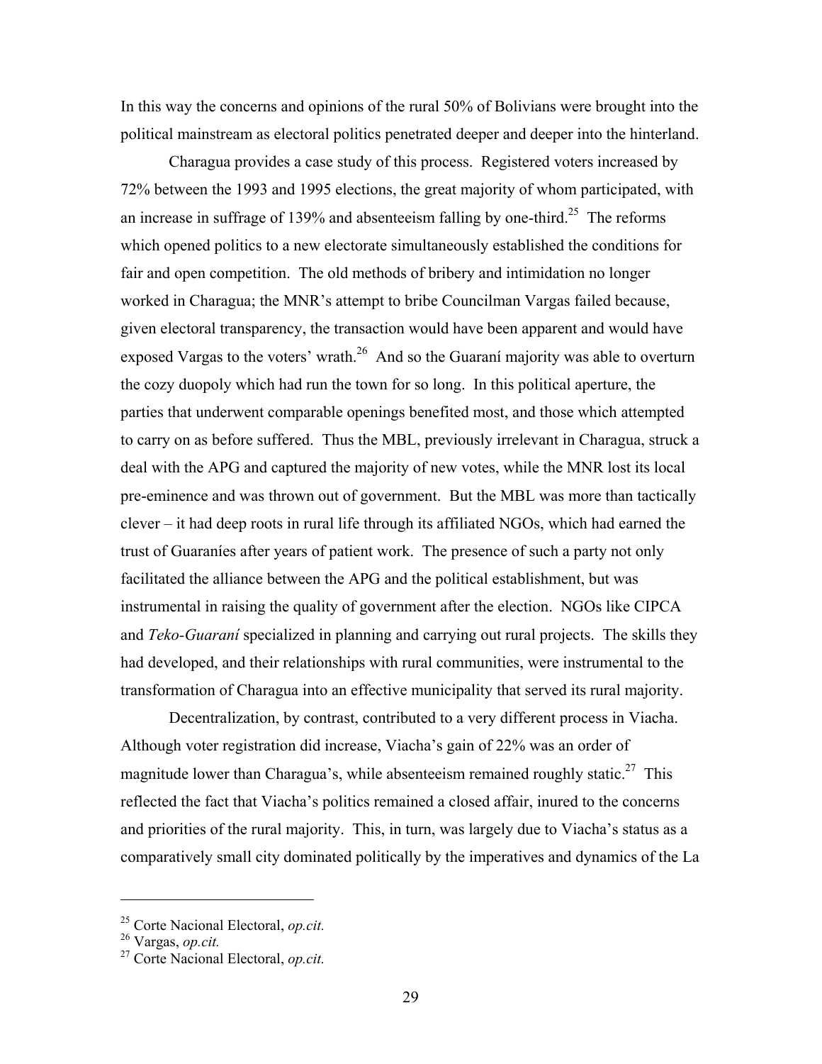In this way the concerns and opinions of the rural 50% of Bolivians were brought into the political mainstream as electoral politics penetrated deeper and deeper into the hinterland.

Charagua provides a case study of this process. Registered voters increased by 72% between the 1993 and 1995 elections, the great majority of whom participated, with an increase in suffrage of 139% and absenteeism falling by one-third.[25] The reforms which opened politics to a new electorate simultaneously established the conditions for fair and open competition. The old methods of bribery and intimidation no longer worked in Charagua; the MNR's attempt to bribe Councilman Vargas failed because, given electoral transparency, the transaction would have been apparent and would have exposed Vargas to the voters' wrath.[26] And so the Guaraní majority was able to overturn the cozy duopoly which had run the town for so long. In this political aperture, the parties that underwent comparable openings benefited most, and those which attempted to carry on as before suffered. Thus the MBL, previously irrelevant in Charagua, struck a deal with the APG and captured the majority of new votes, while the MNR lost its local pre-eminence and was thrown out of government. But the MBL was more than tactically clever – it had deep roots in rural life through its affiliated NGOs, which had earned the trust of Guaraníes after years of patient work. The presence of such a party not only facilitated the alliance between the APG and the political establishment, but was instrumental in raising the quality of government after the election. NGOs like CIPCA and *Teko-Guaraní* specialized in planning and carrying out rural projects. The skills they had developed, and their relationships with rural communities, were instrumental to the transformation of Charagua into an effective municipality that served its rural majority.

Decentralization, by contrast, contributed to a very different process in Viacha. Although voter registration did increase, Viacha's gain of 22% was an order of magnitude lower than Charagua's, while absenteeism remained roughly static.[27] This reflected the fact that Viacha's politics remained a closed affair, inured to the concerns and priorities of the rural majority. This, in turn, was largely due to Viacha's status as a comparatively small city dominated politically by the imperatives and dynamics of the La

---

[25] Corte Nacional Electoral, *op.cit.*

[26] Vargas, *op.cit.*

[27] Corte Nacional Electoral, *op.cit.*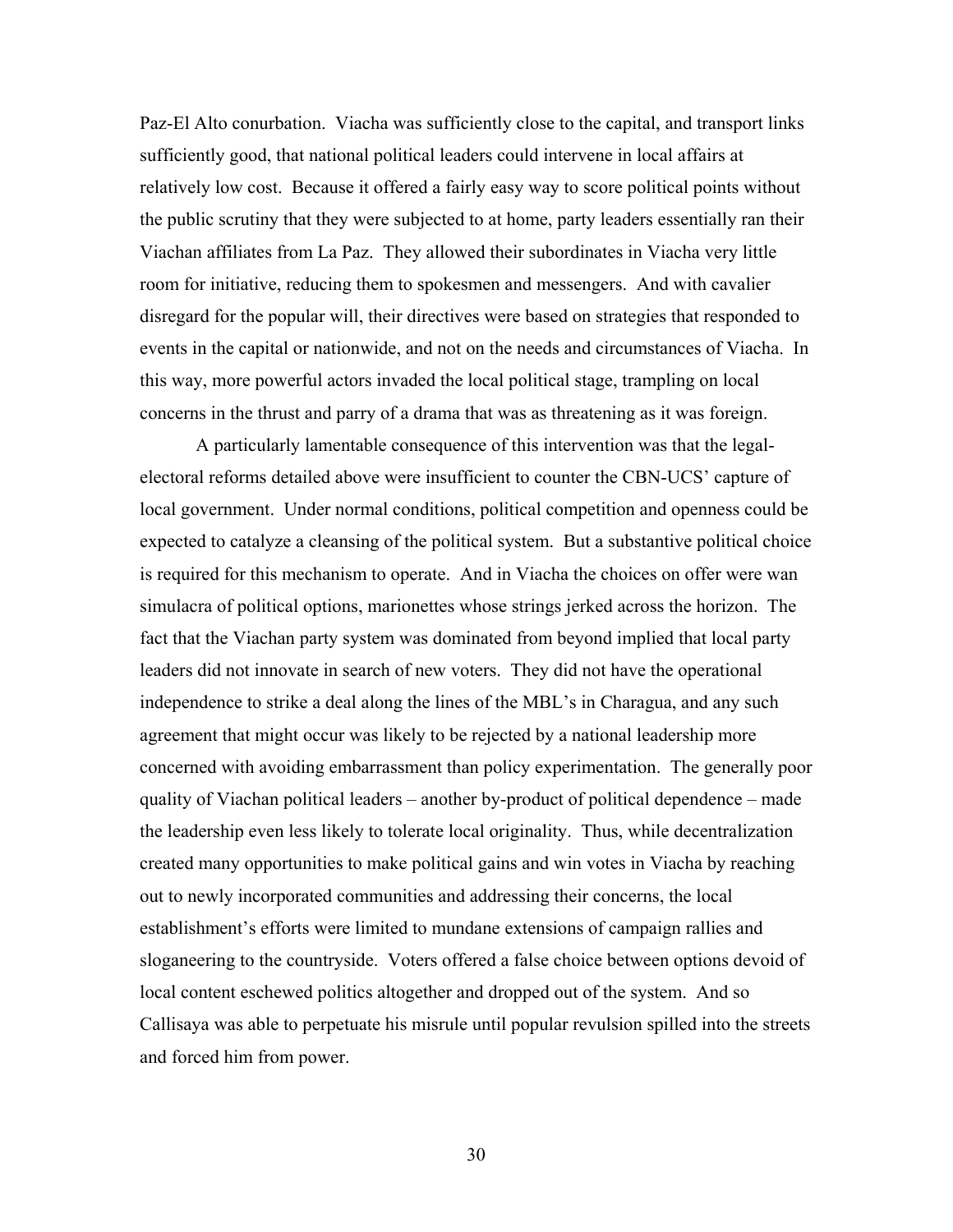Paz-El Alto conurbation. Viacha was sufficiently close to the capital, and transport links sufficiently good, that national political leaders could intervene in local affairs at relatively low cost. Because it offered a fairly easy way to score political points without the public scrutiny that they were subjected to at home, party leaders essentially ran their Viachan affiliates from La Paz. They allowed their subordinates in Viacha very little room for initiative, reducing them to spokesmen and messengers. And with cavalier disregard for the popular will, their directives were based on strategies that responded to events in the capital or nationwide, and not on the needs and circumstances of Viacha. In this way, more powerful actors invaded the local political stage, trampling on local concerns in the thrust and parry of a drama that was as threatening as it was foreign.

A particularly lamentable consequence of this intervention was that the legal-electoral reforms detailed above were insufficient to counter the CBN-UCS' capture of local government. Under normal conditions, political competition and openness could be expected to catalyze a cleansing of the political system. But a substantive political choice is required for this mechanism to operate. And in Viacha the choices on offer were wan simulacra of political options, marionettes whose strings jerked across the horizon. The fact that the Viachan party system was dominated from beyond implied that local party leaders did not innovate in search of new voters. They did not have the operational independence to strike a deal along the lines of the MBL's in Charagua, and any such agreement that might occur was likely to be rejected by a national leadership more concerned with avoiding embarrassment than policy experimentation. The generally poor quality of Viachan political leaders – another by-product of political dependence – made the leadership even less likely to tolerate local originality. Thus, while decentralization created many opportunities to make political gains and win votes in Viacha by reaching out to newly incorporated communities and addressing their concerns, the local establishment's efforts were limited to mundane extensions of campaign rallies and sloganeering to the countryside. Voters offered a false choice between options devoid of local content eschewed politics altogether and dropped out of the system. And so Callisaya was able to perpetuate his misrule until popular revulsion spilled into the streets and forced him from power.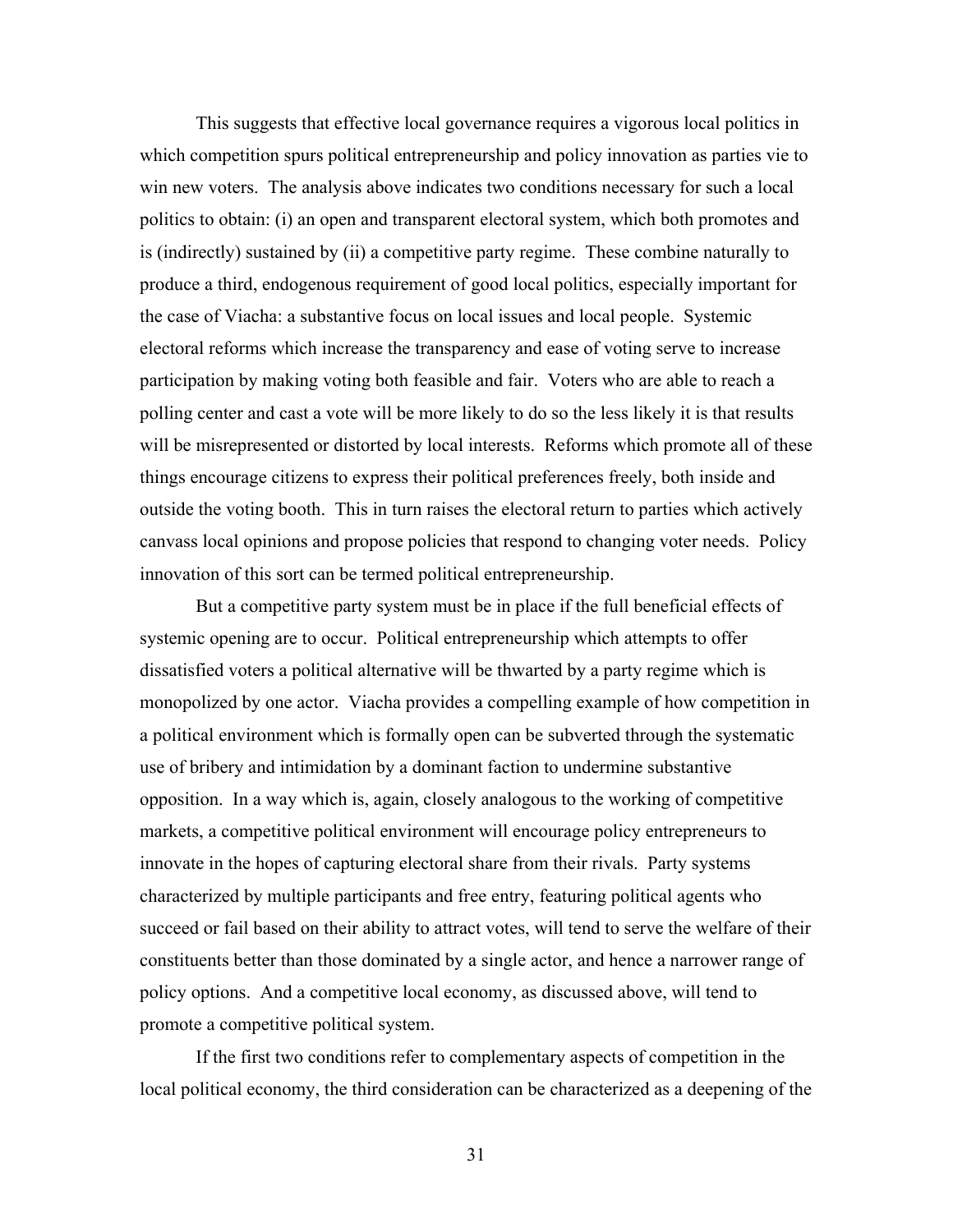This suggests that effective local governance requires a vigorous local politics in which competition spurs political entrepreneurship and policy innovation as parties vie to win new voters. The analysis above indicates two conditions necessary for such a local politics to obtain: (i) an open and transparent electoral system, which both promotes and is (indirectly) sustained by (ii) a competitive party regime. These combine naturally to produce a third, endogenous requirement of good local politics, especially important for the case of Viacha: a substantive focus on local issues and local people. Systemic electoral reforms which increase the transparency and ease of voting serve to increase participation by making voting both feasible and fair. Voters who are able to reach a polling center and cast a vote will be more likely to do so the less likely it is that results will be misrepresented or distorted by local interests. Reforms which promote all of these things encourage citizens to express their political preferences freely, both inside and outside the voting booth. This in turn raises the electoral return to parties which actively canvass local opinions and propose policies that respond to changing voter needs. Policy innovation of this sort can be termed political entrepreneurship.

But a competitive party system must be in place if the full beneficial effects of systemic opening are to occur. Political entrepreneurship which attempts to offer dissatisfied voters a political alternative will be thwarted by a party regime which is monopolized by one actor. Viacha provides a compelling example of how competition in a political environment which is formally open can be subverted through the systematic use of bribery and intimidation by a dominant faction to undermine substantive opposition. In a way which is, again, closely analogous to the working of competitive markets, a competitive political environment will encourage policy entrepreneurs to innovate in the hopes of capturing electoral share from their rivals. Party systems characterized by multiple participants and free entry, featuring political agents who succeed or fail based on their ability to attract votes, will tend to serve the welfare of their constituents better than those dominated by a single actor, and hence a narrower range of policy options. And a competitive local economy, as discussed above, will tend to promote a competitive political system.

If the first two conditions refer to complementary aspects of competition in the local political economy, the third consideration can be characterized as a deepening of the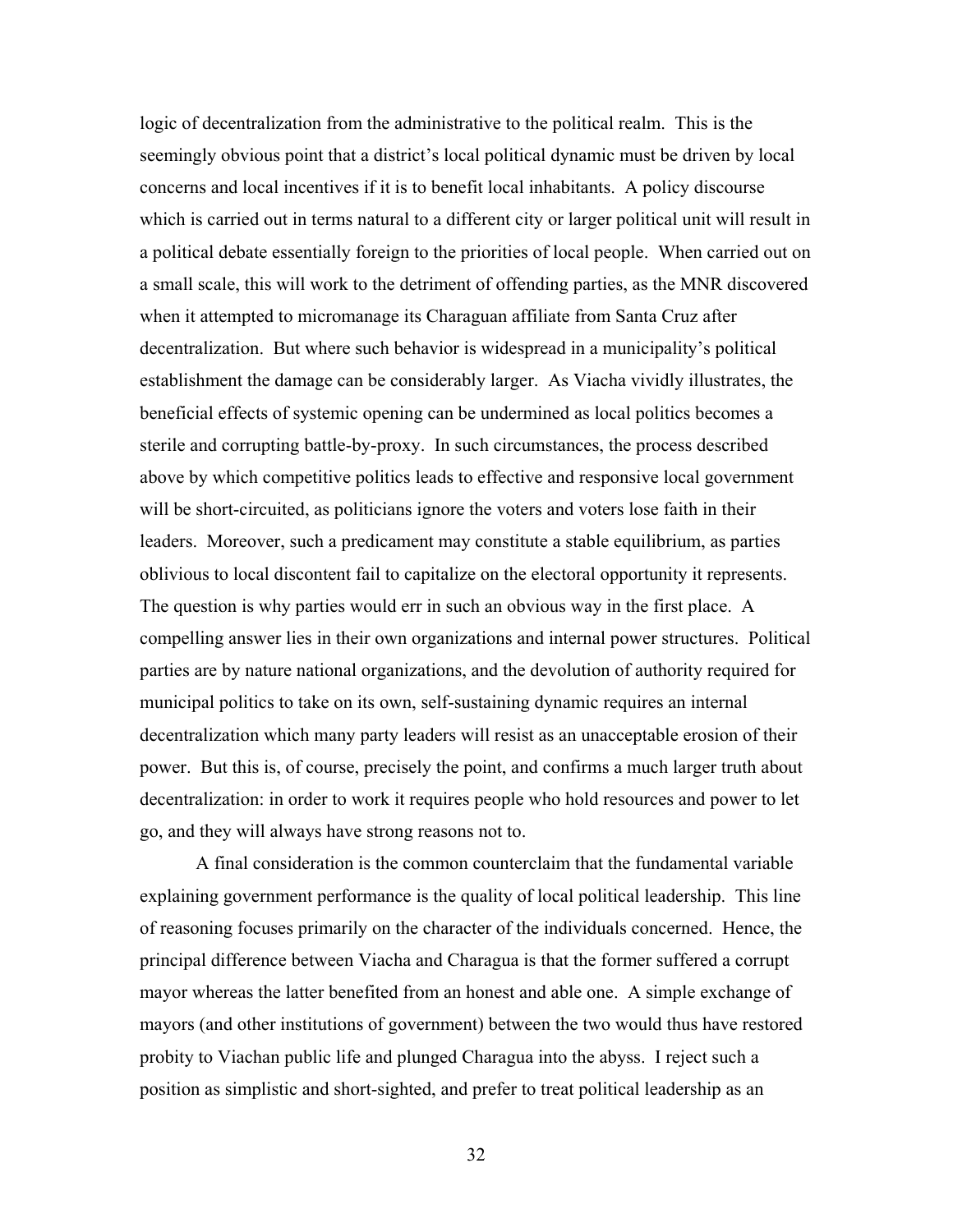logic of decentralization from the administrative to the political realm. This is the seemingly obvious point that a district's local political dynamic must be driven by local concerns and local incentives if it is to benefit local inhabitants. A policy discourse which is carried out in terms natural to a different city or larger political unit will result in a political debate essentially foreign to the priorities of local people. When carried out on a small scale, this will work to the detriment of offending parties, as the MNR discovered when it attempted to micromanage its Charaguan affiliate from Santa Cruz after decentralization. But where such behavior is widespread in a municipality's political establishment the damage can be considerably larger. As Viacha vividly illustrates, the beneficial effects of systemic opening can be undermined as local politics becomes a sterile and corrupting battle-by-proxy. In such circumstances, the process described above by which competitive politics leads to effective and responsive local government will be short-circuited, as politicians ignore the voters and voters lose faith in their leaders. Moreover, such a predicament may constitute a stable equilibrium, as parties oblivious to local discontent fail to capitalize on the electoral opportunity it represents. The question is why parties would err in such an obvious way in the first place. A compelling answer lies in their own organizations and internal power structures. Political parties are by nature national organizations, and the devolution of authority required for municipal politics to take on its own, self-sustaining dynamic requires an internal decentralization which many party leaders will resist as an unacceptable erosion of their power. But this is, of course, precisely the point, and confirms a much larger truth about decentralization: in order to work it requires people who hold resources and power to let go, and they will always have strong reasons not to.

A final consideration is the common counterclaim that the fundamental variable explaining government performance is the quality of local political leadership. This line of reasoning focuses primarily on the character of the individuals concerned. Hence, the principal difference between Viacha and Charagua is that the former suffered a corrupt mayor whereas the latter benefited from an honest and able one. A simple exchange of mayors (and other institutions of government) between the two would thus have restored probity to Viachan public life and plunged Charagua into the abyss. I reject such a position as simplistic and short-sighted, and prefer to treat political leadership as an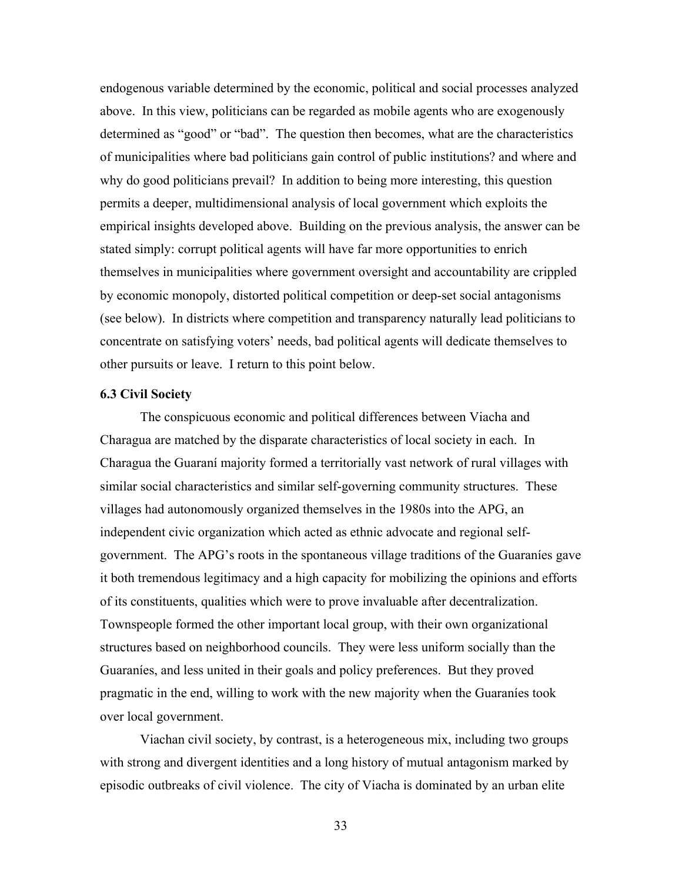endogenous variable determined by the economic, political and social processes analyzed above. In this view, politicians can be regarded as mobile agents who are exogenously determined as "good" or "bad". The question then becomes, what are the characteristics of municipalities where bad politicians gain control of public institutions? and where and why do good politicians prevail? In addition to being more interesting, this question permits a deeper, multidimensional analysis of local government which exploits the empirical insights developed above. Building on the previous analysis, the answer can be stated simply: corrupt political agents will have far more opportunities to enrich themselves in municipalities where government oversight and accountability are crippled by economic monopoly, distorted political competition or deep-set social antagonisms (see below). In districts where competition and transparency naturally lead politicians to concentrate on satisfying voters' needs, bad political agents will dedicate themselves to other pursuits or leave. I return to this point below.

### 6.3 Civil Society

The conspicuous economic and political differences between Viacha and Charagua are matched by the disparate characteristics of local society in each. In Charagua the Guaraní majority formed a territorially vast network of rural villages with similar social characteristics and similar self-governing community structures. These villages had autonomously organized themselves in the 1980s into the APG, an independent civic organization which acted as ethnic advocate and regional self-government. The APG's roots in the spontaneous village traditions of the Guaraníes gave it both tremendous legitimacy and a high capacity for mobilizing the opinions and efforts of its constituents, qualities which were to prove invaluable after decentralization. Townspeople formed the other important local group, with their own organizational structures based on neighborhood councils. They were less uniform socially than the Guaraníes, and less united in their goals and policy preferences. But they proved pragmatic in the end, willing to work with the new majority when the Guaraníes took over local government.

Viachan civil society, by contrast, is a heterogeneous mix, including two groups with strong and divergent identities and a long history of mutual antagonism marked by episodic outbreaks of civil violence. The city of Viacha is dominated by an urban elite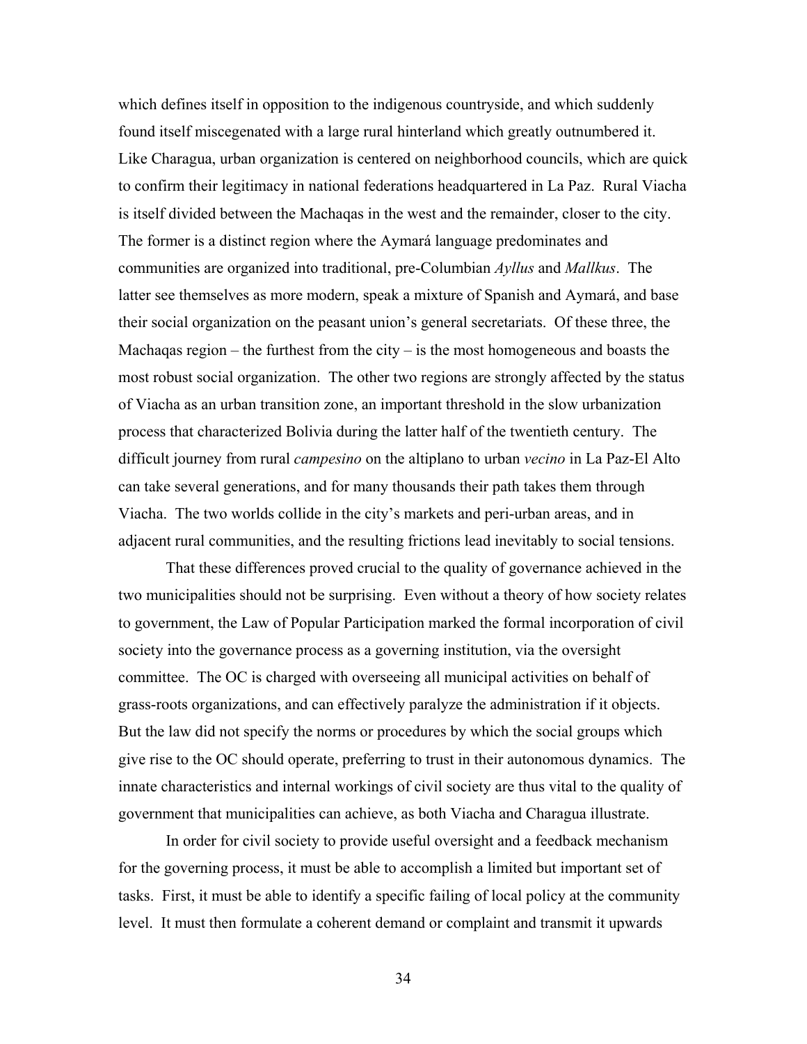which defines itself in opposition to the indigenous countryside, and which suddenly found itself miscegenated with a large rural hinterland which greatly outnumbered it. Like Charagua, urban organization is centered on neighborhood councils, which are quick to confirm their legitimacy in national federations headquartered in La Paz. Rural Viacha is itself divided between the Machaqas in the west and the remainder, closer to the city. The former is a distinct region where the Aymará language predominates and communities are organized into traditional, pre-Columbian *Ayllus* and *Mallkus*. The latter see themselves as more modern, speak a mixture of Spanish and Aymará, and base their social organization on the peasant union's general secretariats. Of these three, the Machaqas region – the furthest from the city – is the most homogeneous and boasts the most robust social organization. The other two regions are strongly affected by the status of Viacha as an urban transition zone, an important threshold in the slow urbanization process that characterized Bolivia during the latter half of the twentieth century. The difficult journey from rural *campesino* on the altiplano to urban *vecino* in La Paz-El Alto can take several generations, and for many thousands their path takes them through Viacha. The two worlds collide in the city's markets and peri-urban areas, and in adjacent rural communities, and the resulting frictions lead inevitably to social tensions.

That these differences proved crucial to the quality of governance achieved in the two municipalities should not be surprising. Even without a theory of how society relates to government, the Law of Popular Participation marked the formal incorporation of civil society into the governance process as a governing institution, via the oversight committee. The OC is charged with overseeing all municipal activities on behalf of grass-roots organizations, and can effectively paralyze the administration if it objects. But the law did not specify the norms or procedures by which the social groups which give rise to the OC should operate, preferring to trust in their autonomous dynamics. The innate characteristics and internal workings of civil society are thus vital to the quality of government that municipalities can achieve, as both Viacha and Charagua illustrate.

In order for civil society to provide useful oversight and a feedback mechanism for the governing process, it must be able to accomplish a limited but important set of tasks. First, it must be able to identify a specific failing of local policy at the community level. It must then formulate a coherent demand or complaint and transmit it upwards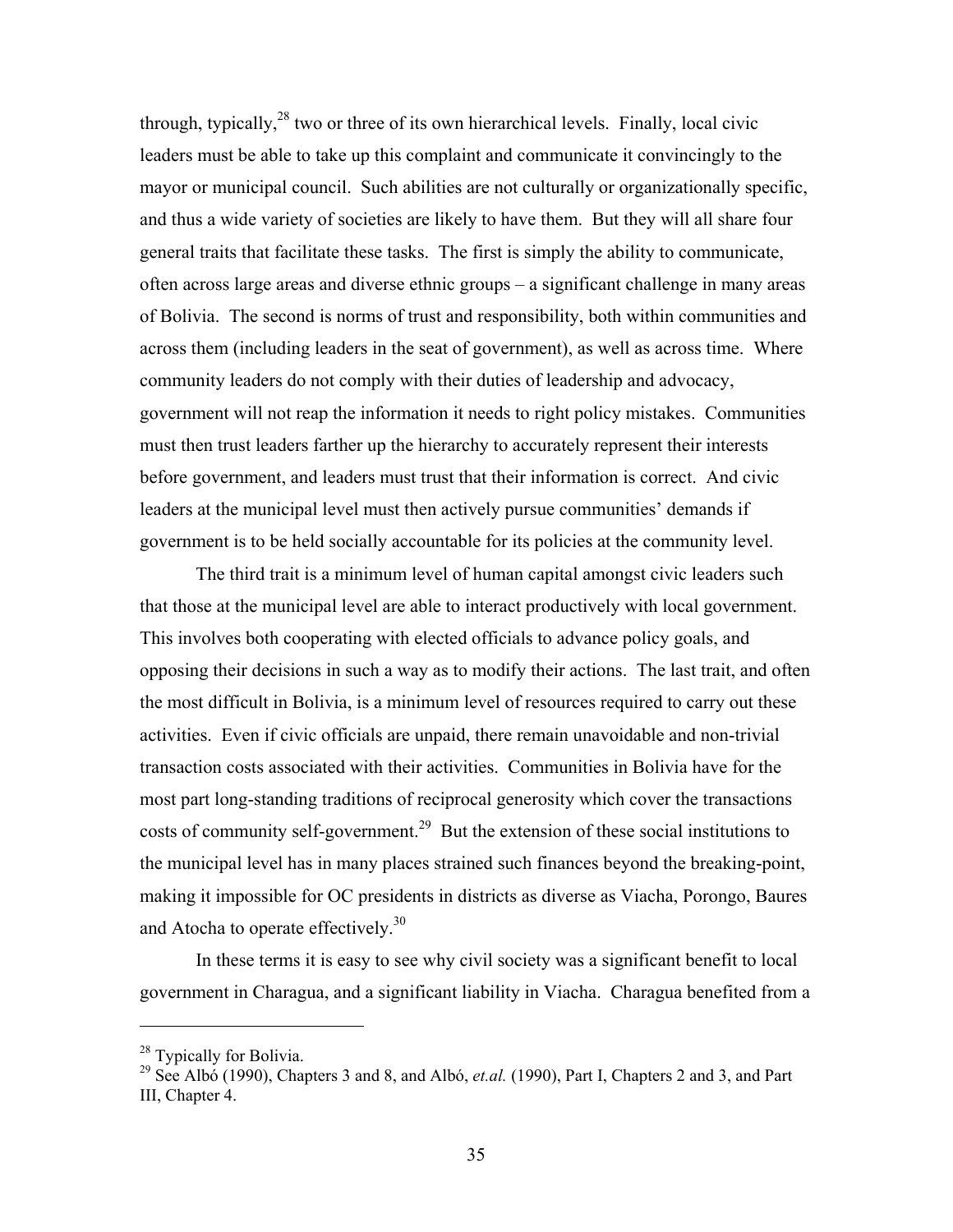through, typically,[28] two or three of its own hierarchical levels. Finally, local civic leaders must be able to take up this complaint and communicate it convincingly to the mayor or municipal council. Such abilities are not culturally or organizationally specific, and thus a wide variety of societies are likely to have them. But they will all share four general traits that facilitate these tasks. The first is simply the ability to communicate, often across large areas and diverse ethnic groups – a significant challenge in many areas of Bolivia. The second is norms of trust and responsibility, both within communities and across them (including leaders in the seat of government), as well as across time. Where community leaders do not comply with their duties of leadership and advocacy, government will not reap the information it needs to right policy mistakes. Communities must then trust leaders farther up the hierarchy to accurately represent their interests before government, and leaders must trust that their information is correct. And civic leaders at the municipal level must then actively pursue communities' demands if government is to be held socially accountable for its policies at the community level.

The third trait is a minimum level of human capital amongst civic leaders such that those at the municipal level are able to interact productively with local government. This involves both cooperating with elected officials to advance policy goals, and opposing their decisions in such a way as to modify their actions. The last trait, and often the most difficult in Bolivia, is a minimum level of resources required to carry out these activities. Even if civic officials are unpaid, there remain unavoidable and non-trivial transaction costs associated with their activities. Communities in Bolivia have for the most part long-standing traditions of reciprocal generosity which cover the transactions costs of community self-government.[29] But the extension of these social institutions to the municipal level has in many places strained such finances beyond the breaking-point, making it impossible for OC presidents in districts as diverse as Viacha, Porongo, Baures and Atocha to operate effectively.[30]

In these terms it is easy to see why civil society was a significant benefit to local government in Charagua, and a significant liability in Viacha. Charagua benefited from a

---

[28] Typically for Bolivia.

[29] See Albó (1990), Chapters 3 and 8, and Albó, *et.al.* (1990), Part I, Chapters 2 and 3, and Part III, Chapter 4.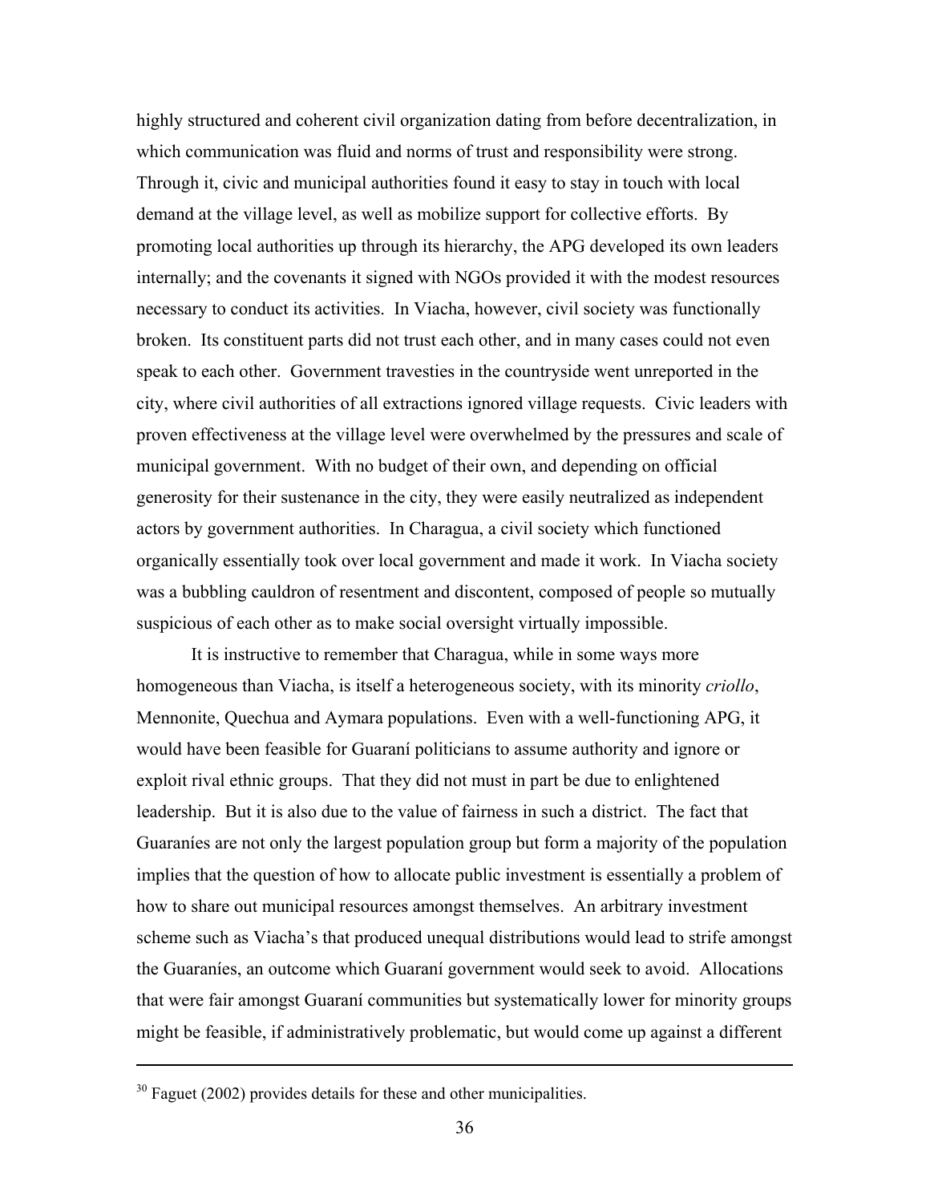highly structured and coherent civil organization dating from before decentralization, in which communication was fluid and norms of trust and responsibility were strong. Through it, civic and municipal authorities found it easy to stay in touch with local demand at the village level, as well as mobilize support for collective efforts. By promoting local authorities up through its hierarchy, the APG developed its own leaders internally; and the covenants it signed with NGOs provided it with the modest resources necessary to conduct its activities. In Viacha, however, civil society was functionally broken. Its constituent parts did not trust each other, and in many cases could not even speak to each other. Government travesties in the countryside went unreported in the city, where civil authorities of all extractions ignored village requests. Civic leaders with proven effectiveness at the village level were overwhelmed by the pressures and scale of municipal government. With no budget of their own, and depending on official generosity for their sustenance in the city, they were easily neutralized as independent actors by government authorities. In Charagua, a civil society which functioned organically essentially took over local government and made it work. In Viacha society was a bubbling cauldron of resentment and discontent, composed of people so mutually suspicious of each other as to make social oversight virtually impossible.

It is instructive to remember that Charagua, while in some ways more homogeneous than Viacha, is itself a heterogeneous society, with its minority *criollo*, Mennonite, Quechua and Aymara populations. Even with a well-functioning APG, it would have been feasible for Guaraní politicians to assume authority and ignore or exploit rival ethnic groups. That they did not must in part be due to enlightened leadership. But it is also due to the value of fairness in such a district. The fact that Guaraníes are not only the largest population group but form a majority of the population implies that the question of how to allocate public investment is essentially a problem of how to share out municipal resources amongst themselves. An arbitrary investment scheme such as Viacha's that produced unequal distributions would lead to strife amongst the Guaraníes, an outcome which Guaraní government would seek to avoid. Allocations that were fair amongst Guaraní communities but systematically lower for minority groups might be feasible, if administratively problematic, but would come up against a different

---

[30] Faguet (2002) provides details for these and other municipalities.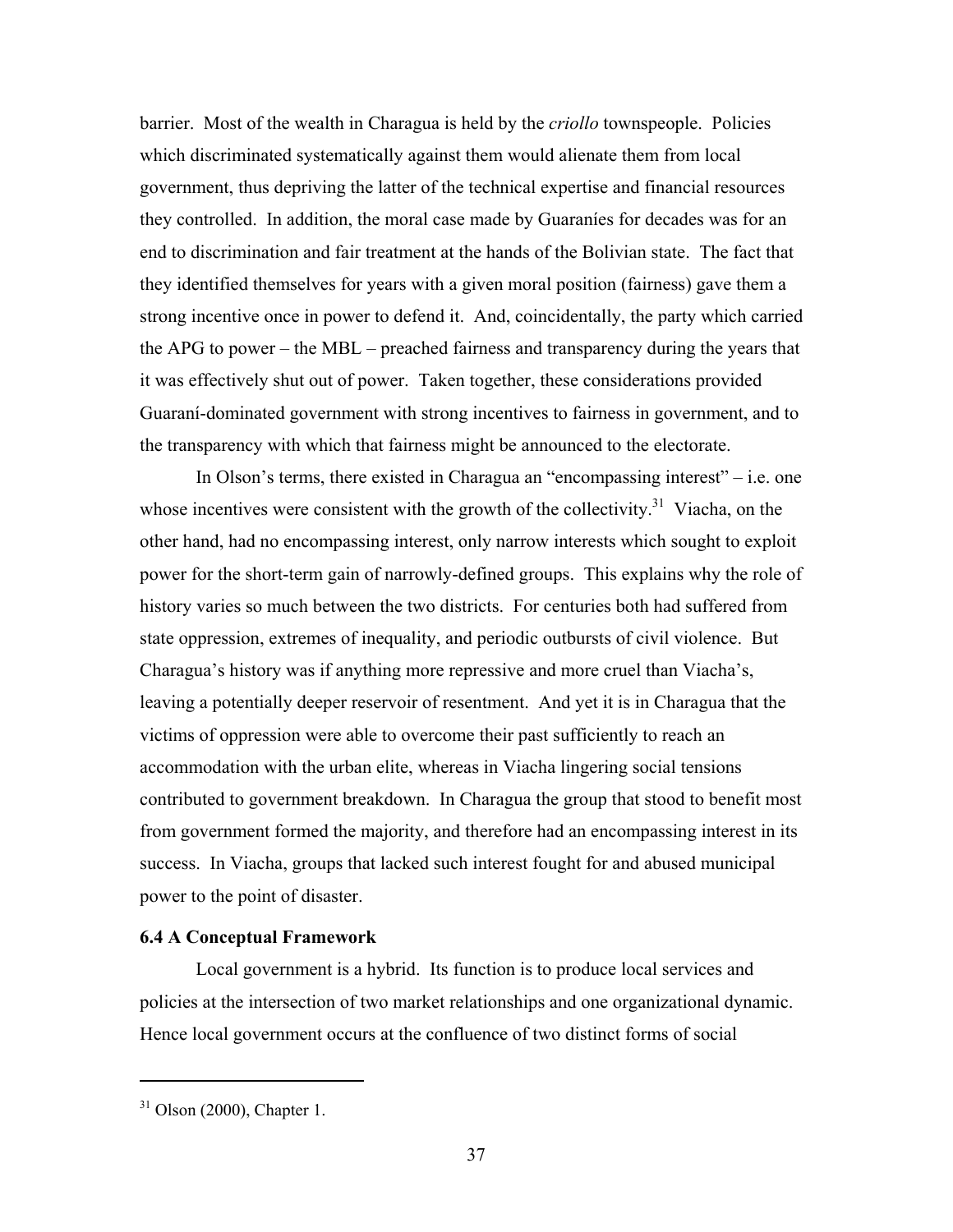barrier. Most of the wealth in Charagua is held by the *criollo* townspeople. Policies which discriminated systematically against them would alienate them from local government, thus depriving the latter of the technical expertise and financial resources they controlled. In addition, the moral case made by Guaraníes for decades was for an end to discrimination and fair treatment at the hands of the Bolivian state. The fact that they identified themselves for years with a given moral position (fairness) gave them a strong incentive once in power to defend it. And, coincidentally, the party which carried the APG to power – the MBL – preached fairness and transparency during the years that it was effectively shut out of power. Taken together, these considerations provided Guaraní-dominated government with strong incentives to fairness in government, and to the transparency with which that fairness might be announced to the electorate.

In Olson's terms, there existed in Charagua an "encompassing interest" – i.e. one whose incentives were consistent with the growth of the collectivity.[31] Viacha, on the other hand, had no encompassing interest, only narrow interests which sought to exploit power for the short-term gain of narrowly-defined groups. This explains why the role of history varies so much between the two districts. For centuries both had suffered from state oppression, extremes of inequality, and periodic outbursts of civil violence. But Charagua's history was if anything more repressive and more cruel than Viacha's, leaving a potentially deeper reservoir of resentment. And yet it is in Charagua that the victims of oppression were able to overcome their past sufficiently to reach an accommodation with the urban elite, whereas in Viacha lingering social tensions contributed to government breakdown. In Charagua the group that stood to benefit most from government formed the majority, and therefore had an encompassing interest in its success. In Viacha, groups that lacked such interest fought for and abused municipal power to the point of disaster.

### 6.4 A Conceptual Framework

Local government is a hybrid. Its function is to produce local services and policies at the intersection of two market relationships and one organizational dynamic. Hence local government occurs at the confluence of two distinct forms of social

[31] Olson (2000), Chapter 1.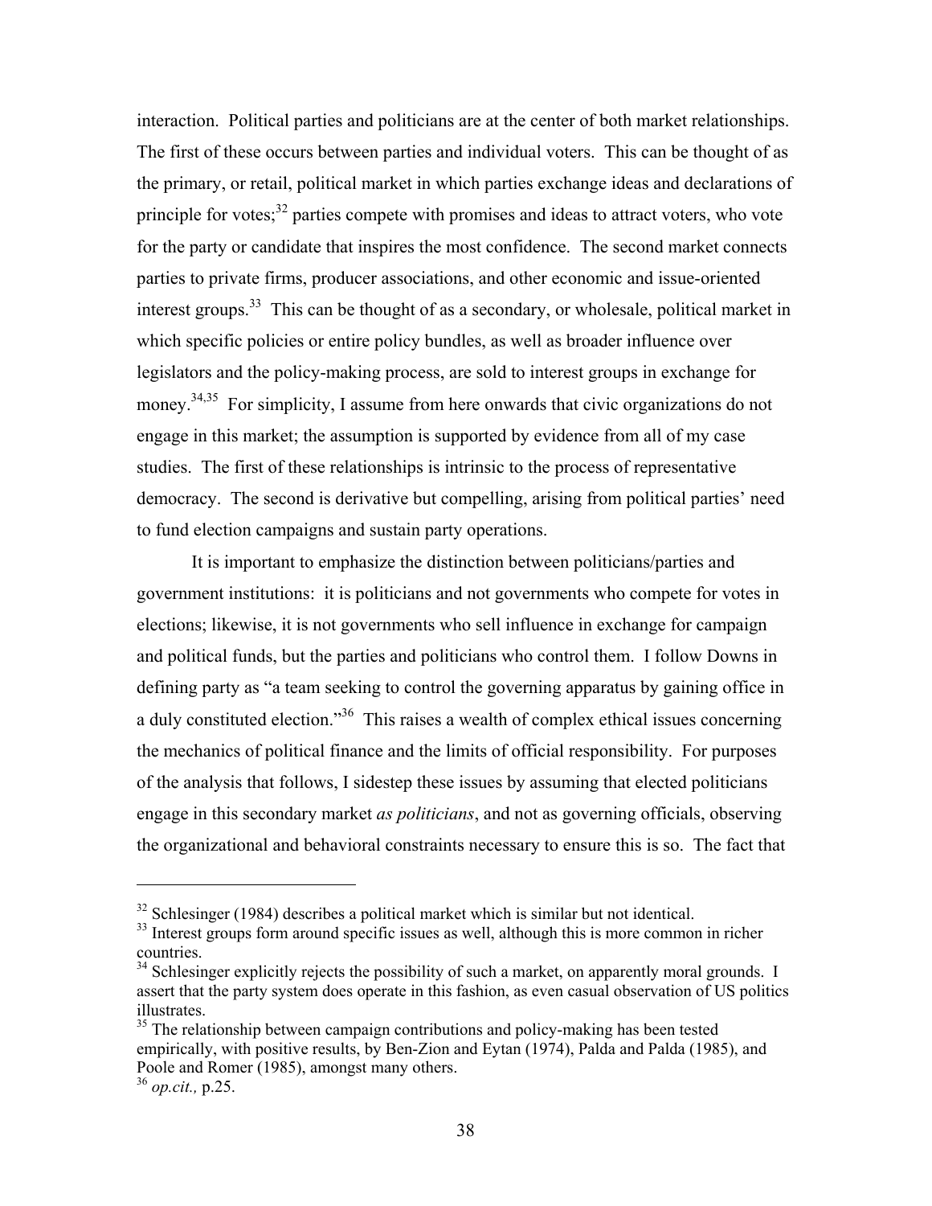interaction. Political parties and politicians are at the center of both market relationships. The first of these occurs between parties and individual voters. This can be thought of as the primary, or retail, political market in which parties exchange ideas and declarations of principle for votes;[32] parties compete with promises and ideas to attract voters, who vote for the party or candidate that inspires the most confidence. The second market connects parties to private firms, producer associations, and other economic and issue-oriented interest groups.[33] This can be thought of as a secondary, or wholesale, political market in which specific policies or entire policy bundles, as well as broader influence over legislators and the policy-making process, are sold to interest groups in exchange for money.[34,35] For simplicity, I assume from here onwards that civic organizations do not engage in this market; the assumption is supported by evidence from all of my case studies. The first of these relationships is intrinsic to the process of representative democracy. The second is derivative but compelling, arising from political parties' need to fund election campaigns and sustain party operations.

It is important to emphasize the distinction between politicians/parties and government institutions: it is politicians and not governments who compete for votes in elections; likewise, it is not governments who sell influence in exchange for campaign and political funds, but the parties and politicians who control them. I follow Downs in defining party as "a team seeking to control the governing apparatus by gaining office in a duly constituted election."[36] This raises a wealth of complex ethical issues concerning the mechanics of political finance and the limits of official responsibility. For purposes of the analysis that follows, I sidestep these issues by assuming that elected politicians engage in this secondary market *as politicians*, and not as governing officials, observing the organizational and behavioral constraints necessary to ensure this is so. The fact that

---

[32] Schlesinger (1984) describes a political market which is similar but not identical.

[33] Interest groups form around specific issues as well, although this is more common in richer countries.

[34] Schlesinger explicitly rejects the possibility of such a market, on apparently moral grounds. I assert that the party system does operate in this fashion, as even casual observation of US politics illustrates.

[35] The relationship between campaign contributions and policy-making has been tested empirically, with positive results, by Ben-Zion and Eytan (1974), Palda and Palda (1985), and Poole and Romer (1985), amongst many others.

[36] *op.cit.,* p.25.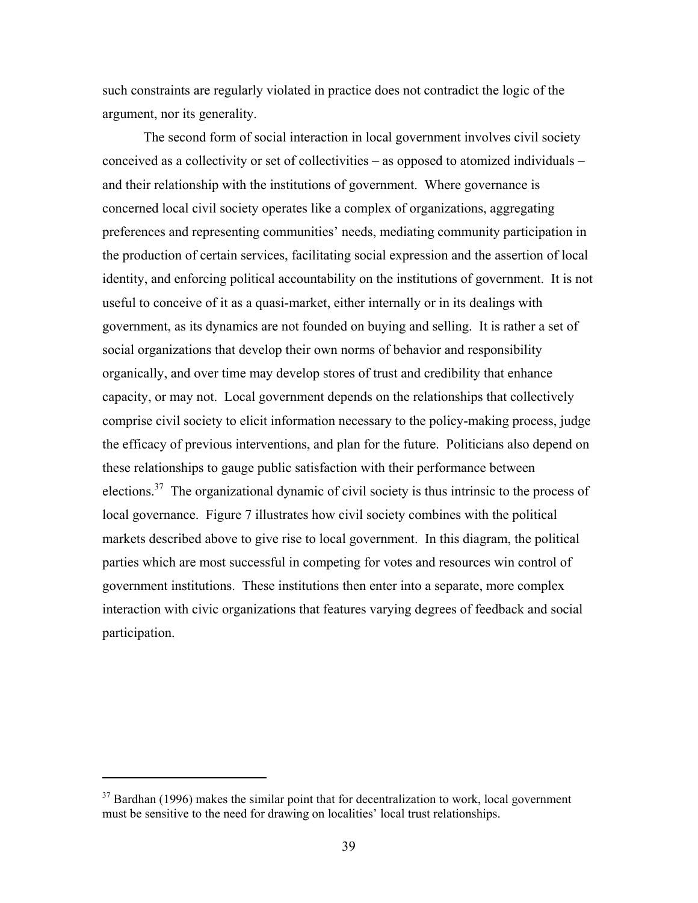such constraints are regularly violated in practice does not contradict the logic of the argument, nor its generality.

The second form of social interaction in local government involves civil society conceived as a collectivity or set of collectivities – as opposed to atomized individuals – and their relationship with the institutions of government. Where governance is concerned local civil society operates like a complex of organizations, aggregating preferences and representing communities' needs, mediating community participation in the production of certain services, facilitating social expression and the assertion of local identity, and enforcing political accountability on the institutions of government. It is not useful to conceive of it as a quasi-market, either internally or in its dealings with government, as its dynamics are not founded on buying and selling. It is rather a set of social organizations that develop their own norms of behavior and responsibility organically, and over time may develop stores of trust and credibility that enhance capacity, or may not. Local government depends on the relationships that collectively comprise civil society to elicit information necessary to the policy-making process, judge the efficacy of previous interventions, and plan for the future. Politicians also depend on these relationships to gauge public satisfaction with their performance between elections.[37] The organizational dynamic of civil society is thus intrinsic to the process of local governance. Figure 7 illustrates how civil society combines with the political markets described above to give rise to local government. In this diagram, the political parties which are most successful in competing for votes and resources win control of government institutions. These institutions then enter into a separate, more complex interaction with civic organizations that features varying degrees of feedback and social participation.

---

[37] Bardhan (1996) makes the similar point that for decentralization to work, local government must be sensitive to the need for drawing on localities' local trust relationships.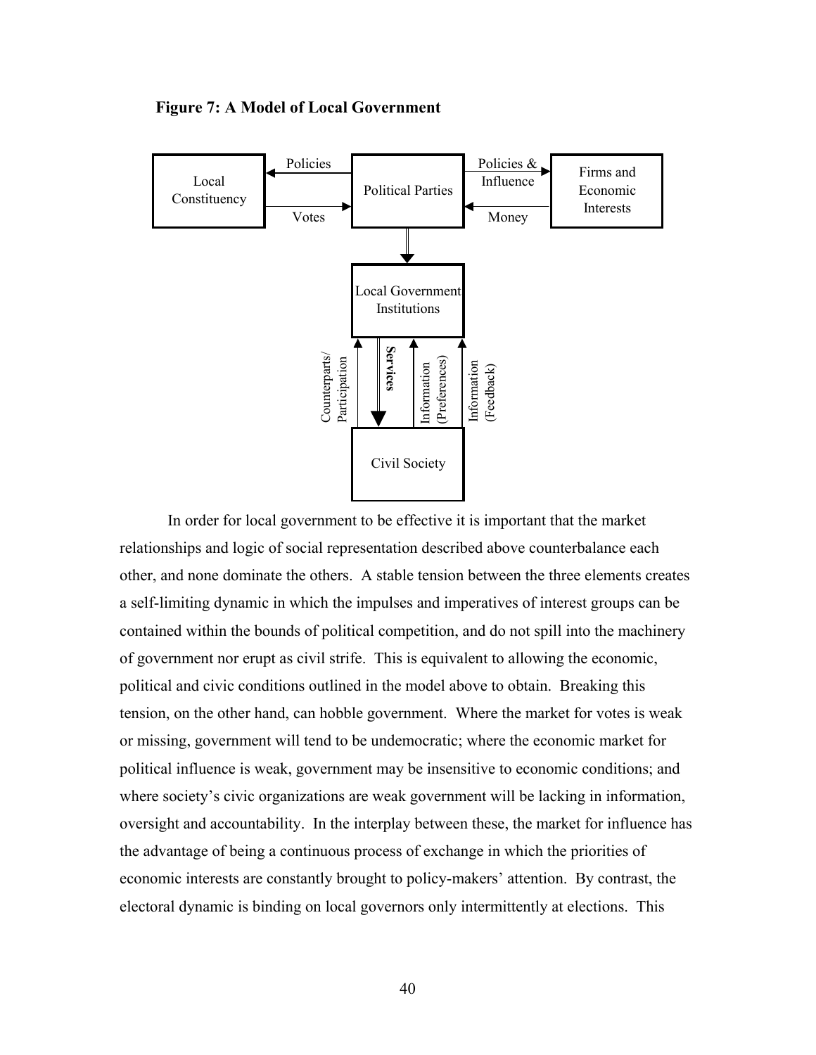**Figure 7: A Model of Local Government**

In order for local government to be effective it is important that the market relationships and logic of social representation described above counterbalance each other, and none dominate the others. A stable tension between the three elements creates a self-limiting dynamic in which the impulses and imperatives of interest groups can be contained within the bounds of political competition, and do not spill into the machinery of government nor erupt as civil strife. This is equivalent to allowing the economic, political and civic conditions outlined in the model above to obtain. Breaking this tension, on the other hand, can hobble government. Where the market for votes is weak or missing, government will tend to be undemocratic; where the economic market for political influence is weak, government may be insensitive to economic conditions; and where society's civic organizations are weak government will be lacking in information, oversight and accountability. In the interplay between these, the market for influence has the advantage of being a continuous process of exchange in which the priorities of economic interests are constantly brought to policy-makers' attention. By contrast, the electoral dynamic is binding on local governors only intermittently at elections. This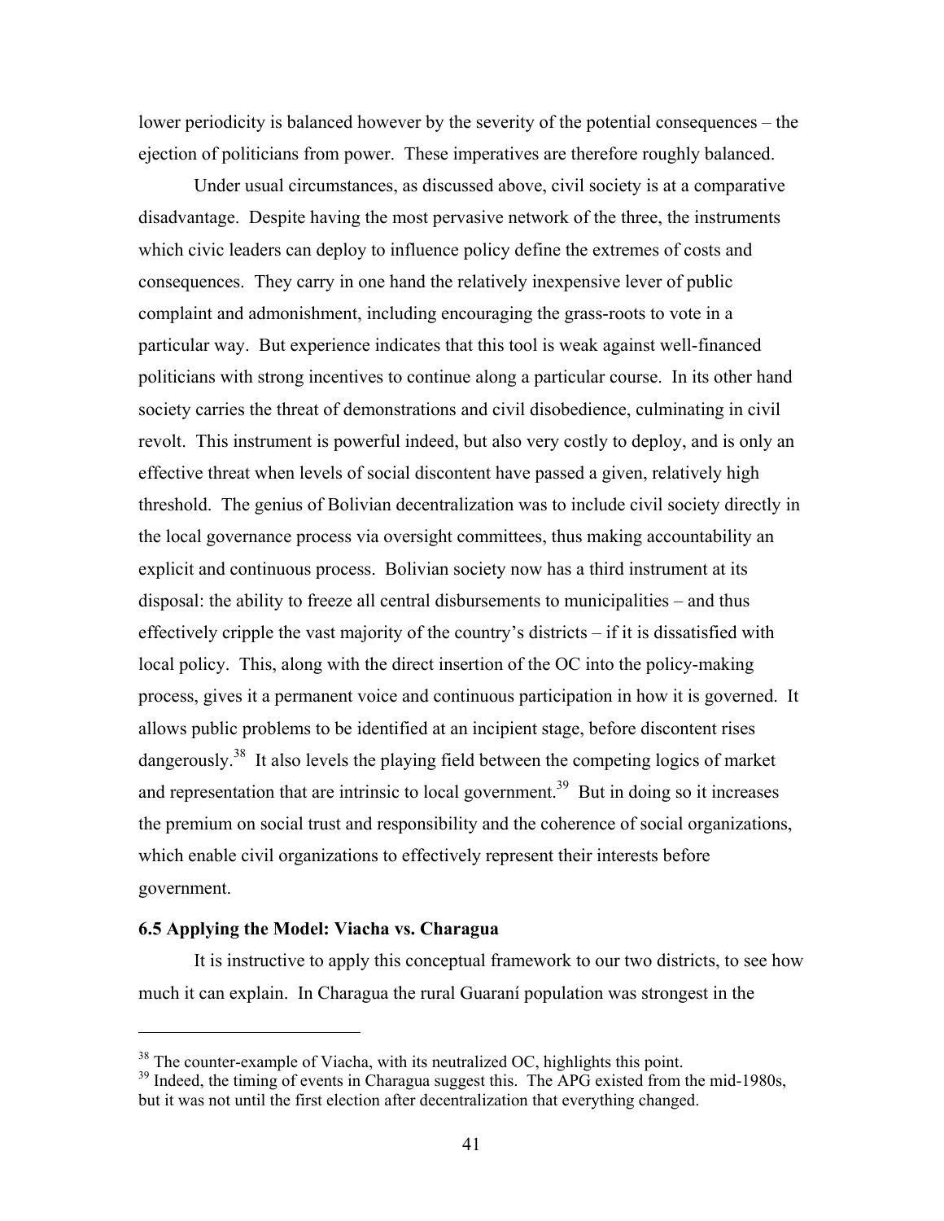lower periodicity is balanced however by the severity of the potential consequences – the ejection of politicians from power. These imperatives are therefore roughly balanced.

Under usual circumstances, as discussed above, civil society is at a comparative disadvantage. Despite having the most pervasive network of the three, the instruments which civic leaders can deploy to influence policy define the extremes of costs and consequences. They carry in one hand the relatively inexpensive lever of public complaint and admonishment, including encouraging the grass-roots to vote in a particular way. But experience indicates that this tool is weak against well-financed politicians with strong incentives to continue along a particular course. In its other hand society carries the threat of demonstrations and civil disobedience, culminating in civil revolt. This instrument is powerful indeed, but also very costly to deploy, and is only an effective threat when levels of social discontent have passed a given, relatively high threshold. The genius of Bolivian decentralization was to include civil society directly in the local governance process via oversight committees, thus making accountability an explicit and continuous process. Bolivian society now has a third instrument at its disposal: the ability to freeze all central disbursements to municipalities – and thus effectively cripple the vast majority of the country's districts – if it is dissatisfied with local policy. This, along with the direct insertion of the OC into the policy-making process, gives it a permanent voice and continuous participation in how it is governed. It allows public problems to be identified at an incipient stage, before discontent rises dangerously.[38] It also levels the playing field between the competing logics of market and representation that are intrinsic to local government.[39] But in doing so it increases the premium on social trust and responsibility and the coherence of social organizations, which enable civil organizations to effectively represent their interests before government.

### 6.5 Applying the Model: Viacha vs. Charagua

It is instructive to apply this conceptual framework to our two districts, to see how much it can explain. In Charagua the rural Guaraní population was strongest in the

[38] The counter-example of Viacha, with its neutralized OC, highlights this point.

[39] Indeed, the timing of events in Charagua suggest this. The APG existed from the mid-1980s, but it was not until the first election after decentralization that everything changed.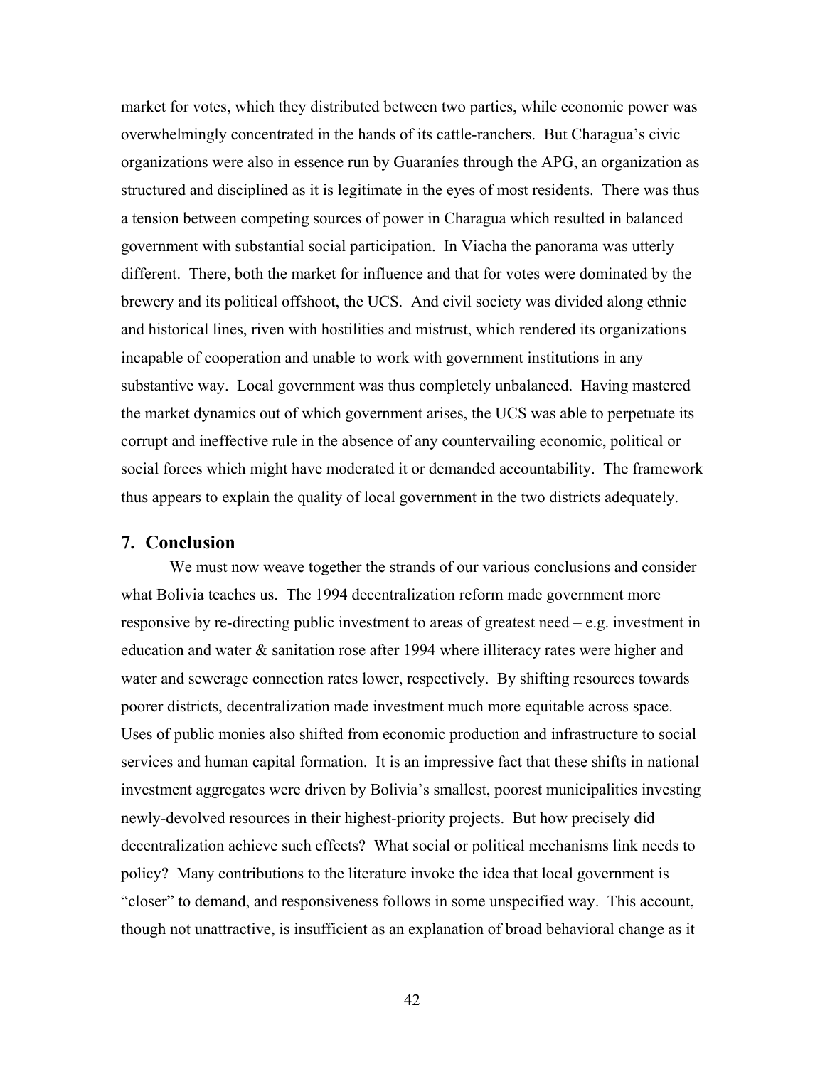market for votes, which they distributed between two parties, while economic power was overwhelmingly concentrated in the hands of its cattle-ranchers. But Charagua's civic organizations were also in essence run by Guaraníes through the APG, an organization as structured and disciplined as it is legitimate in the eyes of most residents. There was thus a tension between competing sources of power in Charagua which resulted in balanced government with substantial social participation. In Viacha the panorama was utterly different. There, both the market for influence and that for votes were dominated by the brewery and its political offshoot, the UCS. And civil society was divided along ethnic and historical lines, riven with hostilities and mistrust, which rendered its organizations incapable of cooperation and unable to work with government institutions in any substantive way. Local government was thus completely unbalanced. Having mastered the market dynamics out of which government arises, the UCS was able to perpetuate its corrupt and ineffective rule in the absence of any countervailing economic, political or social forces which might have moderated it or demanded accountability. The framework thus appears to explain the quality of local government in the two districts adequately.

## 7. Conclusion

We must now weave together the strands of our various conclusions and consider what Bolivia teaches us. The 1994 decentralization reform made government more responsive by re-directing public investment to areas of greatest need – e.g. investment in education and water & sanitation rose after 1994 where illiteracy rates were higher and water and sewerage connection rates lower, respectively. By shifting resources towards poorer districts, decentralization made investment much more equitable across space. Uses of public monies also shifted from economic production and infrastructure to social services and human capital formation. It is an impressive fact that these shifts in national investment aggregates were driven by Bolivia's smallest, poorest municipalities investing newly-devolved resources in their highest-priority projects. But how precisely did decentralization achieve such effects? What social or political mechanisms link needs to policy? Many contributions to the literature invoke the idea that local government is "closer" to demand, and responsiveness follows in some unspecified way. This account, though not unattractive, is insufficient as an explanation of broad behavioral change as it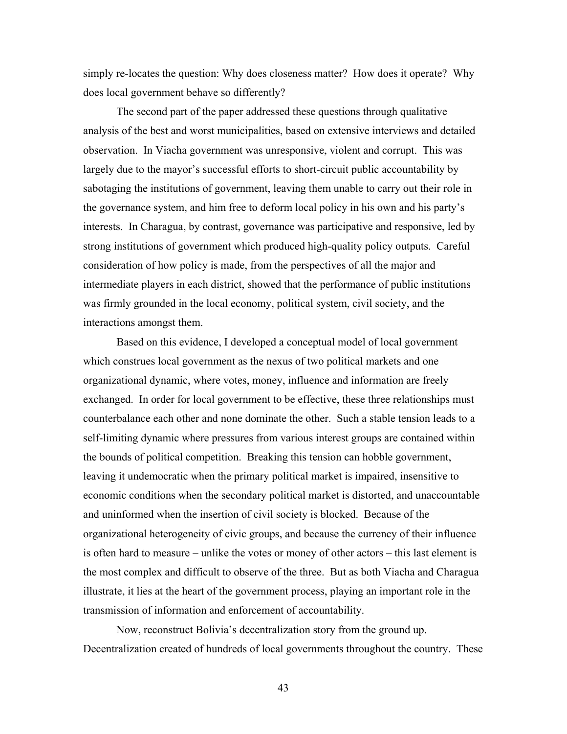simply re-locates the question: Why does closeness matter? How does it operate? Why does local government behave so differently?

The second part of the paper addressed these questions through qualitative analysis of the best and worst municipalities, based on extensive interviews and detailed observation. In Viacha government was unresponsive, violent and corrupt. This was largely due to the mayor's successful efforts to short-circuit public accountability by sabotaging the institutions of government, leaving them unable to carry out their role in the governance system, and him free to deform local policy in his own and his party's interests. In Charagua, by contrast, governance was participative and responsive, led by strong institutions of government which produced high-quality policy outputs. Careful consideration of how policy is made, from the perspectives of all the major and intermediate players in each district, showed that the performance of public institutions was firmly grounded in the local economy, political system, civil society, and the interactions amongst them.

Based on this evidence, I developed a conceptual model of local government which construes local government as the nexus of two political markets and one organizational dynamic, where votes, money, influence and information are freely exchanged. In order for local government to be effective, these three relationships must counterbalance each other and none dominate the other. Such a stable tension leads to a self-limiting dynamic where pressures from various interest groups are contained within the bounds of political competition. Breaking this tension can hobble government, leaving it undemocratic when the primary political market is impaired, insensitive to economic conditions when the secondary political market is distorted, and unaccountable and uninformed when the insertion of civil society is blocked. Because of the organizational heterogeneity of civic groups, and because the currency of their influence is often hard to measure – unlike the votes or money of other actors – this last element is the most complex and difficult to observe of the three. But as both Viacha and Charagua illustrate, it lies at the heart of the government process, playing an important role in the transmission of information and enforcement of accountability.

Now, reconstruct Bolivia's decentralization story from the ground up. Decentralization created of hundreds of local governments throughout the country. These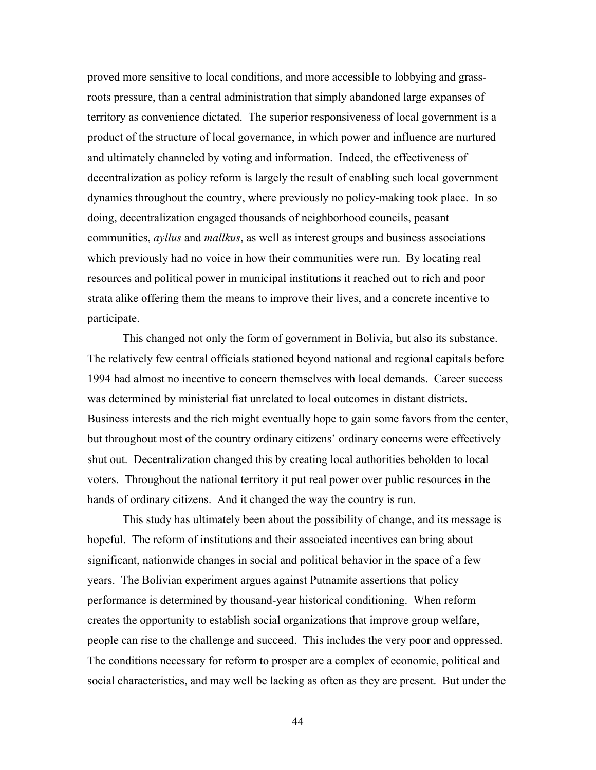proved more sensitive to local conditions, and more accessible to lobbying and grass-roots pressure, than a central administration that simply abandoned large expanses of territory as convenience dictated. The superior responsiveness of local government is a product of the structure of local governance, in which power and influence are nurtured and ultimately channeled by voting and information. Indeed, the effectiveness of decentralization as policy reform is largely the result of enabling such local government dynamics throughout the country, where previously no policy-making took place. In so doing, decentralization engaged thousands of neighborhood councils, peasant communities, *ayllus* and *mallkus*, as well as interest groups and business associations which previously had no voice in how their communities were run. By locating real resources and political power in municipal institutions it reached out to rich and poor strata alike offering them the means to improve their lives, and a concrete incentive to participate.

This changed not only the form of government in Bolivia, but also its substance. The relatively few central officials stationed beyond national and regional capitals before 1994 had almost no incentive to concern themselves with local demands. Career success was determined by ministerial fiat unrelated to local outcomes in distant districts. Business interests and the rich might eventually hope to gain some favors from the center, but throughout most of the country ordinary citizens' ordinary concerns were effectively shut out. Decentralization changed this by creating local authorities beholden to local voters. Throughout the national territory it put real power over public resources in the hands of ordinary citizens. And it changed the way the country is run.

This study has ultimately been about the possibility of change, and its message is hopeful. The reform of institutions and their associated incentives can bring about significant, nationwide changes in social and political behavior in the space of a few years. The Bolivian experiment argues against Putnamite assertions that policy performance is determined by thousand-year historical conditioning. When reform creates the opportunity to establish social organizations that improve group welfare, people can rise to the challenge and succeed. This includes the very poor and oppressed. The conditions necessary for reform to prosper are a complex of economic, political and social characteristics, and may well be lacking as often as they are present. But under the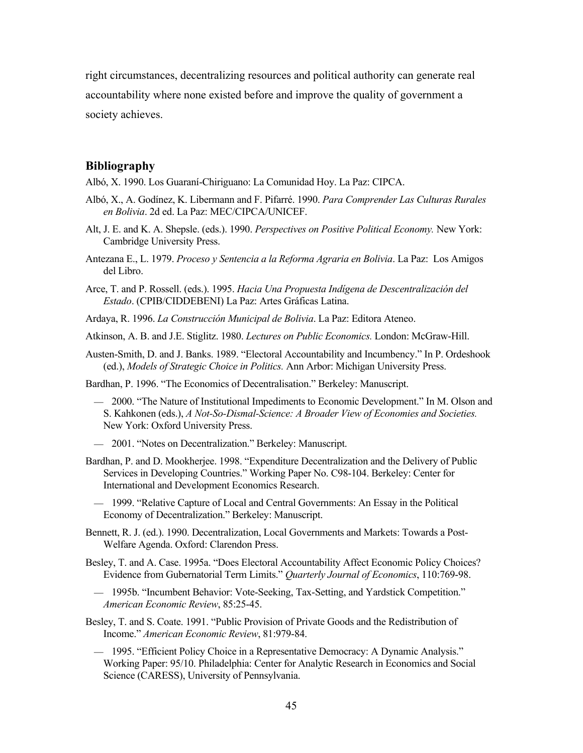right circumstances, decentralizing resources and political authority can generate real accountability where none existed before and improve the quality of government a society achieves.

## Bibliography

Albó, X. 1990. Los Guaraní-Chiriguano: La Comunidad Hoy. La Paz: CIPCA.

Albó, X., A. Godínez, K. Libermann and F. Pifarré. 1990. *Para Comprender Las Culturas Rurales en Bolivia*. 2d ed. La Paz: MEC/CIPCA/UNICEF.

Alt, J. E. and K. A. Shepsle. (eds.). 1990. *Perspectives on Positive Political Economy.* New York: Cambridge University Press.

Antezana E., L. 1979. *Proceso y Sentencia a la Reforma Agraria en Bolivia*. La Paz: Los Amigos del Libro.

Arce, T. and P. Rossell. (eds.). 1995. *Hacia Una Propuesta Indígena de Descentralización del Estado*. (CPIB/CIDDEBENI) La Paz: Artes Gráficas Latina.

Ardaya, R. 1996. *La Construcción Municipal de Bolivia*. La Paz: Editora Ateneo.

Atkinson, A. B. and J.E. Stiglitz. 1980. *Lectures on Public Economics.* London: McGraw-Hill.

Austen-Smith, D. and J. Banks. 1989. "Electoral Accountability and Incumbency." In P. Ordeshook (ed.), *Models of Strategic Choice in Politics.* Ann Arbor: Michigan University Press.

Bardhan, P. 1996. "The Economics of Decentralisation." Berkeley: Manuscript.

— 2000. "The Nature of Institutional Impediments to Economic Development." In M. Olson and S. Kahkonen (eds.), *A Not-So-Dismal-Science: A Broader View of Economies and Societies.* New York: Oxford University Press.

— 2001. "Notes on Decentralization." Berkeley: Manuscript.

Bardhan, P. and D. Mookherjee. 1998. "Expenditure Decentralization and the Delivery of Public Services in Developing Countries." Working Paper No. C98-104. Berkeley: Center for International and Development Economics Research.

— 1999. "Relative Capture of Local and Central Governments: An Essay in the Political Economy of Decentralization." Berkeley: Manuscript.

Bennett, R. J. (ed.). 1990. Decentralization, Local Governments and Markets: Towards a Post-Welfare Agenda. Oxford: Clarendon Press.

Besley, T. and A. Case. 1995a. "Does Electoral Accountability Affect Economic Policy Choices? Evidence from Gubernatorial Term Limits." *Quarterly Journal of Economics*, 110:769-98.

— 1995b. "Incumbent Behavior: Vote-Seeking, Tax-Setting, and Yardstick Competition." *American Economic Review*, 85:25-45.

Besley, T. and S. Coate. 1991. "Public Provision of Private Goods and the Redistribution of Income." *American Economic Review*, 81:979-84.

— 1995. "Efficient Policy Choice in a Representative Democracy: A Dynamic Analysis." Working Paper: 95/10. Philadelphia: Center for Analytic Research in Economics and Social Science (CARESS), University of Pennsylvania.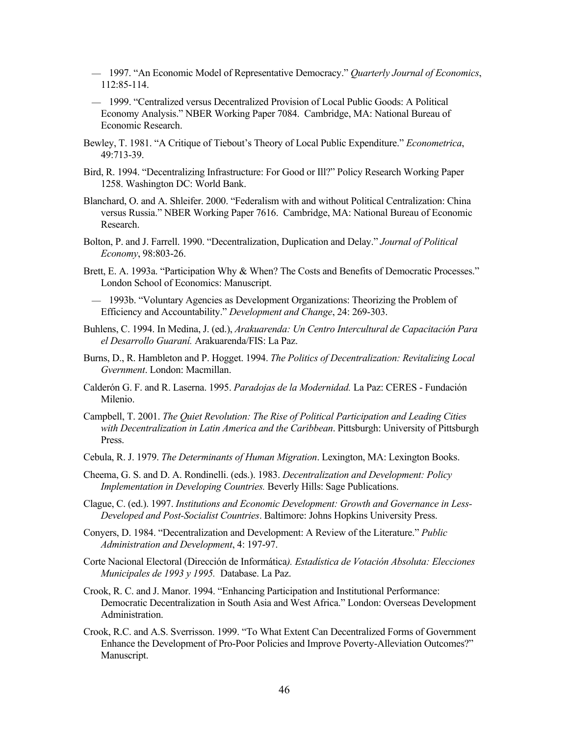— 1997. "An Economic Model of Representative Democracy." *Quarterly Journal of Economics*, 112:85-114.

— 1999. "Centralized versus Decentralized Provision of Local Public Goods: A Political Economy Analysis." NBER Working Paper 7084. Cambridge, MA: National Bureau of Economic Research.

Bewley, T. 1981. "A Critique of Tiebout's Theory of Local Public Expenditure." *Econometrica*, 49:713-39.

Bird, R. 1994. "Decentralizing Infrastructure: For Good or Ill?" Policy Research Working Paper 1258. Washington DC: World Bank.

Blanchard, O. and A. Shleifer. 2000. "Federalism with and without Political Centralization: China versus Russia." NBER Working Paper 7616. Cambridge, MA: National Bureau of Economic Research.

Bolton, P. and J. Farrell. 1990. "Decentralization, Duplication and Delay." *Journal of Political Economy*, 98:803-26.

Brett, E. A. 1993a. "Participation Why & When? The Costs and Benefits of Democratic Processes." London School of Economics: Manuscript.

— 1993b. "Voluntary Agencies as Development Organizations: Theorizing the Problem of Efficiency and Accountability." *Development and Change*, 24: 269-303.

Buhlens, C. 1994. In Medina, J. (ed.), *Arakuarenda: Un Centro Intercultural de Capacitación Para el Desarrollo Guaraní.* Arakuarenda/FIS: La Paz.

Burns, D., R. Hambleton and P. Hogget. 1994. *The Politics of Decentralization: Revitalizing Local Gvernment*. London: Macmillan.

Calderón G. F. and R. Laserna. 1995. *Paradojas de la Modernidad.* La Paz: CERES - Fundación Milenio.

Campbell, T. 2001. *The Quiet Revolution: The Rise of Political Participation and Leading Cities with Decentralization in Latin America and the Caribbean*. Pittsburgh: University of Pittsburgh Press.

Cebula, R. J. 1979. *The Determinants of Human Migration*. Lexington, MA: Lexington Books.

Cheema, G. S. and D. A. Rondinelli. (eds.). 1983. *Decentralization and Development: Policy Implementation in Developing Countries.* Beverly Hills: Sage Publications.

Clague, C. (ed.). 1997. *Institutions and Economic Development: Growth and Governance in Less-Developed and Post-Socialist Countries*. Baltimore: Johns Hopkins University Press.

Conyers, D. 1984. "Decentralization and Development: A Review of the Literature." *Public Administration and Development*, 4: 197-97.

Corte Nacional Electoral (Dirección de Informática*). Estadística de Votación Absoluta: Elecciones Municipales de 1993 y 1995.* Database. La Paz.

Crook, R. C. and J. Manor. 1994. "Enhancing Participation and Institutional Performance: Democratic Decentralization in South Asia and West Africa." London: Overseas Development Administration.

Crook, R.C. and A.S. Sverrisson. 1999. "To What Extent Can Decentralized Forms of Government Enhance the Development of Pro-Poor Policies and Improve Poverty-Alleviation Outcomes?" Manuscript.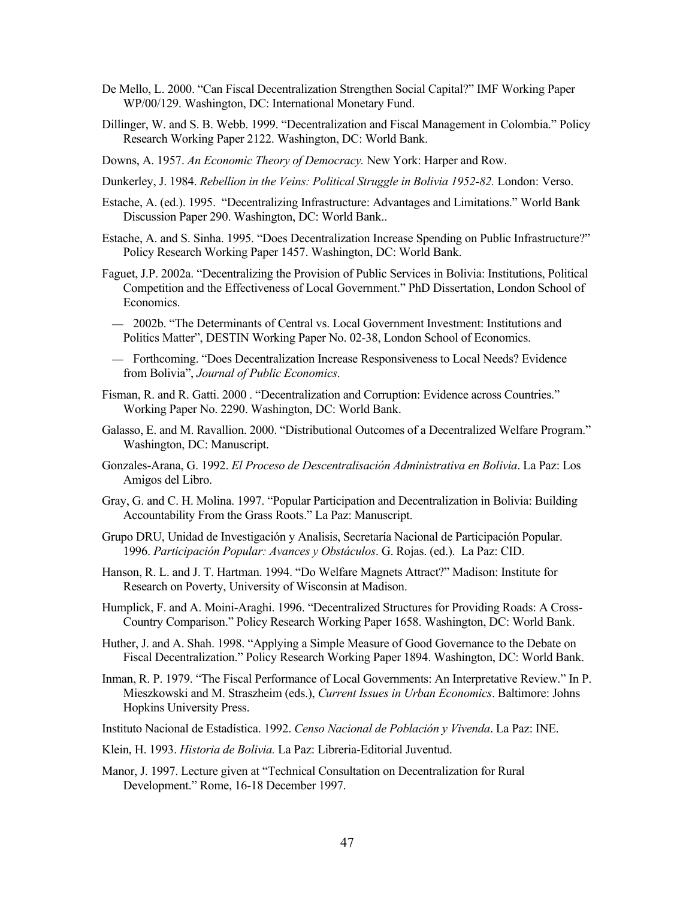De Mello, L. 2000. “Can Fiscal Decentralization Strengthen Social Capital?” IMF Working Paper WP/00/129. Washington, DC: International Monetary Fund.

Dillinger, W. and S. B. Webb. 1999. “Decentralization and Fiscal Management in Colombia.” Policy Research Working Paper 2122. Washington, DC: World Bank.

Downs, A. 1957. *An Economic Theory of Democracy.* New York: Harper and Row.

Dunkerley, J. 1984. *Rebellion in the Veins: Political Struggle in Bolivia 1952-82.* London: Verso.

Estache, A. (ed.). 1995. “Decentralizing Infrastructure: Advantages and Limitations.” World Bank Discussion Paper 290. Washington, DC: World Bank..

Estache, A. and S. Sinha. 1995. “Does Decentralization Increase Spending on Public Infrastructure?” Policy Research Working Paper 1457. Washington, DC: World Bank.

Faguet, J.P. 2002a. “Decentralizing the Provision of Public Services in Bolivia: Institutions, Political Competition and the Effectiveness of Local Government.” PhD Dissertation, London School of Economics.

— 2002b. “The Determinants of Central vs. Local Government Investment: Institutions and Politics Matter”, DESTIN Working Paper No. 02-38, London School of Economics.

— Forthcoming. “Does Decentralization Increase Responsiveness to Local Needs? Evidence from Bolivia”, *Journal of Public Economics*.

Fisman, R. and R. Gatti. 2000 . “Decentralization and Corruption: Evidence across Countries.” Working Paper No. 2290. Washington, DC: World Bank.

Galasso, E. and M. Ravallion. 2000. “Distributional Outcomes of a Decentralized Welfare Program.” Washington, DC: Manuscript.

Gonzales-Arana, G. 1992. *El Proceso de Descentralisación Administrativa en Bolivia*. La Paz: Los Amigos del Libro.

Gray, G. and C. H. Molina. 1997. “Popular Participation and Decentralization in Bolivia: Building Accountability From the Grass Roots.” La Paz: Manuscript.

Grupo DRU, Unidad de Investigación y Analisis, Secretaría Nacional de Participación Popular. 1996. *Participación Popular: Avances y Obstáculos*. G. Rojas. (ed.). La Paz: CID.

Hanson, R. L. and J. T. Hartman. 1994. “Do Welfare Magnets Attract?” Madison: Institute for Research on Poverty, University of Wisconsin at Madison.

Humplick, F. and A. Moini-Araghi. 1996. “Decentralized Structures for Providing Roads: A Cross-Country Comparison.” Policy Research Working Paper 1658. Washington, DC: World Bank.

Huther, J. and A. Shah. 1998. “Applying a Simple Measure of Good Governance to the Debate on Fiscal Decentralization.” Policy Research Working Paper 1894. Washington, DC: World Bank.

Inman, R. P. 1979. “The Fiscal Performance of Local Governments: An Interpretative Review.” In P. Mieszkowski and M. Straszheim (eds.), *Current Issues in Urban Economics*. Baltimore: Johns Hopkins University Press.

Instituto Nacional de Estadística. 1992. *Censo Nacional de Población y Vivenda*. La Paz: INE.

Klein, H. 1993. *Historia de Bolivia.* La Paz: Libreria-Editorial Juventud.

Manor, J. 1997. Lecture given at “Technical Consultation on Decentralization for Rural Development.” Rome, 16-18 December 1997.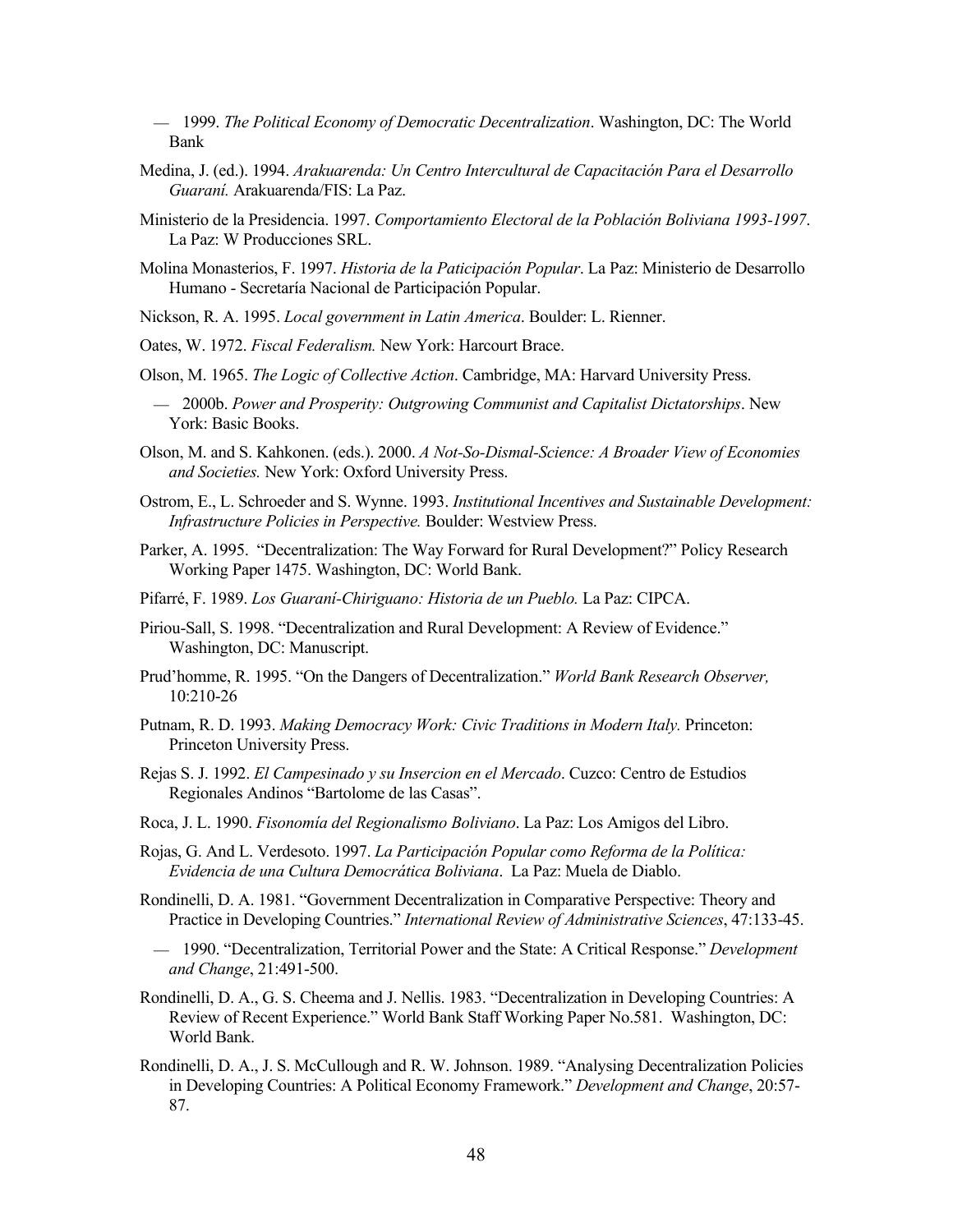— 1999. *The Political Economy of Democratic Decentralization*. Washington, DC: The World Bank

Medina, J. (ed.). 1994. *Arakuarenda: Un Centro Intercultural de Capacitación Para el Desarrollo Guaraní.* Arakuarenda/FIS: La Paz.

Ministerio de la Presidencia. 1997. *Comportamiento Electoral de la Población Boliviana 1993-1997*. La Paz: W Producciones SRL.

Molina Monasterios, F. 1997. *Historia de la Paticipación Popular*. La Paz: Ministerio de Desarrollo Humano - Secretaría Nacional de Participación Popular.

Nickson, R. A. 1995. *Local government in Latin America*. Boulder: L. Rienner.

Oates, W. 1972. *Fiscal Federalism.* New York: Harcourt Brace.

Olson, M. 1965. *The Logic of Collective Action*. Cambridge, MA: Harvard University Press.

— 2000b. *Power and Prosperity: Outgrowing Communist and Capitalist Dictatorships*. New York: Basic Books.

Olson, M. and S. Kahkonen. (eds.). 2000. *A Not-So-Dismal-Science: A Broader View of Economies and Societies.* New York: Oxford University Press.

Ostrom, E., L. Schroeder and S. Wynne. 1993. *Institutional Incentives and Sustainable Development: Infrastructure Policies in Perspective.* Boulder: Westview Press.

Parker, A. 1995. "Decentralization: The Way Forward for Rural Development?" Policy Research Working Paper 1475. Washington, DC: World Bank.

Pifarré, F. 1989. *Los Guaraní-Chiriguano: Historia de un Pueblo.* La Paz: CIPCA.

Piriou-Sall, S. 1998. "Decentralization and Rural Development: A Review of Evidence." Washington, DC: Manuscript.

Prud'homme, R. 1995. "On the Dangers of Decentralization." *World Bank Research Observer,* 10:210-26

Putnam, R. D. 1993. *Making Democracy Work: Civic Traditions in Modern Italy.* Princeton: Princeton University Press.

Rejas S. J. 1992. *El Campesinado y su Insercion en el Mercado*. Cuzco: Centro de Estudios Regionales Andinos "Bartolome de las Casas".

Roca, J. L. 1990. *Fisonomía del Regionalismo Boliviano*. La Paz: Los Amigos del Libro.

Rojas, G. And L. Verdesoto. 1997. *La Participación Popular como Reforma de la Política: Evidencia de una Cultura Democrática Boliviana*. La Paz: Muela de Diablo.

Rondinelli, D. A. 1981. "Government Decentralization in Comparative Perspective: Theory and Practice in Developing Countries." *International Review of Administrative Sciences*, 47:133-45.

— 1990. "Decentralization, Territorial Power and the State: A Critical Response." *Development and Change*, 21:491-500.

Rondinelli, D. A., G. S. Cheema and J. Nellis. 1983. "Decentralization in Developing Countries: A Review of Recent Experience." World Bank Staff Working Paper No.581. Washington, DC: World Bank.

Rondinelli, D. A., J. S. McCullough and R. W. Johnson. 1989. "Analysing Decentralization Policies in Developing Countries: A Political Economy Framework." *Development and Change*, 20:57-87.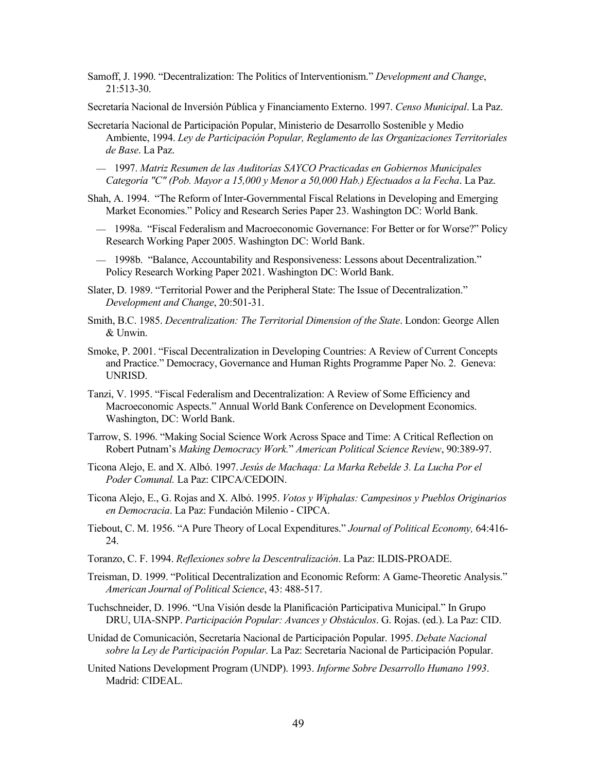Samoff, J. 1990. "Decentralization: The Politics of Interventionism." *Development and Change*, 21:513-30.

Secretaría Nacional de Inversión Pública y Financiamento Externo. 1997. *Censo Municipal*. La Paz.

Secretaría Nacional de Participación Popular, Ministerio de Desarrollo Sostenible y Medio Ambiente, 1994. *Ley de Participación Popular, Reglamento de las Organizaciones Territoriales de Base*. La Paz.

— 1997. *Matriz Resumen de las Auditorías SAYCO Practicadas en Gobiernos Municipales Categoría "C" (Pob. Mayor a 15,000 y Menor a 50,000 Hab.) Efectuados a la Fecha*. La Paz.

Shah, A. 1994. "The Reform of Inter-Governmental Fiscal Relations in Developing and Emerging Market Economies." Policy and Research Series Paper 23. Washington DC: World Bank.

— 1998a. "Fiscal Federalism and Macroeconomic Governance: For Better or for Worse?" Policy Research Working Paper 2005. Washington DC: World Bank.

— 1998b. "Balance, Accountability and Responsiveness: Lessons about Decentralization." Policy Research Working Paper 2021. Washington DC: World Bank.

Slater, D. 1989. "Territorial Power and the Peripheral State: The Issue of Decentralization." *Development and Change*, 20:501-31.

Smith, B.C. 1985. *Decentralization: The Territorial Dimension of the State*. London: George Allen & Unwin.

Smoke, P. 2001. "Fiscal Decentralization in Developing Countries: A Review of Current Concepts and Practice." Democracy, Governance and Human Rights Programme Paper No. 2. Geneva: UNRISD.

Tanzi, V. 1995. "Fiscal Federalism and Decentralization: A Review of Some Efficiency and Macroeconomic Aspects." Annual World Bank Conference on Development Economics. Washington, DC: World Bank.

Tarrow, S. 1996. "Making Social Science Work Across Space and Time: A Critical Reflection on Robert Putnam's *Making Democracy Work.*" *American Political Science Review*, 90:389-97.

Ticona Alejo, E. and X. Albó. 1997. *Jesús de Machaqa: La Marka Rebelde 3. La Lucha Por el Poder Comunal.* La Paz: CIPCA/CEDOIN.

Ticona Alejo, E., G. Rojas and X. Albó. 1995. *Votos y Wiphalas: Campesinos y Pueblos Originarios en Democracia*. La Paz: Fundación Milenio - CIPCA.

Tiebout, C. M. 1956. "A Pure Theory of Local Expenditures." *Journal of Political Economy,* 64:416-24.

Toranzo, C. F. 1994. *Reflexiones sobre la Descentralización*. La Paz: ILDIS-PROADE.

Treisman, D. 1999. "Political Decentralization and Economic Reform: A Game-Theoretic Analysis." *American Journal of Political Science*, 43: 488-517.

Tuchschneider, D. 1996. "Una Visión desde la Planificación Participativa Municipal." In Grupo DRU, UIA-SNPP. *Participación Popular: Avances y Obstáculos*. G. Rojas. (ed.). La Paz: CID.

Unidad de Comunicación, Secretaría Nacional de Participación Popular. 1995. *Debate Nacional sobre la Ley de Participación Popular*. La Paz: Secretaría Nacional de Participación Popular.

United Nations Development Program (UNDP). 1993. *Informe Sobre Desarrollo Humano 1993*. Madrid: CIDEAL.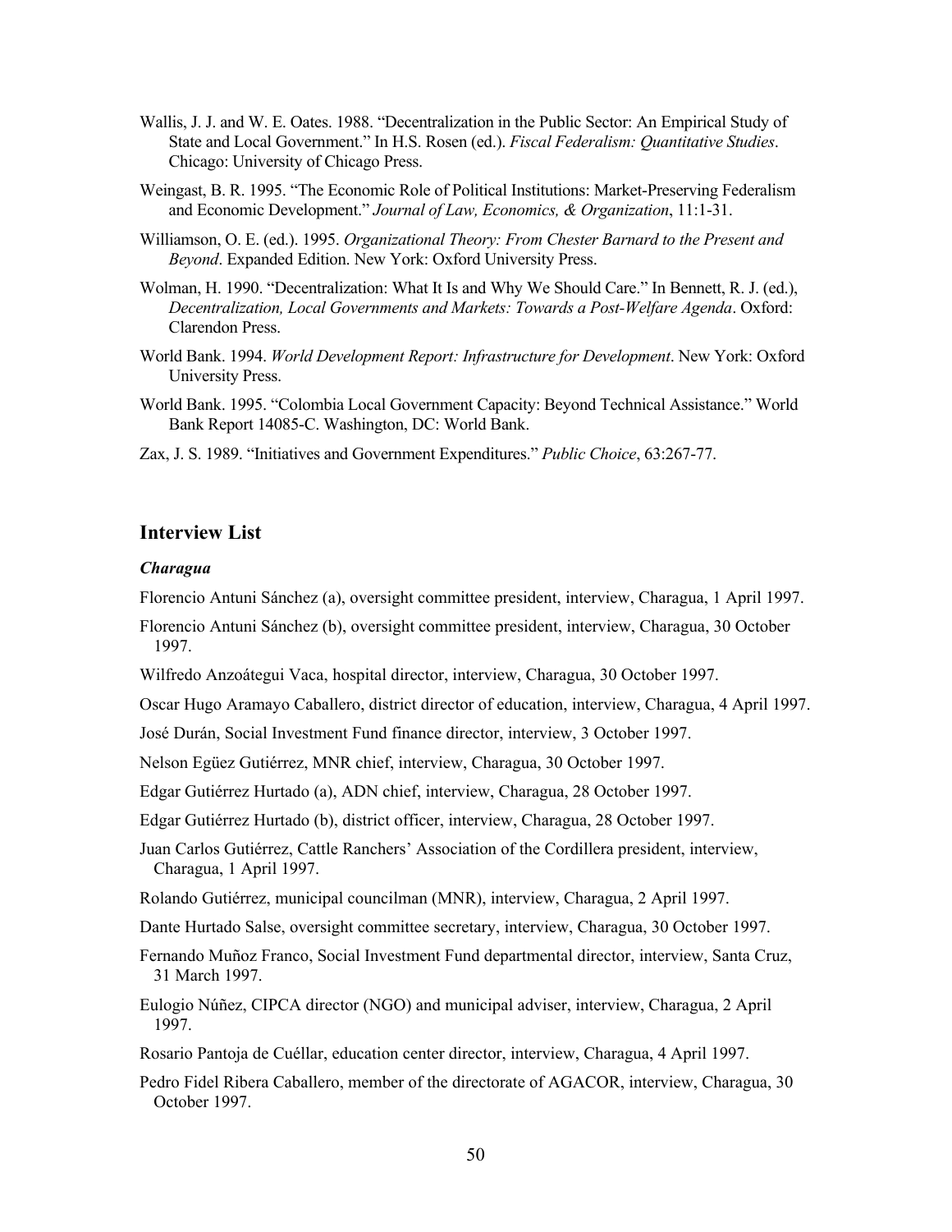Wallis, J. J. and W. E. Oates. 1988. "Decentralization in the Public Sector: An Empirical Study of State and Local Government." In H.S. Rosen (ed.). *Fiscal Federalism: Quantitative Studies*. Chicago: University of Chicago Press.

Weingast, B. R. 1995. "The Economic Role of Political Institutions: Market-Preserving Federalism and Economic Development." *Journal of Law, Economics, & Organization*, 11:1-31.

Williamson, O. E. (ed.). 1995. *Organizational Theory: From Chester Barnard to the Present and Beyond*. Expanded Edition. New York: Oxford University Press.

Wolman, H. 1990. "Decentralization: What It Is and Why We Should Care." In Bennett, R. J. (ed.), *Decentralization, Local Governments and Markets: Towards a Post-Welfare Agenda*. Oxford: Clarendon Press.

World Bank. 1994. *World Development Report: Infrastructure for Development*. New York: Oxford University Press.

World Bank. 1995. "Colombia Local Government Capacity: Beyond Technical Assistance." World Bank Report 14085-C. Washington, DC: World Bank.

Zax, J. S. 1989. "Initiatives and Government Expenditures." *Public Choice*, 63:267-77.

## Interview List

### *Charagua*

Florencio Antuni Sánchez (a), oversight committee president, interview, Charagua, 1 April 1997.

Florencio Antuni Sánchez (b), oversight committee president, interview, Charagua, 30 October 1997.

Wilfredo Anzoátegui Vaca, hospital director, interview, Charagua, 30 October 1997.

Oscar Hugo Aramayo Caballero, district director of education, interview, Charagua, 4 April 1997.

José Durán, Social Investment Fund finance director, interview, 3 October 1997.

Nelson Egüez Gutiérrez, MNR chief, interview, Charagua, 30 October 1997.

Edgar Gutiérrez Hurtado (a), ADN chief, interview, Charagua, 28 October 1997.

Edgar Gutiérrez Hurtado (b), district officer, interview, Charagua, 28 October 1997.

Juan Carlos Gutiérrez, Cattle Ranchers' Association of the Cordillera president, interview, Charagua, 1 April 1997.

Rolando Gutiérrez, municipal councilman (MNR), interview, Charagua, 2 April 1997.

Dante Hurtado Salse, oversight committee secretary, interview, Charagua, 30 October 1997.

Fernando Muñoz Franco, Social Investment Fund departmental director, interview, Santa Cruz, 31 March 1997.

Eulogio Núñez, CIPCA director (NGO) and municipal adviser, interview, Charagua, 2 April 1997.

Rosario Pantoja de Cuéllar, education center director, interview, Charagua, 4 April 1997.

Pedro Fidel Ribera Caballero, member of the directorate of AGACOR, interview, Charagua, 30 October 1997.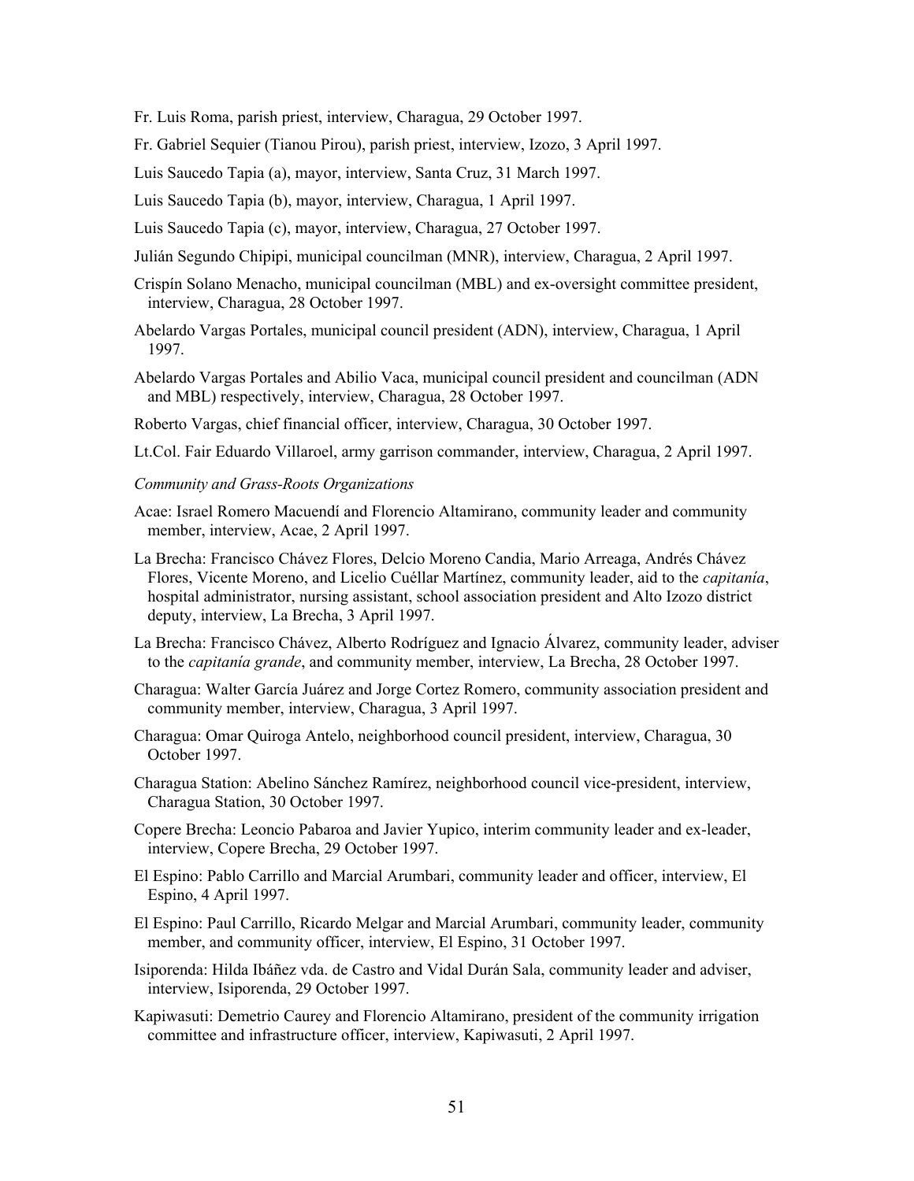Fr. Luis Roma, parish priest, interview, Charagua, 29 October 1997.

Fr. Gabriel Sequier (Tianou Pirou), parish priest, interview, Izozo, 3 April 1997.

Luis Saucedo Tapia (a), mayor, interview, Santa Cruz, 31 March 1997.

Luis Saucedo Tapia (b), mayor, interview, Charagua, 1 April 1997.

Luis Saucedo Tapia (c), mayor, interview, Charagua, 27 October 1997.

Julián Segundo Chipipi, municipal councilman (MNR), interview, Charagua, 2 April 1997.

Crispín Solano Menacho, municipal councilman (MBL) and ex-oversight committee president, interview, Charagua, 28 October 1997.

Abelardo Vargas Portales, municipal council president (ADN), interview, Charagua, 1 April 1997.

Abelardo Vargas Portales and Abilio Vaca, municipal council president and councilman (ADN and MBL) respectively, interview, Charagua, 28 October 1997.

Roberto Vargas, chief financial officer, interview, Charagua, 30 October 1997.

Lt.Col. Fair Eduardo Villaroel, army garrison commander, interview, Charagua, 2 April 1997.

*Community and Grass-Roots Organizations*

Acae: Israel Romero Macuendí and Florencio Altamirano, community leader and community member, interview, Acae, 2 April 1997.

La Brecha: Francisco Chávez Flores, Delcio Moreno Candia, Mario Arreaga, Andrés Chávez Flores, Vicente Moreno, and Licelio Cuéllar Martínez, community leader, aid to the *capitanía*, hospital administrator, nursing assistant, school association president and Alto Izozo district deputy, interview, La Brecha, 3 April 1997.

La Brecha: Francisco Chávez, Alberto Rodríguez and Ignacio Álvarez, community leader, adviser to the *capitanía grande*, and community member, interview, La Brecha, 28 October 1997.

Charagua: Walter García Juárez and Jorge Cortez Romero, community association president and community member, interview, Charagua, 3 April 1997.

Charagua: Omar Quiroga Antelo, neighborhood council president, interview, Charagua, 30 October 1997.

Charagua Station: Abelino Sánchez Ramírez, neighborhood council vice-president, interview, Charagua Station, 30 October 1997.

Copere Brecha: Leoncio Pabaroa and Javier Yupico, interim community leader and ex-leader, interview, Copere Brecha, 29 October 1997.

El Espino: Pablo Carrillo and Marcial Arumbari, community leader and officer, interview, El Espino, 4 April 1997.

El Espino: Paul Carrillo, Ricardo Melgar and Marcial Arumbari, community leader, community member, and community officer, interview, El Espino, 31 October 1997.

Isiporenda: Hilda Ibáñez vda. de Castro and Vidal Durán Sala, community leader and adviser, interview, Isiporenda, 29 October 1997.

Kapiwasuti: Demetrio Caurey and Florencio Altamirano, president of the community irrigation committee and infrastructure officer, interview, Kapiwasuti, 2 April 1997.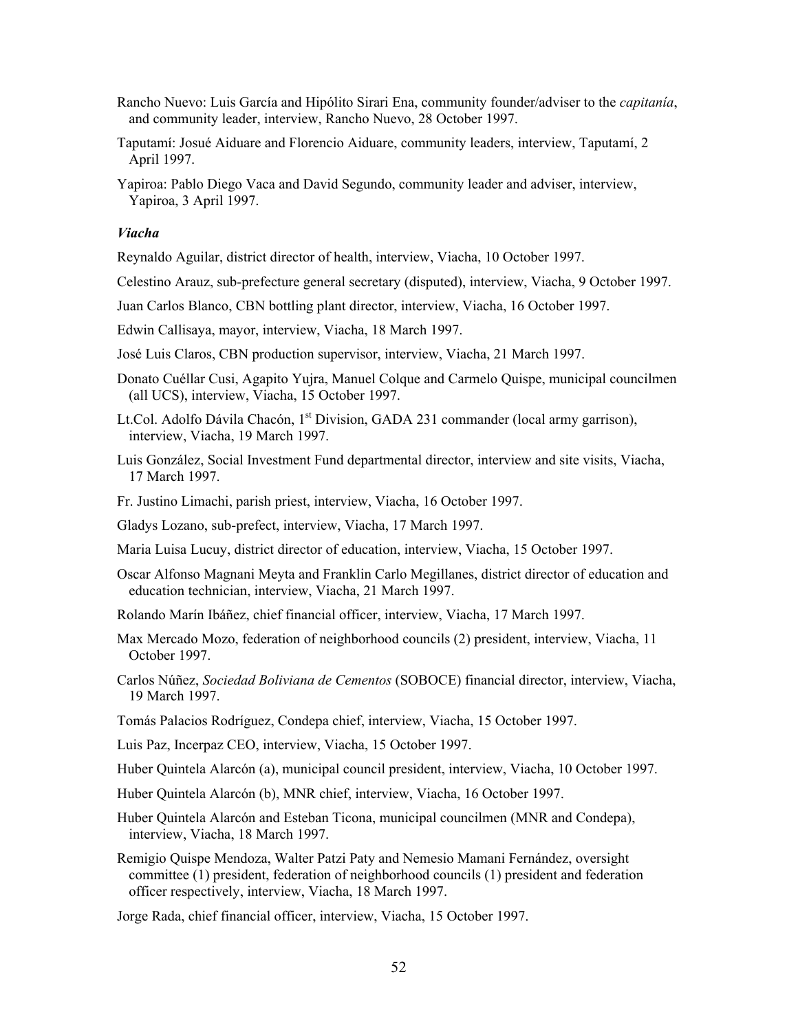Rancho Nuevo: Luis García and Hipólito Sirari Ena, community founder/adviser to the *capitanía*, and community leader, interview, Rancho Nuevo, 28 October 1997.

Taputamí: Josué Aiduare and Florencio Aiduare, community leaders, interview, Taputamí, 2 April 1997.

Yapiroa: Pablo Diego Vaca and David Segundo, community leader and adviser, interview, Yapiroa, 3 April 1997.

### *Viacha*

Reynaldo Aguilar, district director of health, interview, Viacha, 10 October 1997.

Celestino Arauz, sub-prefecture general secretary (disputed), interview, Viacha, 9 October 1997.

Juan Carlos Blanco, CBN bottling plant director, interview, Viacha, 16 October 1997.

Edwin Callisaya, mayor, interview, Viacha, 18 March 1997.

José Luis Claros, CBN production supervisor, interview, Viacha, 21 March 1997.

Donato Cuéllar Cusi, Agapito Yujra, Manuel Colque and Carmelo Quispe, municipal councilmen (all UCS), interview, Viacha, 15 October 1997.

Lt.Col. Adolfo Dávila Chacón, 1st Division, GADA 231 commander (local army garrison), interview, Viacha, 19 March 1997.

Luis González, Social Investment Fund departmental director, interview and site visits, Viacha, 17 March 1997.

Fr. Justino Limachi, parish priest, interview, Viacha, 16 October 1997.

Gladys Lozano, sub-prefect, interview, Viacha, 17 March 1997.

Maria Luisa Lucuy, district director of education, interview, Viacha, 15 October 1997.

Oscar Alfonso Magnani Meyta and Franklin Carlo Megillanes, district director of education and education technician, interview, Viacha, 21 March 1997.

Rolando Marín Ibáñez, chief financial officer, interview, Viacha, 17 March 1997.

Max Mercado Mozo, federation of neighborhood councils (2) president, interview, Viacha, 11 October 1997.

Carlos Núñez, *Sociedad Boliviana de Cementos* (SOBOCE) financial director, interview, Viacha, 19 March 1997.

Tomás Palacios Rodríguez, Condepa chief, interview, Viacha, 15 October 1997.

Luis Paz, Incerpaz CEO, interview, Viacha, 15 October 1997.

Huber Quintela Alarcón (a), municipal council president, interview, Viacha, 10 October 1997.

Huber Quintela Alarcón (b), MNR chief, interview, Viacha, 16 October 1997.

Huber Quintela Alarcón and Esteban Ticona, municipal councilmen (MNR and Condepa), interview, Viacha, 18 March 1997.

Remigio Quispe Mendoza, Walter Patzi Paty and Nemesio Mamani Fernández, oversight committee (1) president, federation of neighborhood councils (1) president and federation officer respectively, interview, Viacha, 18 March 1997.

Jorge Rada, chief financial officer, interview, Viacha, 15 October 1997.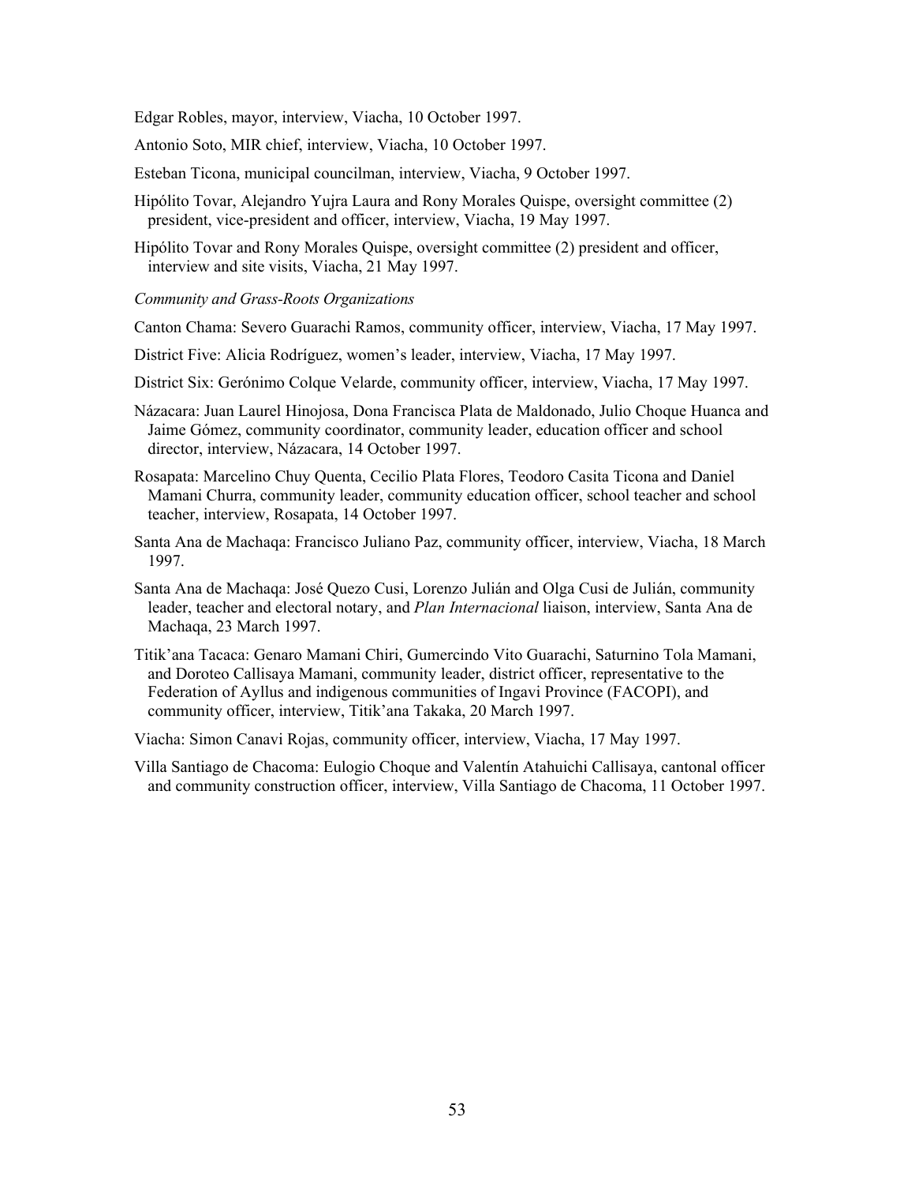Edgar Robles, mayor, interview, Viacha, 10 October 1997.

Antonio Soto, MIR chief, interview, Viacha, 10 October 1997.

Esteban Ticona, municipal councilman, interview, Viacha, 9 October 1997.

Hipólito Tovar, Alejandro Yujra Laura and Rony Morales Quispe, oversight committee (2) president, vice-president and officer, interview, Viacha, 19 May 1997.

Hipólito Tovar and Rony Morales Quispe, oversight committee (2) president and officer, interview and site visits, Viacha, 21 May 1997.

*Community and Grass-Roots Organizations*

Canton Chama: Severo Guarachi Ramos, community officer, interview, Viacha, 17 May 1997.

District Five: Alicia Rodríguez, women's leader, interview, Viacha, 17 May 1997.

District Six: Gerónimo Colque Velarde, community officer, interview, Viacha, 17 May 1997.

Názacara: Juan Laurel Hinojosa, Dona Francisca Plata de Maldonado, Julio Choque Huanca and Jaime Gómez, community coordinator, community leader, education officer and school director, interview, Názacara, 14 October 1997.

Rosapata: Marcelino Chuy Quenta, Cecilio Plata Flores, Teodoro Casita Ticona and Daniel Mamani Churra, community leader, community education officer, school teacher and school teacher, interview, Rosapata, 14 October 1997.

Santa Ana de Machaqa: Francisco Juliano Paz, community officer, interview, Viacha, 18 March 1997.

Santa Ana de Machaqa: José Quezo Cusi, Lorenzo Julián and Olga Cusi de Julián, community leader, teacher and electoral notary, and *Plan Internacional* liaison, interview, Santa Ana de Machaqa, 23 March 1997.

Titik'ana Tacaca: Genaro Mamani Chiri, Gumercindo Vito Guarachi, Saturnino Tola Mamani, and Doroteo Callisaya Mamani, community leader, district officer, representative to the Federation of Ayllus and indigenous communities of Ingavi Province (FACOPI), and community officer, interview, Titik'ana Takaka, 20 March 1997.

Viacha: Simon Canavi Rojas, community officer, interview, Viacha, 17 May 1997.

Villa Santiago de Chacoma: Eulogio Choque and Valentín Atahuichi Callisaya, cantonal officer and community construction officer, interview, Villa Santiago de Chacoma, 11 October 1997.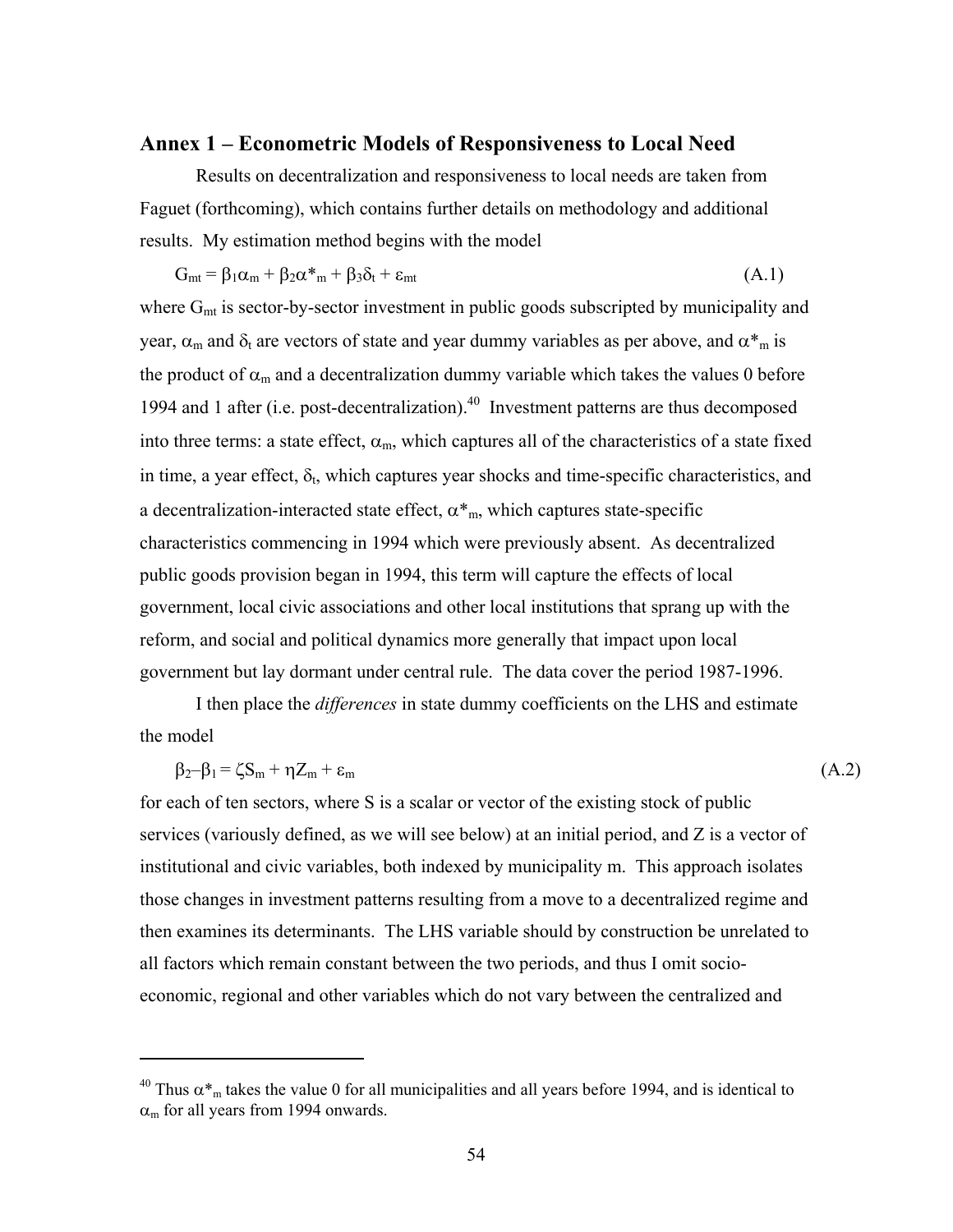## Annex 1 – Econometric Models of Responsiveness to Local Need

Results on decentralization and responsiveness to local needs are taken from Faguet (forthcoming), which contains further details on methodology and additional results. My estimation method begins with the model

$$G_{mt} = \beta_1\alpha_m + \beta_2\alpha^*_m + \beta_3\delta_t + \varepsilon_{mt} \qquad \text{(A.1)}$$

where $G_{mt}$ is sector-by-sector investment in public goods subscripted by municipality and year, $\alpha_m$ and $\delta_t$ are vectors of state and year dummy variables as per above, and $\alpha^*_m$ is the product of $\alpha_m$ and a decentralization dummy variable which takes the values 0 before 1994 and 1 after (i.e. post-decentralization).[40] Investment patterns are thus decomposed into three terms: a state effect, $\alpha_m$, which captures all of the characteristics of a state fixed in time, a year effect, $\delta_t$, which captures year shocks and time-specific characteristics, and a decentralization-interacted state effect, $\alpha^*_m$, which captures state-specific characteristics commencing in 1994 which were previously absent. As decentralized public goods provision began in 1994, this term will capture the effects of local government, local civic associations and other local institutions that sprang up with the reform, and social and political dynamics more generally that impact upon local government but lay dormant under central rule. The data cover the period 1987-1996.

I then place the *differences* in state dummy coefficients on the LHS and estimate the model

$$\beta_2 - \beta_1 = \zeta S_m + \eta Z_m + \varepsilon_m \qquad \text{(A.2)}$$

for each of ten sectors, where S is a scalar or vector of the existing stock of public services (variously defined, as we will see below) at an initial period, and Z is a vector of institutional and civic variables, both indexed by municipality m. This approach isolates those changes in investment patterns resulting from a move to a decentralized regime and then examines its determinants. The LHS variable should by construction be unrelated to all factors which remain constant between the two periods, and thus I omit socio-economic, regional and other variables which do not vary between the centralized and

---

[40] Thus $\alpha^*_m$ takes the value 0 for all municipalities and all years before 1994, and is identical to $\alpha_m$ for all years from 1994 onwards.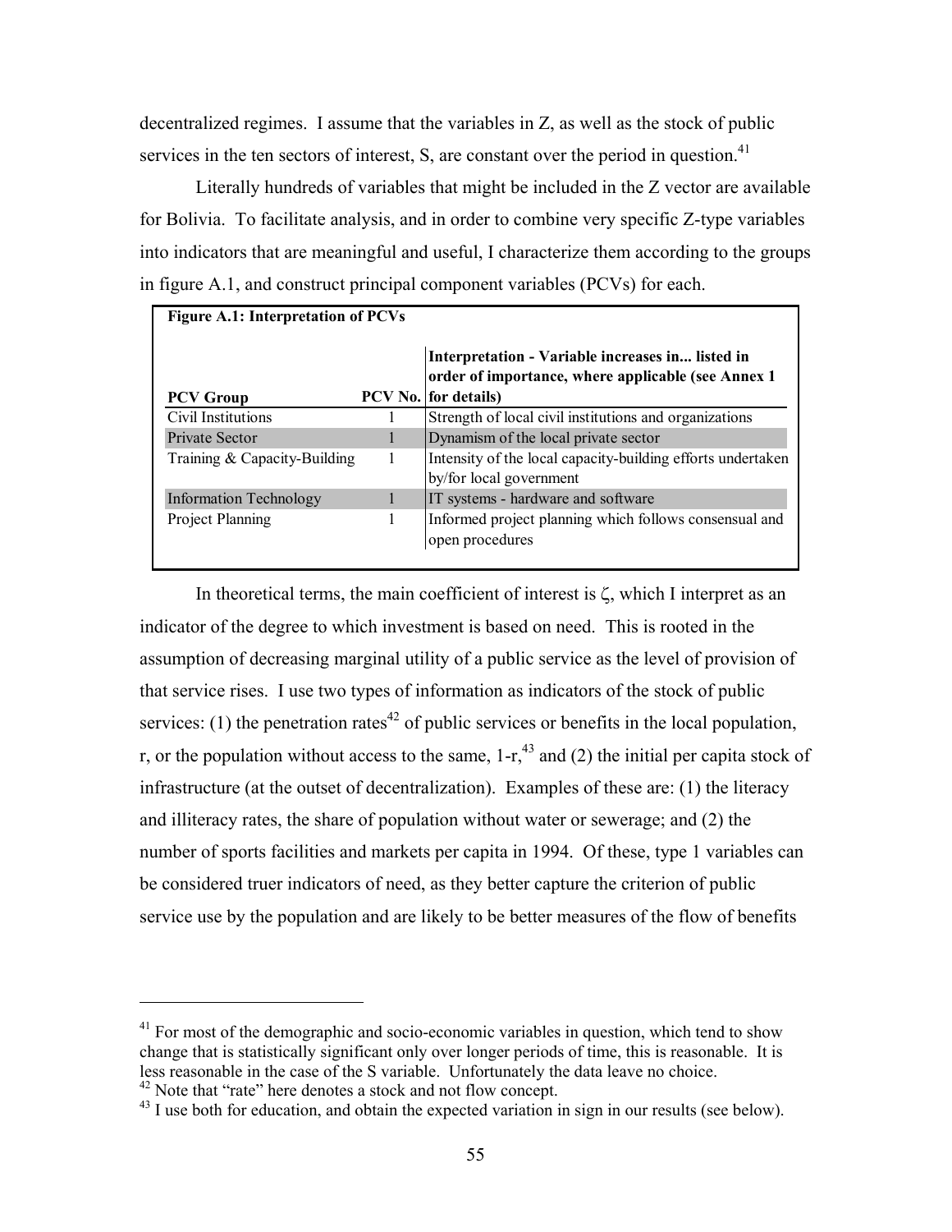decentralized regimes. I assume that the variables in Z, as well as the stock of public services in the ten sectors of interest, S, are constant over the period in question.[41]

Literally hundreds of variables that might be included in the Z vector are available for Bolivia. To facilitate analysis, and in order to combine very specific Z-type variables into indicators that are meaningful and useful, I characterize them according to the groups in figure A.1, and construct principal component variables (PCVs) for each.

**Figure A.1: Interpretation of PCVs**

| PCV Group | PCV No. | Interpretation - Variable increases in... listed in order of importance, where applicable (see Annex 1 for details) |
|---|---|---|
| Civil Institutions | 1 | Strength of local civil institutions and organizations |
| Private Sector | 1 | Dynamism of the local private sector |
| Training & Capacity-Building | 1 | Intensity of the local capacity-building efforts undertaken by/for local government |
| Information Technology | 1 | IT systems - hardware and software |
| Project Planning | 1 | Informed project planning which follows consensual and open procedures |

In theoretical terms, the main coefficient of interest is $\zeta$, which I interpret as an indicator of the degree to which investment is based on need. This is rooted in the assumption of decreasing marginal utility of a public service as the level of provision of that service rises. I use two types of information as indicators of the stock of public services: (1) the penetration rates[42] of public services or benefits in the local population, r, or the population without access to the same, 1-r,[43] and (2) the initial per capita stock of infrastructure (at the outset of decentralization). Examples of these are: (1) the literacy and illiteracy rates, the share of population without water or sewerage; and (2) the number of sports facilities and markets per capita in 1994. Of these, type 1 variables can be considered truer indicators of need, as they better capture the criterion of public service use by the population and are likely to be better measures of the flow of benefits

---

[41] For most of the demographic and socio-economic variables in question, which tend to show change that is statistically significant only over longer periods of time, this is reasonable. It is less reasonable in the case of the S variable. Unfortunately the data leave no choice.

[42] Note that "rate" here denotes a stock and not flow concept.

[43] I use both for education, and obtain the expected variation in sign in our results (see below).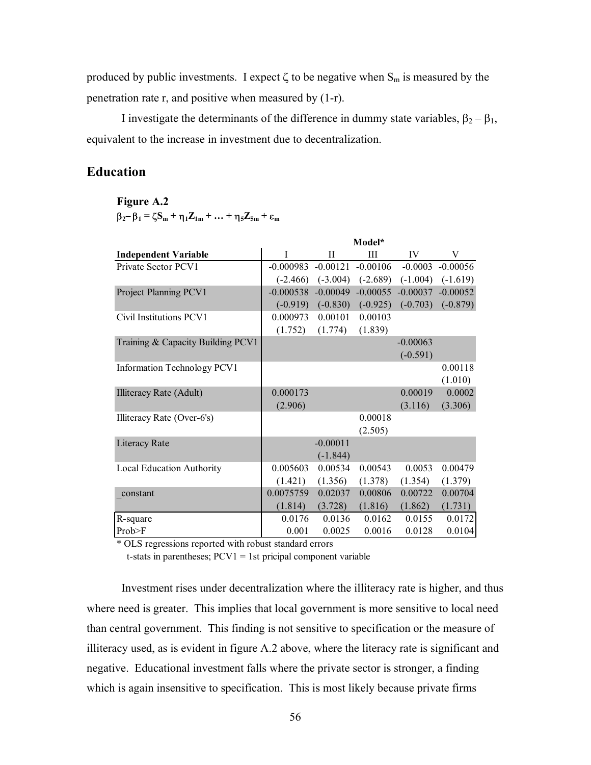produced by public investments. I expect $\zeta$ to be negative when $S_m$ is measured by the penetration rate r, and positive when measured by (1-r).

I investigate the determinants of the difference in dummy state variables, $\beta_2 - \beta_1$, equivalent to the increase in investment due to decentralization.

## Education

**Figure A.2**

$\beta_2 - \beta_1 = \zeta S_m + \eta_1 Z_{1m} + \ldots + \eta_5 Z_{5m} + \varepsilon_m$

| | Model* | | | | |
|---|---|---|---|---|---|
| **Independent Variable** | I | II | III | IV | V |
| Private Sector PCV1 | -0.000983 | -0.00121 | -0.00106 | -0.0003 | -0.00056 |
| | (-2.466) | (-3.004) | (-2.689) | (-1.004) | (-1.619) |
| Project Planning PCV1 | -0.000538 | -0.00049 | -0.00055 | -0.00037 | -0.00052 |
| | (-0.919) | (-0.830) | (-0.925) | (-0.703) | (-0.879) |
| Civil Institutions PCV1 | 0.000973 | 0.00101 | 0.00103 | | |
| | (1.752) | (1.774) | (1.839) | | |
| Training & Capacity Building PCV1 | | | | -0.00063 | |
| | | | | (-0.591) | |
| Information Technology PCV1 | | | | | 0.00118 |
| | | | | | (1.010) |
| Illiteracy Rate (Adult) | 0.000173 | | | 0.00019 | 0.0002 |
| | (2.906) | | | (3.116) | (3.306) |
| Illiteracy Rate (Over-6's) | | | 0.00018 | | |
| | | | (2.505) | | |
| Literacy Rate | | -0.00011 | | | |
| | | (-1.844) | | | |
| Local Education Authority | 0.005603 | 0.00534 | 0.00543 | 0.0053 | 0.00479 |
| | (1.421) | (1.356) | (1.378) | (1.354) | (1.379) |
| _constant | 0.0075759 | 0.02037 | 0.00806 | 0.00722 | 0.00704 |
| | (1.814) | (3.728) | (1.816) | (1.862) | (1.731) |
| R-square | 0.0176 | 0.0136 | 0.0162 | 0.0155 | 0.0172 |
| Prob>F | 0.001 | 0.0025 | 0.0016 | 0.0128 | 0.0104 |

* OLS regressions reported with robust standard errors
  t-stats in parentheses; PCV1 = 1st pricipal component variable

Investment rises under decentralization where the illiteracy rate is higher, and thus where need is greater. This implies that local government is more sensitive to local need than central government. This finding is not sensitive to specification or the measure of illiteracy used, as is evident in figure A.2 above, where the literacy rate is significant and negative. Educational investment falls where the private sector is stronger, a finding which is again insensitive to specification. This is most likely because private firms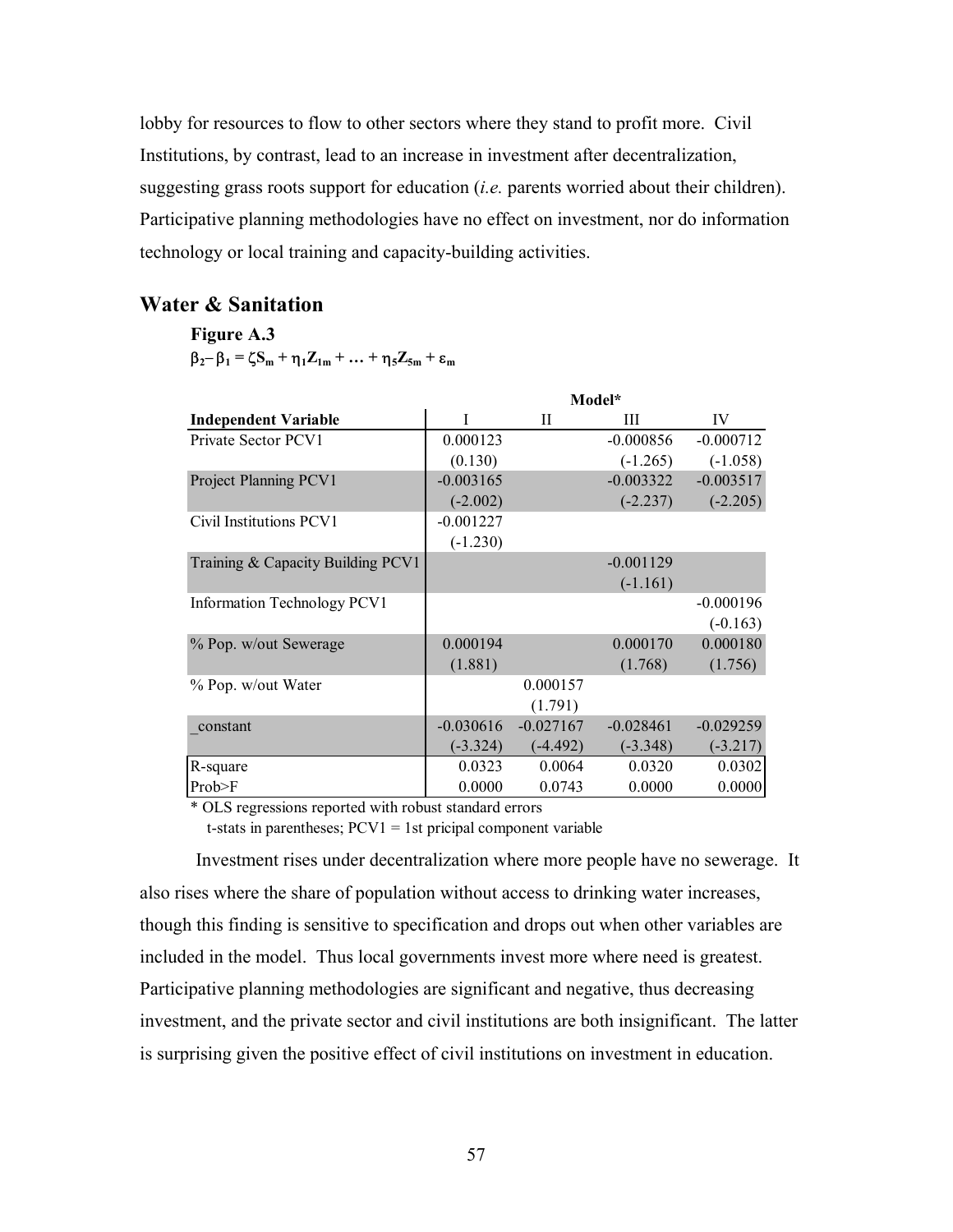lobby for resources to flow to other sectors where they stand to profit more. Civil Institutions, by contrast, lead to an increase in investment after decentralization, suggesting grass roots support for education (*i.e.* parents worried about their children). Participative planning methodologies have no effect on investment, nor do information technology or local training and capacity-building activities.

## Water & Sanitation

**Figure A.3**

$\beta_2 - \beta_1 = \zeta S_m + \eta_1 Z_{1m} + \ldots + \eta_5 Z_{5m} + \varepsilon_m$

| | **Model*** | | | |
|---|---|---|---|---|
| **Independent Variable** | I | II | III | IV |
| Private Sector PCV1 | 0.000123 | | -0.000856 | -0.000712 |
| | (0.130) | | (-1.265) | (-1.058) |
| Project Planning PCV1 | -0.003165 | | -0.003322 | -0.003517 |
| | (-2.002) | | (-2.237) | (-2.205) |
| Civil Institutions PCV1 | -0.001227 | | | |
| | (-1.230) | | | |
| Training & Capacity Building PCV1 | | | -0.001129 | |
| | | | (-1.161) | |
| Information Technology PCV1 | | | | -0.000196 |
| | | | | (-0.163) |
| % Pop. w/out Sewerage | 0.000194 | | 0.000170 | 0.000180 |
| | (1.881) | | (1.768) | (1.756) |
| % Pop. w/out Water | | 0.000157 | | |
| | | (1.791) | | |
| _constant | -0.030616 | -0.027167 | -0.028461 | -0.029259 |
| | (-3.324) | (-4.492) | (-3.348) | (-3.217) |
| R-square | 0.0323 | 0.0064 | 0.0320 | 0.0302 |
| Prob>F | 0.0000 | 0.0743 | 0.0000 | 0.0000 |

\* OLS regressions reported with robust standard errors
t-stats in parentheses; PCV1 = 1st pricipal component variable

Investment rises under decentralization where more people have no sewerage. It also rises where the share of population without access to drinking water increases, though this finding is sensitive to specification and drops out when other variables are included in the model. Thus local governments invest more where need is greatest. Participative planning methodologies are significant and negative, thus decreasing investment, and the private sector and civil institutions are both insignificant. The latter is surprising given the positive effect of civil institutions on investment in education.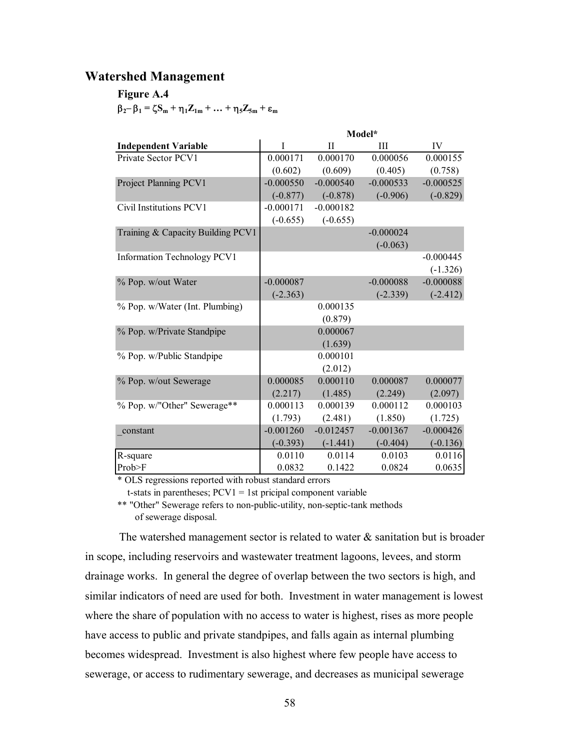## Watershed Management

**Figure A.4**

$\beta_2 - \beta_1 = \zeta S_m + \eta_1 Z_{1m} + \ldots + \eta_5 Z_{5m} + \varepsilon_m$

| | Model* | | | |
|---|---|---|---|---|
| **Independent Variable** | I | II | III | IV |
| Private Sector PCV1 | 0.000171 | 0.000170 | 0.000056 | 0.000155 |
| | (0.602) | (0.609) | (0.405) | (0.758) |
| Project Planning PCV1 | -0.000550 | -0.000540 | -0.000533 | -0.000525 |
| | (-0.877) | (-0.878) | (-0.906) | (-0.829) |
| Civil Institutions PCV1 | -0.000171 | -0.000182 | | |
| | (-0.655) | (-0.655) | | |
| Training & Capacity Building PCV1 | | | -0.000024 | |
| | | | (-0.063) | |
| Information Technology PCV1 | | | | -0.000445 |
| | | | | (-1.326) |
| % Pop. w/out Water | -0.000087 | | -0.000088 | -0.000088 |
| | (-2.363) | | (-2.339) | (-2.412) |
| % Pop. w/Water (Int. Plumbing) | | 0.000135 | | |
| | | (0.879) | | |
| % Pop. w/Private Standpipe | | 0.000067 | | |
| | | (1.639) | | |
| % Pop. w/Public Standpipe | | 0.000101 | | |
| | | (2.012) | | |
| % Pop. w/out Sewerage | 0.000085 | 0.000110 | 0.000087 | 0.000077 |
| | (2.217) | (1.485) | (2.249) | (2.097) |
| % Pop. w/"Other" Sewerage** | 0.000113 | 0.000139 | 0.000112 | 0.000103 |
| | (1.793) | (2.481) | (1.850) | (1.725) |
| _constant | -0.001260 | -0.012457 | -0.001367 | -0.000426 |
| | (-0.393) | (-1.441) | (-0.404) | (-0.136) |
| R-square | 0.0110 | 0.0114 | 0.0103 | 0.0116 |
| Prob>F | 0.0832 | 0.1422 | 0.0824 | 0.0635 |

\* OLS regressions reported with robust standard errors
t-stats in parentheses; PCV1 = 1st pricipal component variable
\*\* "Other" Sewerage refers to non-public-utility, non-septic-tank methods of sewerage disposal.

The watershed management sector is related to water & sanitation but is broader in scope, including reservoirs and wastewater treatment lagoons, levees, and storm drainage works. In general the degree of overlap between the two sectors is high, and similar indicators of need are used for both. Investment in water management is lowest where the share of population with no access to water is highest, rises as more people have access to public and private standpipes, and falls again as internal plumbing becomes widespread. Investment is also highest where few people have access to sewerage, or access to rudimentary sewerage, and decreases as municipal sewerage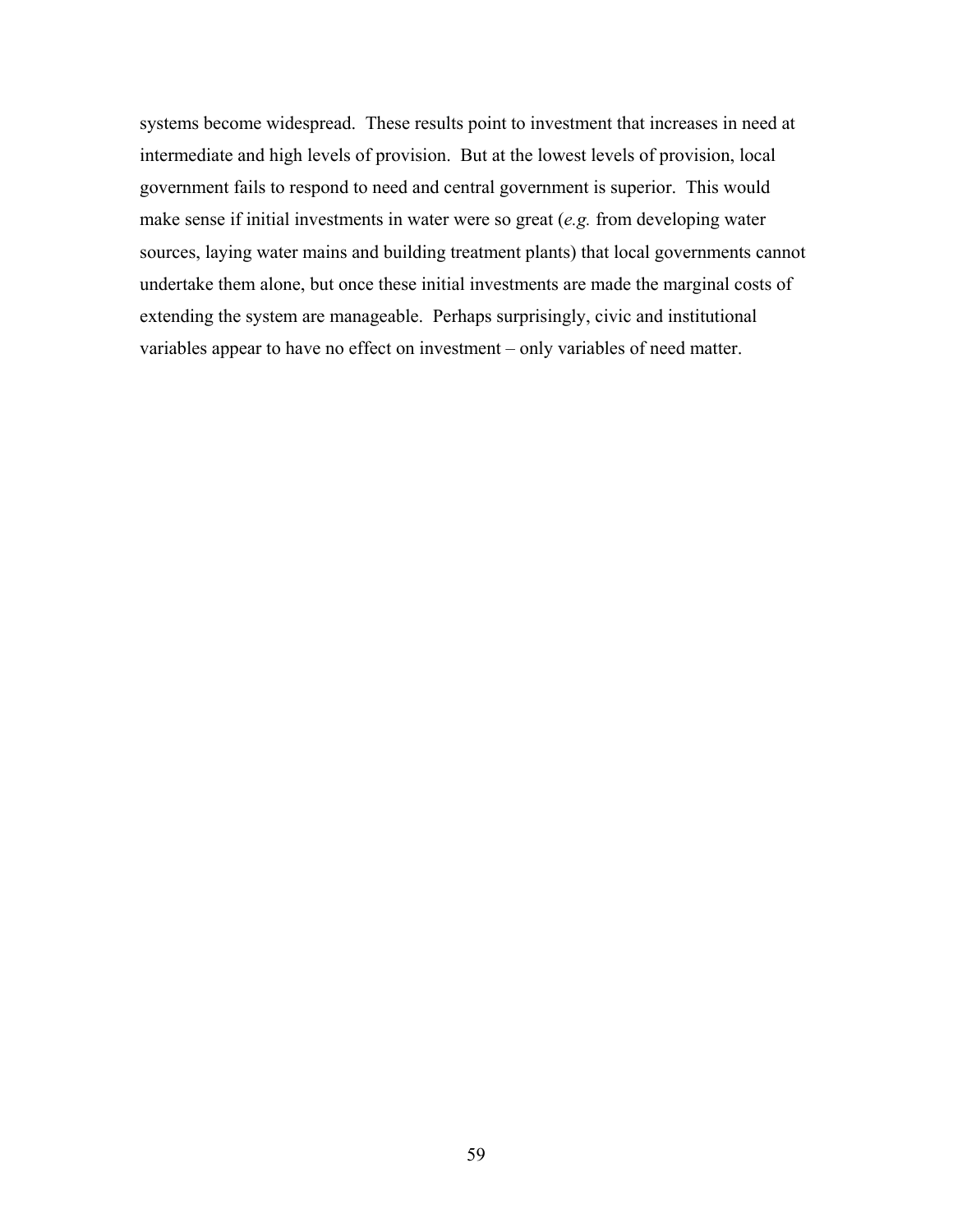systems become widespread. These results point to investment that increases in need at intermediate and high levels of provision. But at the lowest levels of provision, local government fails to respond to need and central government is superior. This would make sense if initial investments in water were so great (*e.g.* from developing water sources, laying water mains and building treatment plants) that local governments cannot undertake them alone, but once these initial investments are made the marginal costs of extending the system are manageable. Perhaps surprisingly, civic and institutional variables appear to have no effect on investment – only variables of need matter.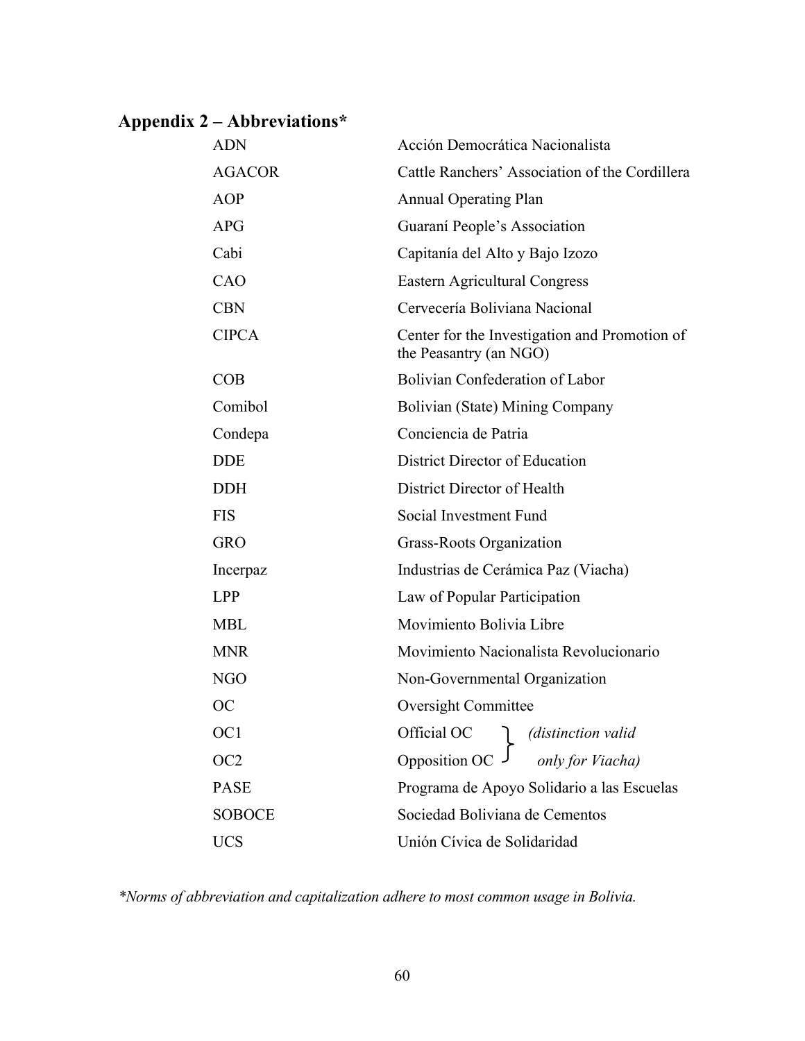## Appendix 2 – Abbreviations*

| | |
|---|---|
| ADN | Acción Democrática Nacionalista |
| AGACOR | Cattle Ranchers' Association of the Cordillera |
| AOP | Annual Operating Plan |
| APG | Guaraní People's Association |
| Cabi | Capitanía del Alto y Bajo Izozo |
| CAO | Eastern Agricultural Congress |
| CBN | Cervecería Boliviana Nacional |
| CIPCA | Center for the Investigation and Promotion of the Peasantry (an NGO) |
| COB | Bolivian Confederation of Labor |
| Comibol | Bolivian (State) Mining Company |
| Condepa | Conciencia de Patria |
| DDE | District Director of Education |
| DDH | District Director of Health |
| FIS | Social Investment Fund |
| GRO | Grass-Roots Organization |
| Incerpaz | Industrias de Cerámica Paz (Viacha) |
| LPP | Law of Popular Participation |
| MBL | Movimiento Bolivia Libre |
| MNR | Movimiento Nacionalista Revolucionario |
| NGO | Non-Governmental Organization |
| OC | Oversight Committee |
| OC1 | Official OC *(distinction valid only for Viacha)* |
| OC2 | Opposition OC *(distinction valid only for Viacha)* |
| PASE | Programa de Apoyo Solidario a las Escuelas |
| SOBOCE | Sociedad Boliviana de Cementos |
| UCS | Unión Cívica de Solidaridad |

**Norms of abbreviation and capitalization adhere to most common usage in Bolivia.*